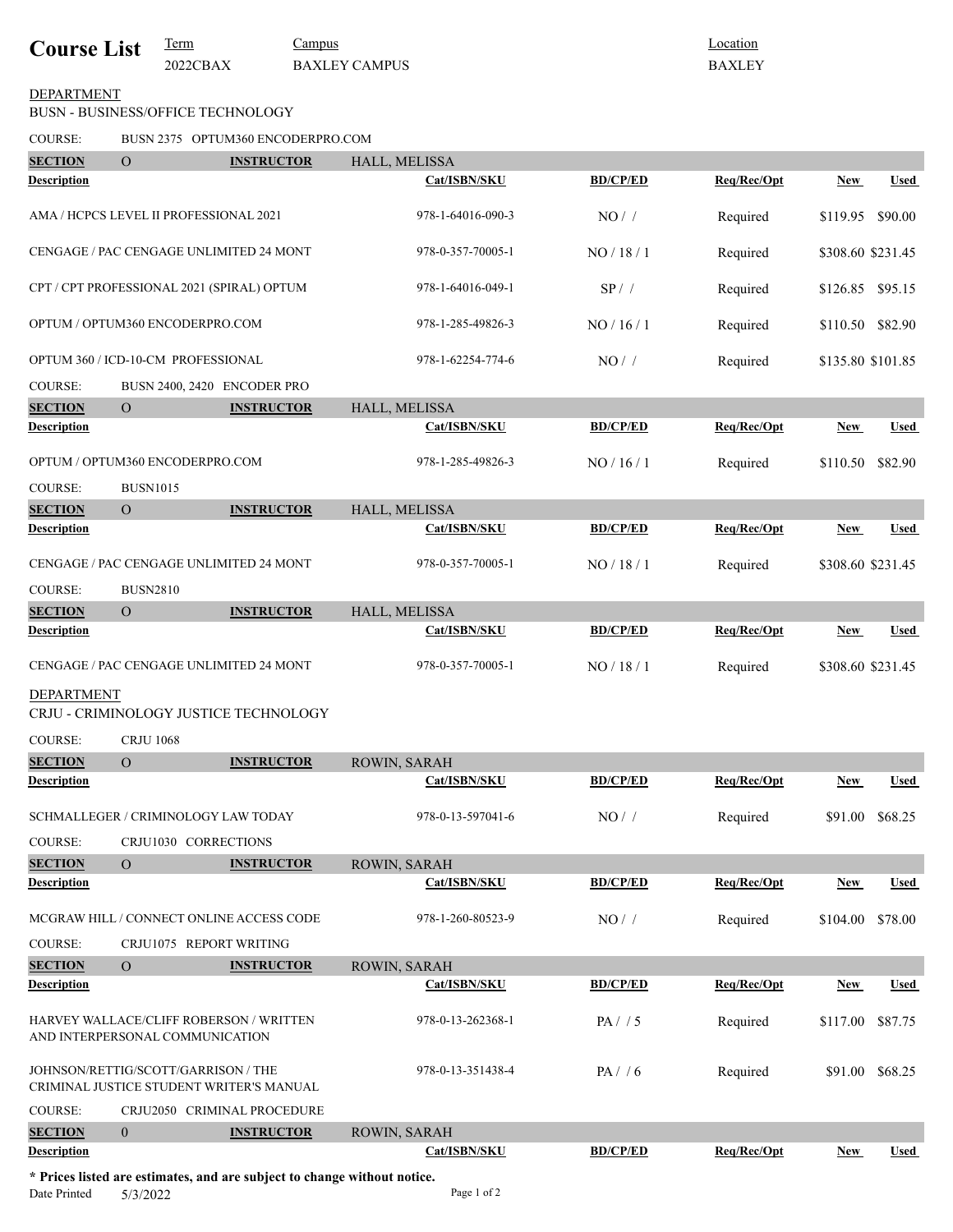# Course List

**Term:** 2022CBAX **Campus:** BAXLEY CAMPUS **Location:** BAXLEY

## DEPARTMENT
BUSN - BUSINESS/OFFICE TECHNOLOGY

**COURSE:** BUSN 2375 OPTUM360 ENCODERPRO.COM

**SECTION:** O **INSTRUCTOR:** HALL, MELISSA

| Description | Cat/ISBN/SKU | BD/CP/ED | Req/Rec/Opt | New | Used |
|---|---|---|---|---|---|
| AMA / HCPCS LEVEL II PROFESSIONAL 2021 | 978-1-64016-090-3 | NO / / | Required | $119.95 | $90.00 |
| CENGAGE / PAC CENGAGE UNLIMITED 24 MONT | 978-0-357-70005-1 | NO / 18 / 1 | Required | $308.60 | $231.45 |
| CPT / CPT PROFESSIONAL 2021 (SPIRAL) OPTUM | 978-1-64016-049-1 | SP / / | Required | $126.85 | $95.15 |
| OPTUM / OPTUM360 ENCODERPRO.COM | 978-1-285-49826-3 | NO / 16 / 1 | Required | $110.50 | $82.90 |
| OPTUM 360 / ICD-10-CM PROFESSIONAL | 978-1-62254-774-6 | NO / / | Required | $135.80 | $101.85 |

**COURSE:** BUSN 2400, 2420 ENCODER PRO

**SECTION:** O **INSTRUCTOR:** HALL, MELISSA

| Description | Cat/ISBN/SKU | BD/CP/ED | Req/Rec/Opt | New | Used |
|---|---|---|---|---|---|
| OPTUM / OPTUM360 ENCODERPRO.COM | 978-1-285-49826-3 | NO / 16 / 1 | Required | $110.50 | $82.90 |

**COURSE:** BUSN1015

**SECTION:** O **INSTRUCTOR:** HALL, MELISSA

| Description | Cat/ISBN/SKU | BD/CP/ED | Req/Rec/Opt | New | Used |
|---|---|---|---|---|---|
| CENGAGE / PAC CENGAGE UNLIMITED 24 MONT | 978-0-357-70005-1 | NO / 18 / 1 | Required | $308.60 | $231.45 |

**COURSE:** BUSN2810

**SECTION:** O **INSTRUCTOR:** HALL, MELISSA

| Description | Cat/ISBN/SKU | BD/CP/ED | Req/Rec/Opt | New | Used |
|---|---|---|---|---|---|
| CENGAGE / PAC CENGAGE UNLIMITED 24 MONT | 978-0-357-70005-1 | NO / 18 / 1 | Required | $308.60 | $231.45 |

## DEPARTMENT
CRJU - CRIMINOLOGY JUSTICE TECHNOLOGY

**COURSE:** CRJU 1068

**SECTION:** O **INSTRUCTOR:** ROWIN, SARAH

| Description | Cat/ISBN/SKU | BD/CP/ED | Req/Rec/Opt | New | Used |
|---|---|---|---|---|---|
| SCHMALLEGER / CRIMINOLOGY LAW TODAY | 978-0-13-597041-6 | NO / / | Required | $91.00 | $68.25 |

**COURSE:** CRJU1030 CORRECTIONS

**SECTION:** O **INSTRUCTOR:** ROWIN, SARAH

| Description | Cat/ISBN/SKU | BD/CP/ED | Req/Rec/Opt | New | Used |
|---|---|---|---|---|---|
| MCGRAW HILL / CONNECT ONLINE ACCESS CODE | 978-1-260-80523-9 | NO / / | Required | $104.00 | $78.00 |

**COURSE:** CRJU1075 REPORT WRITING

**SECTION:** O **INSTRUCTOR:** ROWIN, SARAH

| Description | Cat/ISBN/SKU | BD/CP/ED | Req/Rec/Opt | New | Used |
|---|---|---|---|---|---|
| HARVEY WALLACE/CLIFF ROBERSON / WRITTEN AND INTERPERSONAL COMMUNICATION | 978-0-13-262368-1 | PA / / 5 | Required | $117.00 | $87.75 |
| JOHNSON/RETTIG/SCOTT/GARRISON / THE CRIMINAL JUSTICE STUDENT WRITER'S MANUAL | 978-0-13-351438-4 | PA / / 6 | Required | $91.00 | $68.25 |

**COURSE:** CRJU2050 CRIMINAL PROCEDURE

**SECTION:** 0 **INSTRUCTOR:** ROWIN, SARAH

| Description | Cat/ISBN/SKU | BD/CP/ED | Req/Rec/Opt | New | Used |
|---|---|---|---|---|---|

**\* Prices listed are estimates, and are subject to change without notice.**

Date Printed 5/3/2022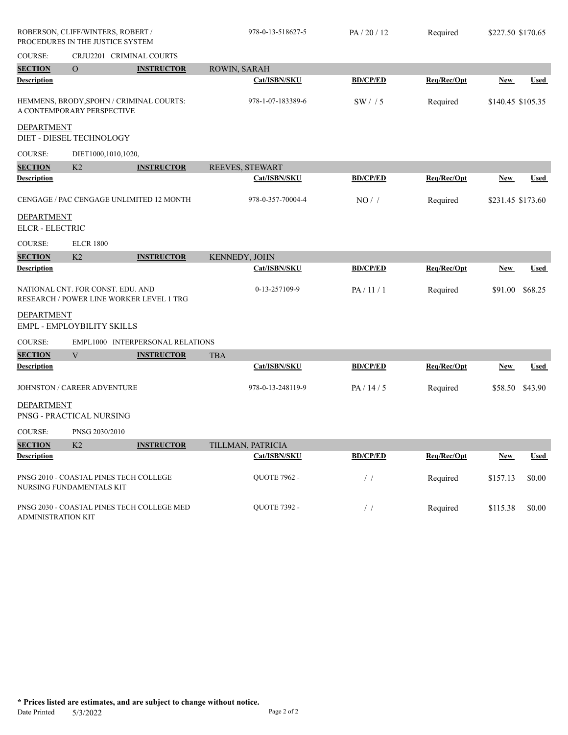| Description | Cat/ISBN/SKU | BD/CP/ED | Req/Rec/Opt | New | Used |
|---|---|---|---|---|---|
| ROBERSON, CLIFF/WINTERS, ROBERT / PROCEDURES IN THE JUSTICE SYSTEM | 978-0-13-518627-5 | PA / 20 / 12 | Required | $227.50 | $170.65 |

COURSE: CRJU2201 CRIMINAL COURTS

**SECTION** O **INSTRUCTOR** ROWIN, SARAH

| Description | Cat/ISBN/SKU | BD/CP/ED | Req/Rec/Opt | New | Used |
|---|---|---|---|---|---|
| HEMMENS, BRODY,SPOHN / CRIMINAL COURTS: A CONTEMPORARY PERSPECTIVE | 978-1-07-183389-6 | SW / / 5 | Required | $140.45 | $105.35 |

DEPARTMENT
DIET - DIESEL TECHNOLOGY

COURSE: DIET1000,1010,1020,

**SECTION** K2 **INSTRUCTOR** REEVES, STEWART

| Description | Cat/ISBN/SKU | BD/CP/ED | Req/Rec/Opt | New | Used |
|---|---|---|---|---|---|
| CENGAGE / PAC CENGAGE UNLIMITED 12 MONTH | 978-0-357-70004-4 | NO / / | Required | $231.45 | $173.60 |

DEPARTMENT
ELCR - ELECTRIC

COURSE: ELCR 1800

**SECTION** K2 **INSTRUCTOR** KENNEDY, JOHN

| Description | Cat/ISBN/SKU | BD/CP/ED | Req/Rec/Opt | New | Used |
|---|---|---|---|---|---|
| NATIONAL CNT. FOR CONST. EDU. AND RESEARCH / POWER LINE WORKER LEVEL 1 TRG | 0-13-257109-9 | PA / 11 / 1 | Required | $91.00 | $68.25 |

DEPARTMENT
EMPL - EMPLOYBILITY SKILLS

COURSE: EMPL1000 INTERPERSONAL RELATIONS

**SECTION** V **INSTRUCTOR** TBA

| Description | Cat/ISBN/SKU | BD/CP/ED | Req/Rec/Opt | New | Used |
|---|---|---|---|---|---|
| JOHNSTON / CAREER ADVENTURE | 978-0-13-248119-9 | PA / 14 / 5 | Required | $58.50 | $43.90 |

DEPARTMENT
PNSG - PRACTICAL NURSING

COURSE: PNSG 2030/2010

**SECTION** K2 **INSTRUCTOR** TILLMAN, PATRICIA

| Description | Cat/ISBN/SKU | BD/CP/ED | Req/Rec/Opt | New | Used |
|---|---|---|---|---|---|
| PNSG 2010 - COASTAL PINES TECH COLLEGE NURSING FUNDAMENTALS KIT | QUOTE 7962 - | / / | Required | $157.13 | $0.00 |
| PNSG 2030 - COASTAL PINES TECH COLLEGE MED ADMINISTRATION KIT | QUOTE 7392 - | / / | Required | $115.38 | $0.00 |

**\* Prices listed are estimates, and are subject to change without notice.**

Date Printed 5/3/2022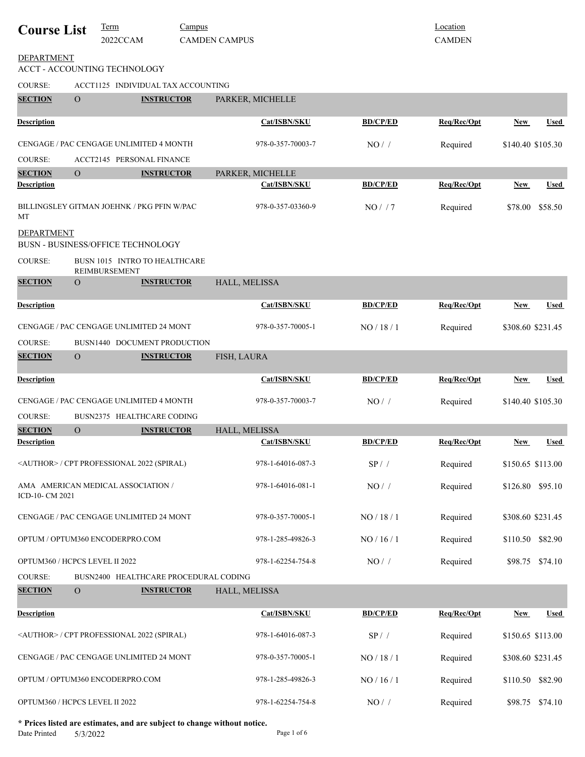# Course List

Term: 2022CCAM | Campus: CAMDEN CAMPUS | Location: CAMDEN

## DEPARTMENT
## ACCT - ACCOUNTING TECHNOLOGY

COURSE: ACCT1125 INDIVIDUAL TAX ACCOUNTING

**SECTION** O **INSTRUCTOR** PARKER, MICHELLE

| Description | Cat/ISBN/SKU | BD/CP/ED | Req/Rec/Opt | New | Used |
|---|---|---|---|---|---|
| CENGAGE / PAC CENGAGE UNLIMITED 4 MONTH | 978-0-357-70003-7 | NO / / | Required | $140.40 | $105.30 |

COURSE: ACCT2145 PERSONAL FINANCE

**SECTION** O **INSTRUCTOR** PARKER, MICHELLE

| Description | Cat/ISBN/SKU | BD/CP/ED | Req/Rec/Opt | New | Used |
|---|---|---|---|---|---|
| BILLINGSLEY GITMAN JOEHNK / PKG PFIN W/PAC MT | 978-0-357-03360-9 | NO / / 7 | Required | $78.00 | $58.50 |

## DEPARTMENT
## BUSN - BUSINESS/OFFICE TECHNOLOGY

COURSE: BUSN 1015 INTRO TO HEALTHCARE REIMBURSEMENT

**SECTION** O **INSTRUCTOR** HALL, MELISSA

| Description | Cat/ISBN/SKU | BD/CP/ED | Req/Rec/Opt | New | Used |
|---|---|---|---|---|---|
| CENGAGE / PAC CENGAGE UNLIMITED 24 MONT | 978-0-357-70005-1 | NO / 18 / 1 | Required | $308.60 | $231.45 |

COURSE: BUSN1440 DOCUMENT PRODUCTION

**SECTION** O **INSTRUCTOR** FISH, LAURA

| Description | Cat/ISBN/SKU | BD/CP/ED | Req/Rec/Opt | New | Used |
|---|---|---|---|---|---|
| CENGAGE / PAC CENGAGE UNLIMITED 4 MONTH | 978-0-357-70003-7 | NO / / | Required | $140.40 | $105.30 |

COURSE: BUSN2375 HEALTHCARE CODING

**SECTION** O **INSTRUCTOR** HALL, MELISSA

| Description | Cat/ISBN/SKU | BD/CP/ED | Req/Rec/Opt | New | Used |
|---|---|---|---|---|---|
| <AUTHOR> / CPT PROFESSIONAL 2022 (SPIRAL) | 978-1-64016-087-3 | SP / / | Required | $150.65 | $113.00 |
| AMA AMERICAN MEDICAL ASSOCIATION / ICD-10- CM 2021 | 978-1-64016-081-1 | NO / / | Required | $126.80 | $95.10 |
| CENGAGE / PAC CENGAGE UNLIMITED 24 MONT | 978-0-357-70005-1 | NO / 18 / 1 | Required | $308.60 | $231.45 |
| OPTUM / OPTUM360 ENCODERPRO.COM | 978-1-285-49826-3 | NO / 16 / 1 | Required | $110.50 | $82.90 |
| OPTUM360 / HCPCS LEVEL II 2022 | 978-1-62254-754-8 | NO / / | Required | $98.75 | $74.10 |

COURSE: BUSN2400 HEALTHCARE PROCEDURAL CODING

**SECTION** O **INSTRUCTOR** HALL, MELISSA

| Description | Cat/ISBN/SKU | BD/CP/ED | Req/Rec/Opt | New | Used |
|---|---|---|---|---|---|
| <AUTHOR> / CPT PROFESSIONAL 2022 (SPIRAL) | 978-1-64016-087-3 | SP / / | Required | $150.65 | $113.00 |
| CENGAGE / PAC CENGAGE UNLIMITED 24 MONT | 978-0-357-70005-1 | NO / 18 / 1 | Required | $308.60 | $231.45 |
| OPTUM / OPTUM360 ENCODERPRO.COM | 978-1-285-49826-3 | NO / 16 / 1 | Required | $110.50 | $82.90 |
| OPTUM360 / HCPCS LEVEL II 2022 | 978-1-62254-754-8 | NO / / | Required | $98.75 | $74.10 |

**\* Prices listed are estimates, and are subject to change without notice.**

Date Printed 5/3/2022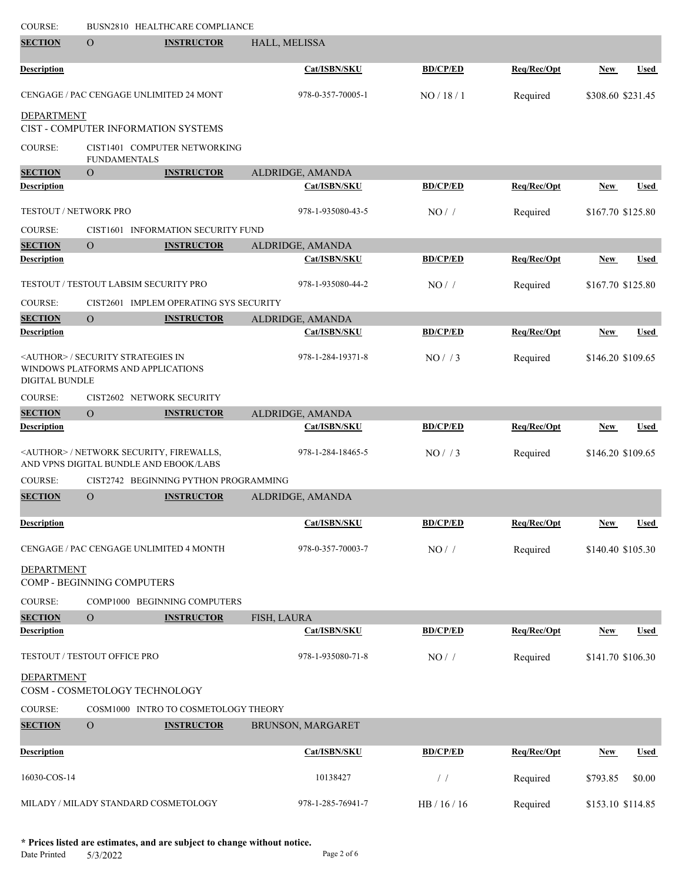COURSE: BUSN2810 HEALTHCARE COMPLIANCE

| SECTION | INSTRUCTOR | | | | | |
|---|---|---|---|---|---|---|
| O | HALL, MELISSA | | | | | |
| **Description** | | **Cat/ISBN/SKU** | **BD/CP/ED** | **Req/Rec/Opt** | **New** | **Used** |
| CENGAGE / PAC CENGAGE UNLIMITED 24 MONT | | 978-0-357-70005-1 | NO / 18 / 1 | Required | $308.60 | $231.45 |

## DEPARTMENT
CIST - COMPUTER INFORMATION SYSTEMS

COURSE: CIST1401 COMPUTER NETWORKING FUNDAMENTALS

| SECTION | INSTRUCTOR | | | | | |
|---|---|---|---|---|---|---|
| O | ALDRIDGE, AMANDA | | | | | |
| **Description** | | **Cat/ISBN/SKU** | **BD/CP/ED** | **Req/Rec/Opt** | **New** | **Used** |
| TESTOUT / NETWORK PRO | | 978-1-935080-43-5 | NO / / | Required | $167.70 | $125.80 |

COURSE: CIST1601 INFORMATION SECURITY FUND

| SECTION | INSTRUCTOR | | | | | |
|---|---|---|---|---|---|---|
| O | ALDRIDGE, AMANDA | | | | | |
| **Description** | | **Cat/ISBN/SKU** | **BD/CP/ED** | **Req/Rec/Opt** | **New** | **Used** |
| TESTOUT / TESTOUT LABSIM SECURITY PRO | | 978-1-935080-44-2 | NO / / | Required | $167.70 | $125.80 |

COURSE: CIST2601 IMPLEM OPERATING SYS SECURITY

| SECTION | INSTRUCTOR | | | | | |
|---|---|---|---|---|---|---|
| O | ALDRIDGE, AMANDA | | | | | |
| **Description** | | **Cat/ISBN/SKU** | **BD/CP/ED** | **Req/Rec/Opt** | **New** | **Used** |
| <AUTHOR> / SECURITY STRATEGIES IN WINDOWS PLATFORMS AND APPLICATIONS DIGITAL BUNDLE | | 978-1-284-19371-8 | NO / / 3 | Required | $146.20 | $109.65 |

COURSE: CIST2602 NETWORK SECURITY

| SECTION | INSTRUCTOR | | | | | |
|---|---|---|---|---|---|---|
| O | ALDRIDGE, AMANDA | | | | | |
| **Description** | | **Cat/ISBN/SKU** | **BD/CP/ED** | **Req/Rec/Opt** | **New** | **Used** |
| <AUTHOR> / NETWORK SECURITY, FIREWALLS, AND VPNS DIGITAL BUNDLE AND EBOOK/LABS | | 978-1-284-18465-5 | NO / / 3 | Required | $146.20 | $109.65 |

COURSE: CIST2742 BEGINNING PYTHON PROGRAMMING

| SECTION | INSTRUCTOR | | | | | |
|---|---|---|---|---|---|---|
| O | ALDRIDGE, AMANDA | | | | | |
| **Description** | | **Cat/ISBN/SKU** | **BD/CP/ED** | **Req/Rec/Opt** | **New** | **Used** |
| CENGAGE / PAC CENGAGE UNLIMITED 4 MONTH | | 978-0-357-70003-7 | NO / / | Required | $140.40 | $105.30 |

## DEPARTMENT
COMP - BEGINNING COMPUTERS

COURSE: COMP1000 BEGINNING COMPUTERS

| SECTION | INSTRUCTOR | | | | | |
|---|---|---|---|---|---|---|
| O | FISH, LAURA | | | | | |
| **Description** | | **Cat/ISBN/SKU** | **BD/CP/ED** | **Req/Rec/Opt** | **New** | **Used** |
| TESTOUT / TESTOUT OFFICE PRO | | 978-1-935080-71-8 | NO / / | Required | $141.70 | $106.30 |

## DEPARTMENT
COSM - COSMETOLOGY TECHNOLOGY

COURSE: COSM1000 INTRO TO COSMETOLOGY THEORY

| SECTION | INSTRUCTOR | | | | | |
|---|---|---|---|---|---|---|
| O | BRUNSON, MARGARET | | | | | |
| **Description** | | **Cat/ISBN/SKU** | **BD/CP/ED** | **Req/Rec/Opt** | **New** | **Used** |
| 16030-COS-14 | | 10138427 | / / | Required | $793.85 | $0.00 |
| MILADY / MILADY STANDARD COSMETOLOGY | | 978-1-285-76941-7 | HB / 16 / 16 | Required | $153.10 | $114.85 |

**\* Prices listed are estimates, and are subject to change without notice.**

Date Printed 5/3/2022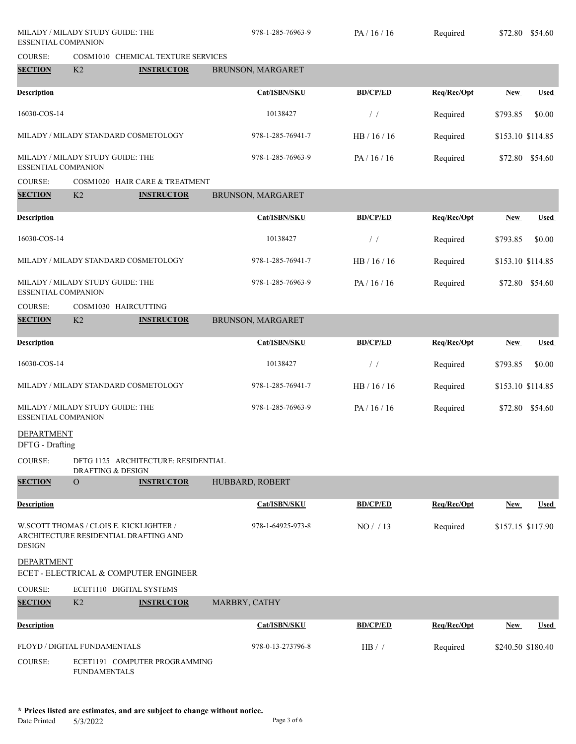| Description | Cat/ISBN/SKU | BD/CP/ED | Req/Rec/Opt | New | Used |
|---|---|---|---|---|---|
| MILADY / MILADY STUDY GUIDE: THE ESSENTIAL COMPANION | 978-1-285-76963-9 | PA / 16 / 16 | Required | $72.80 | $54.60 |

COURSE: COSM1010 CHEMICAL TEXTURE SERVICES

**SECTION** K2 **INSTRUCTOR** BRUNSON, MARGARET

| Description | Cat/ISBN/SKU | BD/CP/ED | Req/Rec/Opt | New | Used |
|---|---|---|---|---|---|
| 16030-COS-14 | 10138427 | / / | Required | $793.85 | $0.00 |
| MILADY / MILADY STANDARD COSMETOLOGY | 978-1-285-76941-7 | HB / 16 / 16 | Required | $153.10 | $114.85 |
| MILADY / MILADY STUDY GUIDE: THE ESSENTIAL COMPANION | 978-1-285-76963-9 | PA / 16 / 16 | Required | $72.80 | $54.60 |

COURSE: COSM1020 HAIR CARE & TREATMENT

**SECTION** K2 **INSTRUCTOR** BRUNSON, MARGARET

| Description | Cat/ISBN/SKU | BD/CP/ED | Req/Rec/Opt | New | Used |
|---|---|---|---|---|---|
| 16030-COS-14 | 10138427 | / / | Required | $793.85 | $0.00 |
| MILADY / MILADY STANDARD COSMETOLOGY | 978-1-285-76941-7 | HB / 16 / 16 | Required | $153.10 | $114.85 |
| MILADY / MILADY STUDY GUIDE: THE ESSENTIAL COMPANION | 978-1-285-76963-9 | PA / 16 / 16 | Required | $72.80 | $54.60 |

COURSE: COSM1030 HAIRCUTTING

**SECTION** K2 **INSTRUCTOR** BRUNSON, MARGARET

| Description | Cat/ISBN/SKU | BD/CP/ED | Req/Rec/Opt | New | Used |
|---|---|---|---|---|---|
| 16030-COS-14 | 10138427 | / / | Required | $793.85 | $0.00 |
| MILADY / MILADY STANDARD COSMETOLOGY | 978-1-285-76941-7 | HB / 16 / 16 | Required | $153.10 | $114.85 |
| MILADY / MILADY STUDY GUIDE: THE ESSENTIAL COMPANION | 978-1-285-76963-9 | PA / 16 / 16 | Required | $72.80 | $54.60 |

## DEPARTMENT
DFTG - Drafting

COURSE: DFTG 1125 ARCHITECTURE: RESIDENTIAL DRAFTING & DESIGN

**SECTION** O **INSTRUCTOR** HUBBARD, ROBERT

| Description | Cat/ISBN/SKU | BD/CP/ED | Req/Rec/Opt | New | Used |
|---|---|---|---|---|---|
| W.SCOTT THOMAS / CLOIS E. KICKLIGHTER / ARCHITECTURE RESIDENTIAL DRAFTING AND DESIGN | 978-1-64925-973-8 | NO / / 13 | Required | $157.15 | $117.90 |

## DEPARTMENT
ECET - ELECTRICAL & COMPUTER ENGINEER

COURSE: ECET1110 DIGITAL SYSTEMS

**SECTION** K2 **INSTRUCTOR** MARBRY, CATHY

| Description | Cat/ISBN/SKU | BD/CP/ED | Req/Rec/Opt | New | Used |
|---|---|---|---|---|---|
| FLOYD / DIGITAL FUNDAMENTALS | 978-0-13-273796-8 | HB / / | Required | $240.50 | $180.40 |

COURSE: ECET1191 COMPUTER PROGRAMMING FUNDAMENTALS

**\* Prices listed are estimates, and are subject to change without notice.**

Date Printed 5/3/2022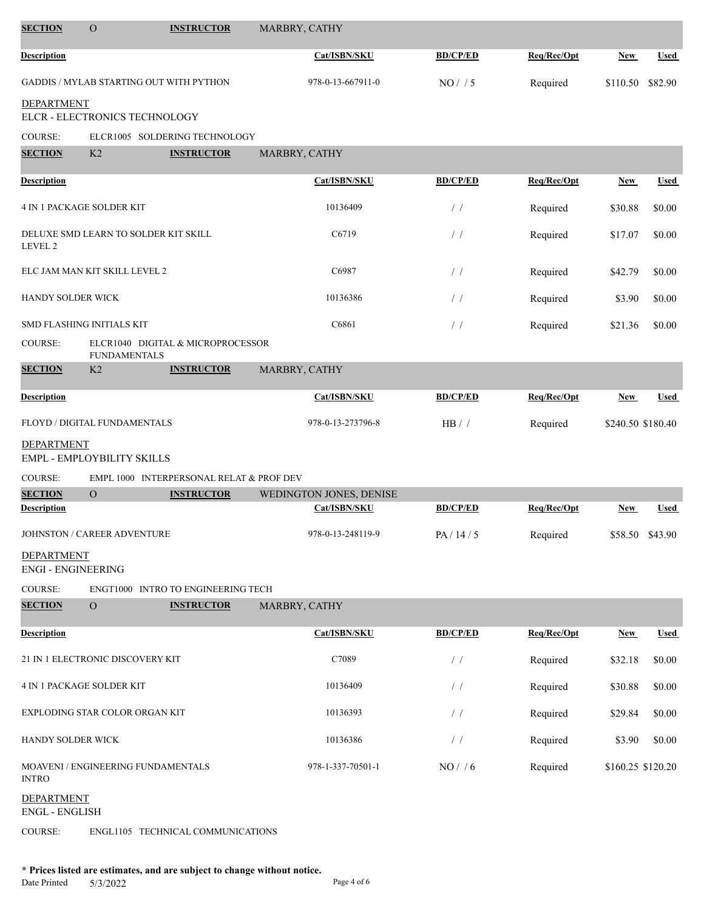**SECTION** O **INSTRUCTOR** MARBRY, CATHY

| Description | Cat/ISBN/SKU | BD/CP/ED | Req/Rec/Opt | New | Used |
|---|---|---|---|---|---|
| GADDIS / MYLAB STARTING OUT WITH PYTHON | 978-0-13-667911-0 | NO / / 5 | Required | $110.50 | $82.90 |

## DEPARTMENT
ELCR - ELECTRONICS TECHNOLOGY

COURSE: ELCR1005 SOLDERING TECHNOLOGY

**SECTION** K2 **INSTRUCTOR** MARBRY, CATHY

| Description | Cat/ISBN/SKU | BD/CP/ED | Req/Rec/Opt | New | Used |
|---|---|---|---|---|---|
| 4 IN 1 PACKAGE SOLDER KIT | 10136409 | / / | Required | $30.88 | $0.00 |
| DELUXE SMD LEARN TO SOLDER KIT SKILL LEVEL 2 | C6719 | / / | Required | $17.07 | $0.00 |
| ELC JAM MAN KIT SKILL LEVEL 2 | C6987 | / / | Required | $42.79 | $0.00 |
| HANDY SOLDER WICK | 10136386 | / / | Required | $3.90 | $0.00 |
| SMD FLASHING INITIALS KIT | C6861 | / / | Required | $21.36 | $0.00 |

COURSE: ELCR1040 DIGITAL & MICROPROCESSOR FUNDAMENTALS

**SECTION** K2 **INSTRUCTOR** MARBRY, CATHY

| Description | Cat/ISBN/SKU | BD/CP/ED | Req/Rec/Opt | New | Used |
|---|---|---|---|---|---|
| FLOYD / DIGITAL FUNDAMENTALS | 978-0-13-273796-8 | HB / / | Required | $240.50 | $180.40 |

## DEPARTMENT
EMPL - EMPLOYBILITY SKILLS

COURSE: EMPL 1000 INTERPERSONAL RELAT & PROF DEV

**SECTION** O **INSTRUCTOR** WEDINGTON JONES, DENISE

| Description | Cat/ISBN/SKU | BD/CP/ED | Req/Rec/Opt | New | Used |
|---|---|---|---|---|---|
| JOHNSTON / CAREER ADVENTURE | 978-0-13-248119-9 | PA / 14 / 5 | Required | $58.50 | $43.90 |

## DEPARTMENT
ENGI - ENGINEERING

COURSE: ENGT1000 INTRO TO ENGINEERING TECH

**SECTION** O **INSTRUCTOR** MARBRY, CATHY

| Description | Cat/ISBN/SKU | BD/CP/ED | Req/Rec/Opt | New | Used |
|---|---|---|---|---|---|
| 21 IN 1 ELECTRONIC DISCOVERY KIT | C7089 | / / | Required | $32.18 | $0.00 |
| 4 IN 1 PACKAGE SOLDER KIT | 10136409 | / / | Required | $30.88 | $0.00 |
| EXPLODING STAR COLOR ORGAN KIT | 10136393 | / / | Required | $29.84 | $0.00 |
| HANDY SOLDER WICK | 10136386 | / / | Required | $3.90 | $0.00 |
| MOAVENI / ENGINEERING FUNDAMENTALS INTRO | 978-1-337-70501-1 | NO / / 6 | Required | $160.25 | $120.20 |

## DEPARTMENT
ENGL - ENGLISH

COURSE: ENGL1105 TECHNICAL COMMUNICATIONS

**\* Prices listed are estimates, and are subject to change without notice.**

Date Printed 5/3/2022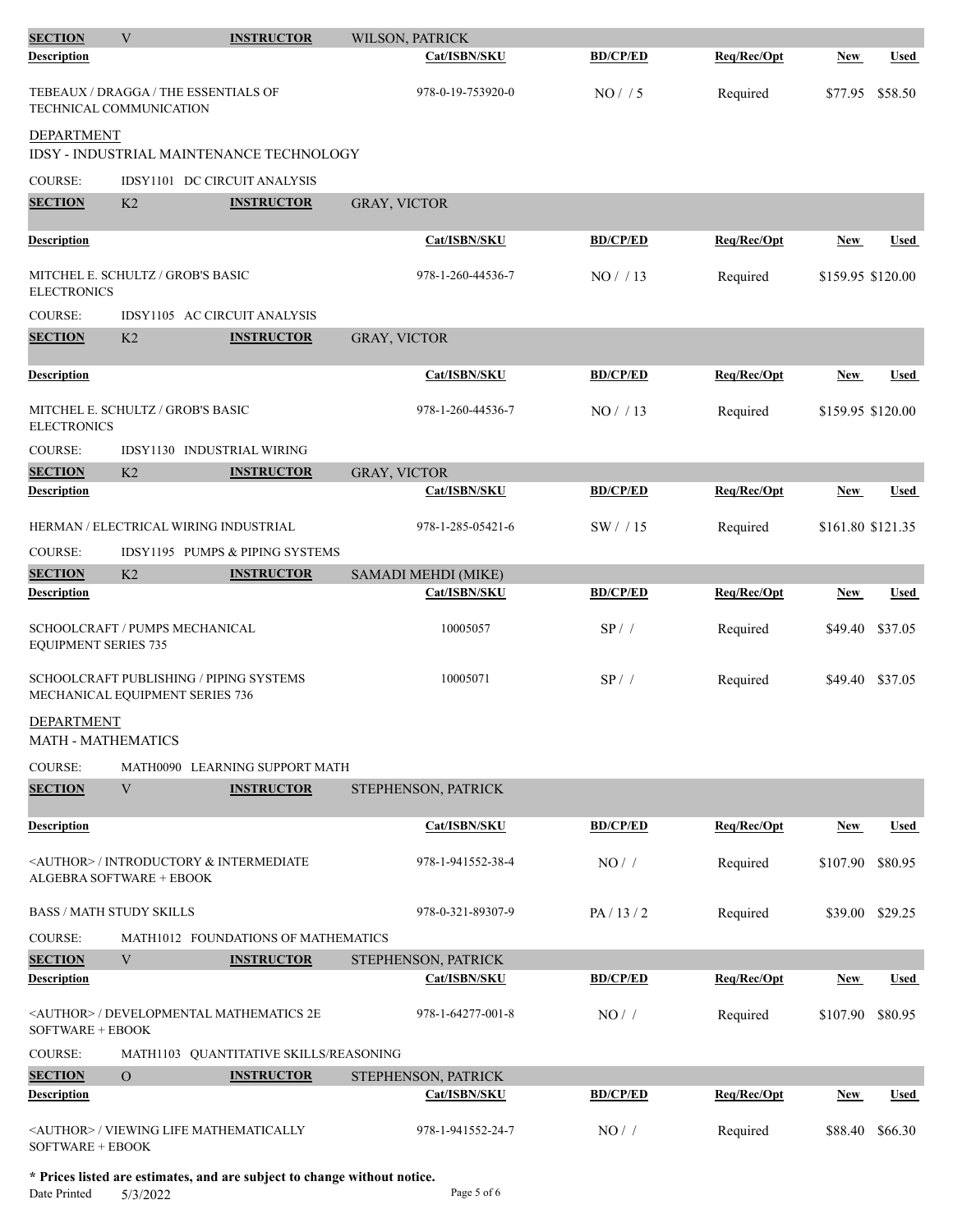**SECTION** V **INSTRUCTOR** WILSON, PATRICK

| Description | Cat/ISBN/SKU | BD/CP/ED | Req/Rec/Opt | New | Used |
|---|---|---|---|---|---|
| TEBEAUX / DRAGGA / THE ESSENTIALS OF TECHNICAL COMMUNICATION | 978-0-19-753920-0 | NO / / 5 | Required | $77.95 | $58.50 |

## DEPARTMENT

IDSY - INDUSTRIAL MAINTENANCE TECHNOLOGY

COURSE: IDSY1101 DC CIRCUIT ANALYSIS

**SECTION** K2 **INSTRUCTOR** GRAY, VICTOR

| Description | Cat/ISBN/SKU | BD/CP/ED | Req/Rec/Opt | New | Used |
|---|---|---|---|---|---|
| MITCHEL E. SCHULTZ / GROB'S BASIC ELECTRONICS | 978-1-260-44536-7 | NO / / 13 | Required | $159.95 | $120.00 |

COURSE: IDSY1105 AC CIRCUIT ANALYSIS

**SECTION** K2 **INSTRUCTOR** GRAY, VICTOR

| Description | Cat/ISBN/SKU | BD/CP/ED | Req/Rec/Opt | New | Used |
|---|---|---|---|---|---|
| MITCHEL E. SCHULTZ / GROB'S BASIC ELECTRONICS | 978-1-260-44536-7 | NO / / 13 | Required | $159.95 | $120.00 |

COURSE: IDSY1130 INDUSTRIAL WIRING

**SECTION** K2 **INSTRUCTOR** GRAY, VICTOR

| Description | Cat/ISBN/SKU | BD/CP/ED | Req/Rec/Opt | New | Used |
|---|---|---|---|---|---|
| HERMAN / ELECTRICAL WIRING INDUSTRIAL | 978-1-285-05421-6 | SW / / 15 | Required | $161.80 | $121.35 |

COURSE: IDSY1195 PUMPS & PIPING SYSTEMS

**SECTION** K2 **INSTRUCTOR** SAMADI MEHDI (MIKE)

| Description | Cat/ISBN/SKU | BD/CP/ED | Req/Rec/Opt | New | Used |
|---|---|---|---|---|---|
| SCHOOLCRAFT / PUMPS MECHANICAL EQUIPMENT SERIES 735 | 10005057 | SP / / | Required | $49.40 | $37.05 |
| SCHOOLCRAFT PUBLISHING / PIPING SYSTEMS MECHANICAL EQUIPMENT SERIES 736 | 10005071 | SP / / | Required | $49.40 | $37.05 |

## DEPARTMENT

MATH - MATHEMATICS

COURSE: MATH0090 LEARNING SUPPORT MATH

**SECTION** V **INSTRUCTOR** STEPHENSON, PATRICK

| Description | Cat/ISBN/SKU | BD/CP/ED | Req/Rec/Opt | New | Used |
|---|---|---|---|---|---|
| <AUTHOR> / INTRODUCTORY & INTERMEDIATE ALGEBRA SOFTWARE + EBOOK | 978-1-941552-38-4 | NO / / | Required | $107.90 | $80.95 |
| BASS / MATH STUDY SKILLS | 978-0-321-89307-9 | PA / 13 / 2 | Required | $39.00 | $29.25 |

COURSE: MATH1012 FOUNDATIONS OF MATHEMATICS

**SECTION** V **INSTRUCTOR** STEPHENSON, PATRICK

| Description | Cat/ISBN/SKU | BD/CP/ED | Req/Rec/Opt | New | Used |
|---|---|---|---|---|---|
| <AUTHOR> / DEVELOPMENTAL MATHEMATICS 2E SOFTWARE + EBOOK | 978-1-64277-001-8 | NO / / | Required | $107.90 | $80.95 |

COURSE: MATH1103 QUANTITATIVE SKILLS/REASONING

**SECTION** O **INSTRUCTOR** STEPHENSON, PATRICK

| Description | Cat/ISBN/SKU | BD/CP/ED | Req/Rec/Opt | New | Used |
|---|---|---|---|---|---|
| <AUTHOR> / VIEWING LIFE MATHEMATICALLY SOFTWARE + EBOOK | 978-1-941552-24-7 | NO / / | Required | $88.40 | $66.30 |

**\* Prices listed are estimates, and are subject to change without notice.**

Date Printed 5/3/2022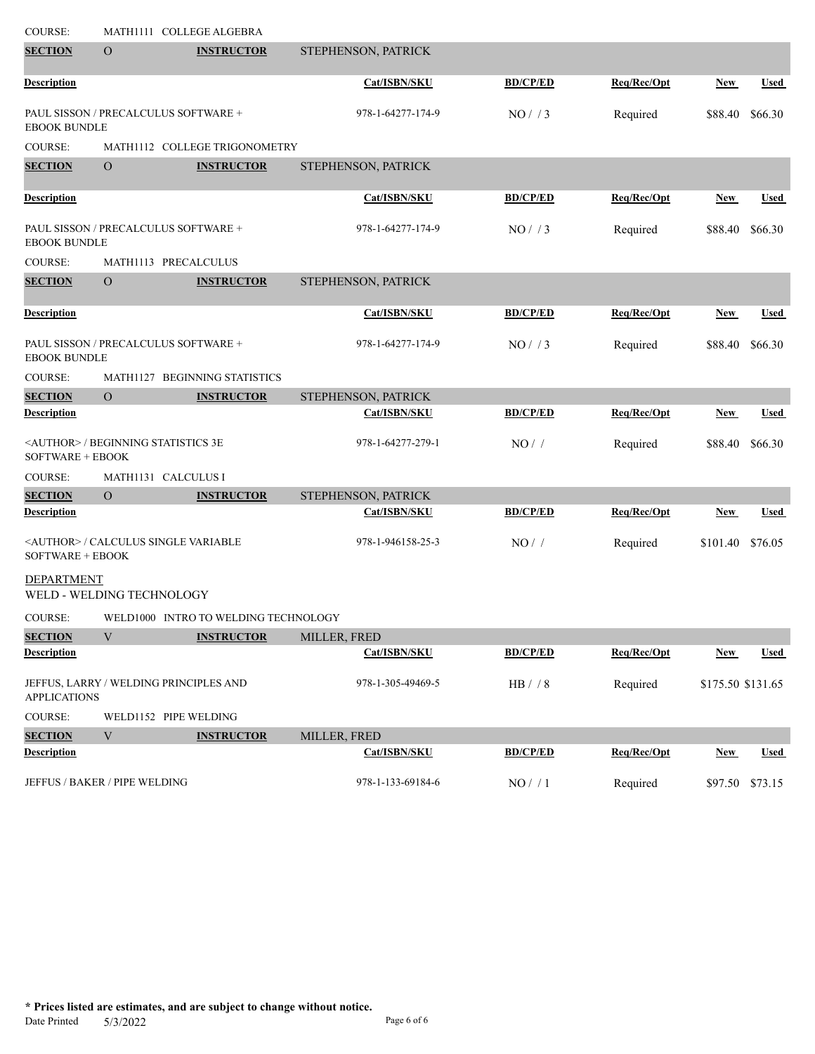COURSE: MATH1111 COLLEGE ALGEBRA

| SECTION | O | INSTRUCTOR | STEPHENSON, PATRICK | | | | |
|---|---|---|---|---|---|---|---|
| **Description** | | | **Cat/ISBN/SKU** | **BD/CP/ED** | **Req/Rec/Opt** | **New** | **Used** |
| PAUL SISSON / PRECALCULUS SOFTWARE + EBOOK BUNDLE | | | 978-1-64277-174-9 | NO / / 3 | Required | $88.40 | $66.30 |

COURSE: MATH1112 COLLEGE TRIGONOMETRY

| SECTION | O | INSTRUCTOR | STEPHENSON, PATRICK | | | | |
|---|---|---|---|---|---|---|---|
| **Description** | | | **Cat/ISBN/SKU** | **BD/CP/ED** | **Req/Rec/Opt** | **New** | **Used** |
| PAUL SISSON / PRECALCULUS SOFTWARE + EBOOK BUNDLE | | | 978-1-64277-174-9 | NO / / 3 | Required | $88.40 | $66.30 |

COURSE: MATH1113 PRECALCULUS

| SECTION | O | INSTRUCTOR | STEPHENSON, PATRICK | | | | |
|---|---|---|---|---|---|---|---|
| **Description** | | | **Cat/ISBN/SKU** | **BD/CP/ED** | **Req/Rec/Opt** | **New** | **Used** |
| PAUL SISSON / PRECALCULUS SOFTWARE + EBOOK BUNDLE | | | 978-1-64277-174-9 | NO / / 3 | Required | $88.40 | $66.30 |

COURSE: MATH1127 BEGINNING STATISTICS

| SECTION | O | INSTRUCTOR | STEPHENSON, PATRICK | | | | |
|---|---|---|---|---|---|---|---|
| **Description** | | | **Cat/ISBN/SKU** | **BD/CP/ED** | **Req/Rec/Opt** | **New** | **Used** |
| <AUTHOR> / BEGINNING STATISTICS 3E SOFTWARE + EBOOK | | | 978-1-64277-279-1 | NO / / | Required | $88.40 | $66.30 |

COURSE: MATH1131 CALCULUS I

| SECTION | O | INSTRUCTOR | STEPHENSON, PATRICK | | | | |
|---|---|---|---|---|---|---|---|
| **Description** | | | **Cat/ISBN/SKU** | **BD/CP/ED** | **Req/Rec/Opt** | **New** | **Used** |
| <AUTHOR> / CALCULUS SINGLE VARIABLE SOFTWARE + EBOOK | | | 978-1-946158-25-3 | NO / / | Required | $101.40 | $76.05 |

## DEPARTMENT
WELD - WELDING TECHNOLOGY

COURSE: WELD1000 INTRO TO WELDING TECHNOLOGY

| SECTION | V | INSTRUCTOR | MILLER, FRED | | | | |
|---|---|---|---|---|---|---|---|
| **Description** | | | **Cat/ISBN/SKU** | **BD/CP/ED** | **Req/Rec/Opt** | **New** | **Used** |
| JEFFUS, LARRY / WELDING PRINCIPLES AND APPLICATIONS | | | 978-1-305-49469-5 | HB / / 8 | Required | $175.50 | $131.65 |

COURSE: WELD1152 PIPE WELDING

| SECTION | V | INSTRUCTOR | MILLER, FRED | | | | |
|---|---|---|---|---|---|---|---|
| **Description** | | | **Cat/ISBN/SKU** | **BD/CP/ED** | **Req/Rec/Opt** | **New** | **Used** |
| JEFFUS / BAKER / PIPE WELDING | | | 978-1-133-69184-6 | NO / / 1 | Required | $97.50 | $73.15 |

**\* Prices listed are estimates, and are subject to change without notice.**

Date Printed 5/3/2022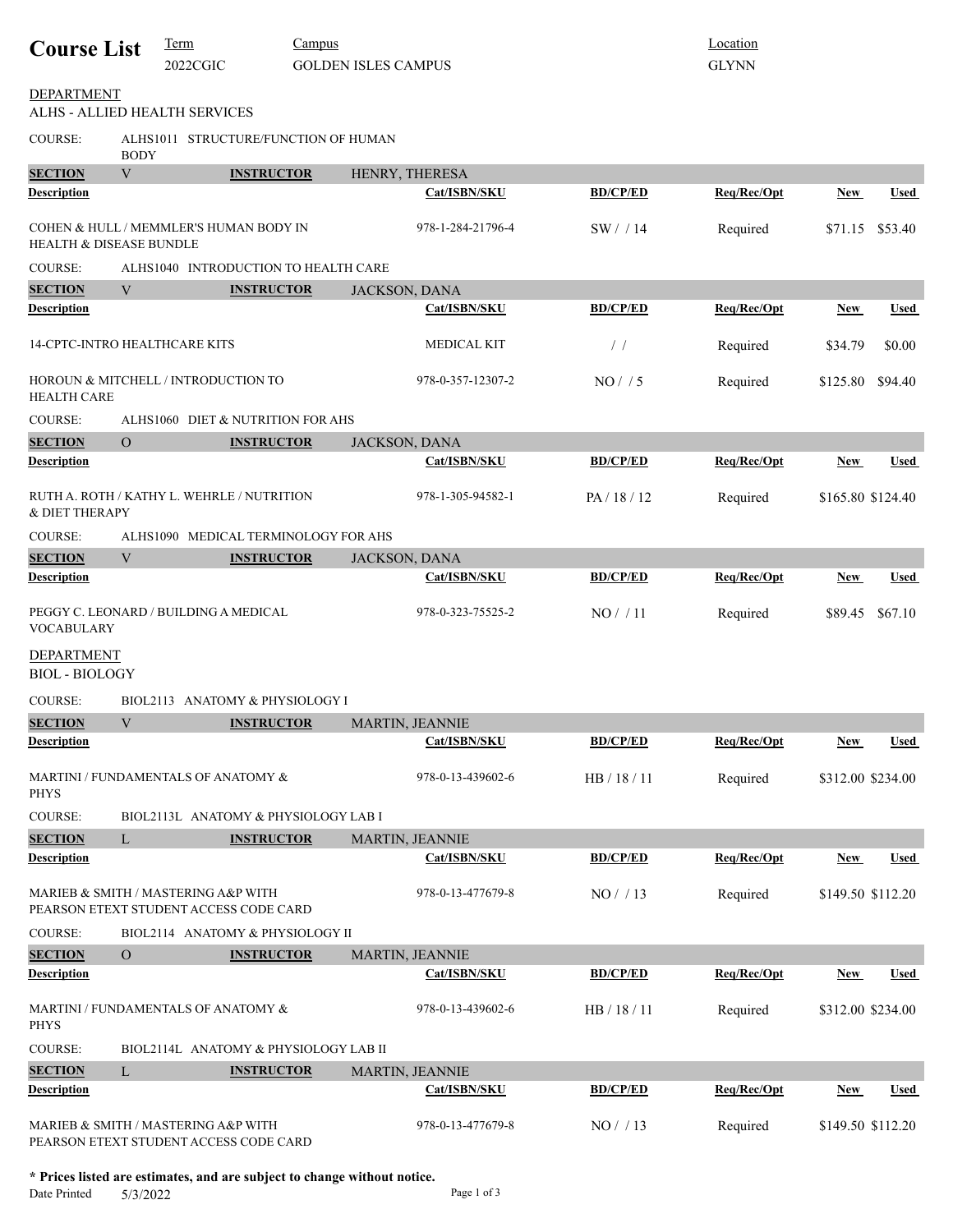# Course List

| Term | Campus | Location |
|---|---|---|
| 2022CGIC | GOLDEN ISLES CAMPUS | GLYNN |

## DEPARTMENT
ALHS - ALLIED HEALTH SERVICES

COURSE: ALHS1011 STRUCTURE/FUNCTION OF HUMAN BODY

SECTION: V — INSTRUCTOR: HENRY, THERESA

| Description | Cat/ISBN/SKU | BD/CP/ED | Req/Rec/Opt | New | Used |
|---|---|---|---|---|---|
| COHEN & HULL / MEMMLER'S HUMAN BODY IN HEALTH & DISEASE BUNDLE | 978-1-284-21796-4 | SW / / 14 | Required | $71.15 | $53.40 |

COURSE: ALHS1040 INTRODUCTION TO HEALTH CARE

SECTION: V — INSTRUCTOR: JACKSON, DANA

| Description | Cat/ISBN/SKU | BD/CP/ED | Req/Rec/Opt | New | Used |
|---|---|---|---|---|---|
| 14-CPTC-INTRO HEALTHCARE KITS | MEDICAL KIT | / / | Required | $34.79 | $0.00 |
| HOROUN & MITCHELL / INTRODUCTION TO HEALTH CARE | 978-0-357-12307-2 | NO / / 5 | Required | $125.80 | $94.40 |

COURSE: ALHS1060 DIET & NUTRITION FOR AHS

SECTION: O — INSTRUCTOR: JACKSON, DANA

| Description | Cat/ISBN/SKU | BD/CP/ED | Req/Rec/Opt | New | Used |
|---|---|---|---|---|---|
| RUTH A. ROTH / KATHY L. WEHRLE / NUTRITION & DIET THERAPY | 978-1-305-94582-1 | PA / 18 / 12 | Required | $165.80 | $124.40 |

COURSE: ALHS1090 MEDICAL TERMINOLOGY FOR AHS

SECTION: V — INSTRUCTOR: JACKSON, DANA

| Description | Cat/ISBN/SKU | BD/CP/ED | Req/Rec/Opt | New | Used |
|---|---|---|---|---|---|
| PEGGY C. LEONARD / BUILDING A MEDICAL VOCABULARY | 978-0-323-75525-2 | NO / / 11 | Required | $89.45 | $67.10 |

## DEPARTMENT
BIOL - BIOLOGY

COURSE: BIOL2113 ANATOMY & PHYSIOLOGY I

SECTION: V — INSTRUCTOR: MARTIN, JEANNIE

| Description | Cat/ISBN/SKU | BD/CP/ED | Req/Rec/Opt | New | Used |
|---|---|---|---|---|---|
| MARTINI / FUNDAMENTALS OF ANATOMY & PHYS | 978-0-13-439602-6 | HB / 18 / 11 | Required | $312.00 | $234.00 |

COURSE: BIOL2113L ANATOMY & PHYSIOLOGY LAB I

SECTION: L — INSTRUCTOR: MARTIN, JEANNIE

| Description | Cat/ISBN/SKU | BD/CP/ED | Req/Rec/Opt | New | Used |
|---|---|---|---|---|---|
| MARIEB & SMITH / MASTERING A&P WITH PEARSON ETEXT STUDENT ACCESS CODE CARD | 978-0-13-477679-8 | NO / / 13 | Required | $149.50 | $112.20 |

COURSE: BIOL2114 ANATOMY & PHYSIOLOGY II

SECTION: O — INSTRUCTOR: MARTIN, JEANNIE

| Description | Cat/ISBN/SKU | BD/CP/ED | Req/Rec/Opt | New | Used |
|---|---|---|---|---|---|
| MARTINI / FUNDAMENTALS OF ANATOMY & PHYS | 978-0-13-439602-6 | HB / 18 / 11 | Required | $312.00 | $234.00 |

COURSE: BIOL2114L ANATOMY & PHYSIOLOGY LAB II

SECTION: L — INSTRUCTOR: MARTIN, JEANNIE

| Description | Cat/ISBN/SKU | BD/CP/ED | Req/Rec/Opt | New | Used |
|---|---|---|---|---|---|
| MARIEB & SMITH / MASTERING A&P WITH PEARSON ETEXT STUDENT ACCESS CODE CARD | 978-0-13-477679-8 | NO / / 13 | Required | $149.50 | $112.20 |

**\* Prices listed are estimates, and are subject to change without notice.**

Date Printed 5/3/2022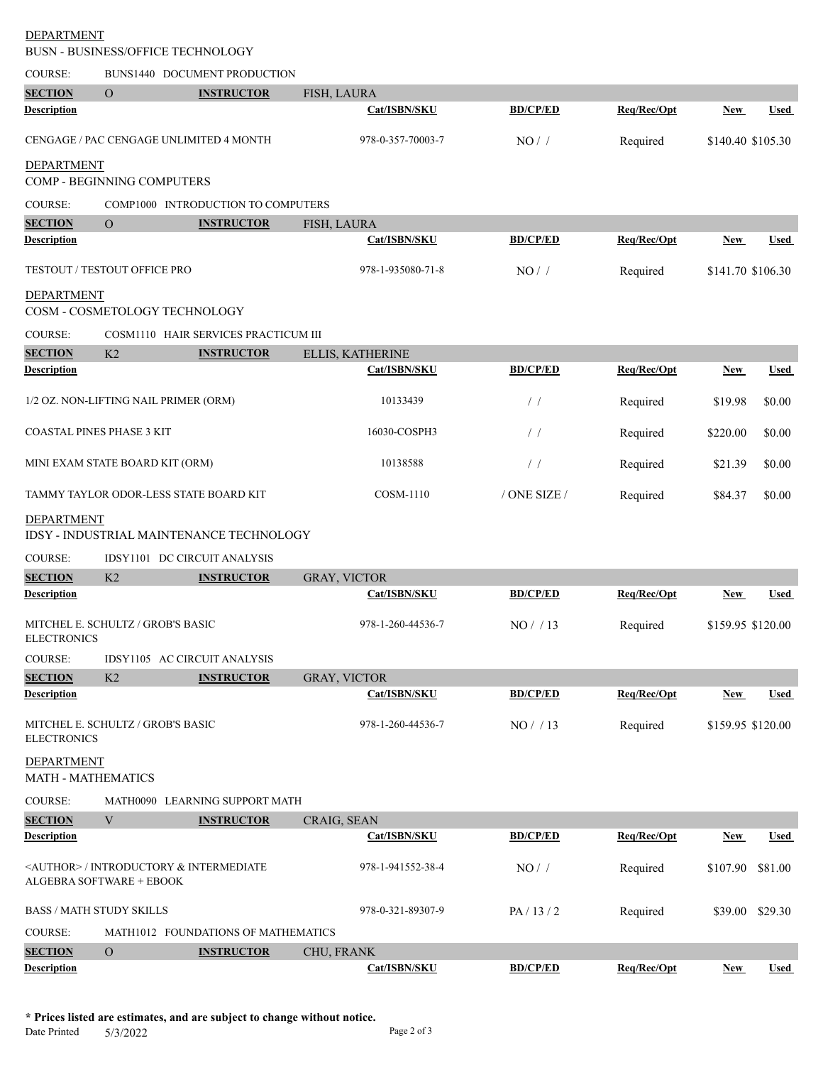DEPARTMENT

BUSN - BUSINESS/OFFICE TECHNOLOGY

COURSE: BUNS1440 DOCUMENT PRODUCTION

| SECTION | O | INSTRUCTOR | FISH, LAURA | | | | |
|---|---|---|---|---|---|---|---|
| **Description** | | | **Cat/ISBN/SKU** | **BD/CP/ED** | **Req/Rec/Opt** | **New** | **Used** |
| CENGAGE / PAC CENGAGE UNLIMITED 4 MONTH | | | 978-0-357-70003-7 | NO / / | Required | $140.40 | $105.30 |

DEPARTMENT

COMP - BEGINNING COMPUTERS

COURSE: COMP1000 INTRODUCTION TO COMPUTERS

| SECTION | O | INSTRUCTOR | FISH, LAURA | | | | |
|---|---|---|---|---|---|---|---|
| **Description** | | | **Cat/ISBN/SKU** | **BD/CP/ED** | **Req/Rec/Opt** | **New** | **Used** |
| TESTOUT / TESTOUT OFFICE PRO | | | 978-1-935080-71-8 | NO / / | Required | $141.70 | $106.30 |

DEPARTMENT

COSM - COSMETOLOGY TECHNOLOGY

COURSE: COSM1110 HAIR SERVICES PRACTICUM III

| SECTION | K2 | INSTRUCTOR | ELLIS, KATHERINE | | | | |
|---|---|---|---|---|---|---|---|
| **Description** | | | **Cat/ISBN/SKU** | **BD/CP/ED** | **Req/Rec/Opt** | **New** | **Used** |
| 1/2 OZ. NON-LIFTING NAIL PRIMER (ORM) | | | 10133439 | / / | Required | $19.98 | $0.00 |
| COASTAL PINES PHASE 3 KIT | | | 16030-COSPH3 | / / | Required | $220.00 | $0.00 |
| MINI EXAM STATE BOARD KIT (ORM) | | | 10138588 | / / | Required | $21.39 | $0.00 |
| TAMMY TAYLOR ODOR-LESS STATE BOARD KIT | | | COSM-1110 | / ONE SIZE / | Required | $84.37 | $0.00 |

DEPARTMENT

IDSY - INDUSTRIAL MAINTENANCE TECHNOLOGY

COURSE: IDSY1101 DC CIRCUIT ANALYSIS

| SECTION | K2 | INSTRUCTOR | GRAY, VICTOR | | | | |
|---|---|---|---|---|---|---|---|
| **Description** | | | **Cat/ISBN/SKU** | **BD/CP/ED** | **Req/Rec/Opt** | **New** | **Used** |
| MITCHEL E. SCHULTZ / GROB'S BASIC ELECTRONICS | | | 978-1-260-44536-7 | NO / / 13 | Required | $159.95 | $120.00 |

COURSE: IDSY1105 AC CIRCUIT ANALYSIS

| SECTION | K2 | INSTRUCTOR | GRAY, VICTOR | | | | |
|---|---|---|---|---|---|---|---|
| **Description** | | | **Cat/ISBN/SKU** | **BD/CP/ED** | **Req/Rec/Opt** | **New** | **Used** |
| MITCHEL E. SCHULTZ / GROB'S BASIC ELECTRONICS | | | 978-1-260-44536-7 | NO / / 13 | Required | $159.95 | $120.00 |

DEPARTMENT

MATH - MATHEMATICS

COURSE: MATH0090 LEARNING SUPPORT MATH

| SECTION | V | INSTRUCTOR | CRAIG, SEAN | | | | |
|---|---|---|---|---|---|---|---|
| **Description** | | | **Cat/ISBN/SKU** | **BD/CP/ED** | **Req/Rec/Opt** | **New** | **Used** |
| <AUTHOR> / INTRODUCTORY & INTERMEDIATE ALGEBRA SOFTWARE + EBOOK | | | 978-1-941552-38-4 | NO / / | Required | $107.90 | $81.00 |
| BASS / MATH STUDY SKILLS | | | 978-0-321-89307-9 | PA / 13 / 2 | Required | $39.00 | $29.30 |

COURSE: MATH1012 FOUNDATIONS OF MATHEMATICS

| SECTION | O | INSTRUCTOR | CHU, FRANK | | | | |
|---|---|---|---|---|---|---|---|
| **Description** | | | **Cat/ISBN/SKU** | **BD/CP/ED** | **Req/Rec/Opt** | **New** | **Used** |

**\* Prices listed are estimates, and are subject to change without notice.**

Date Printed 5/3/2022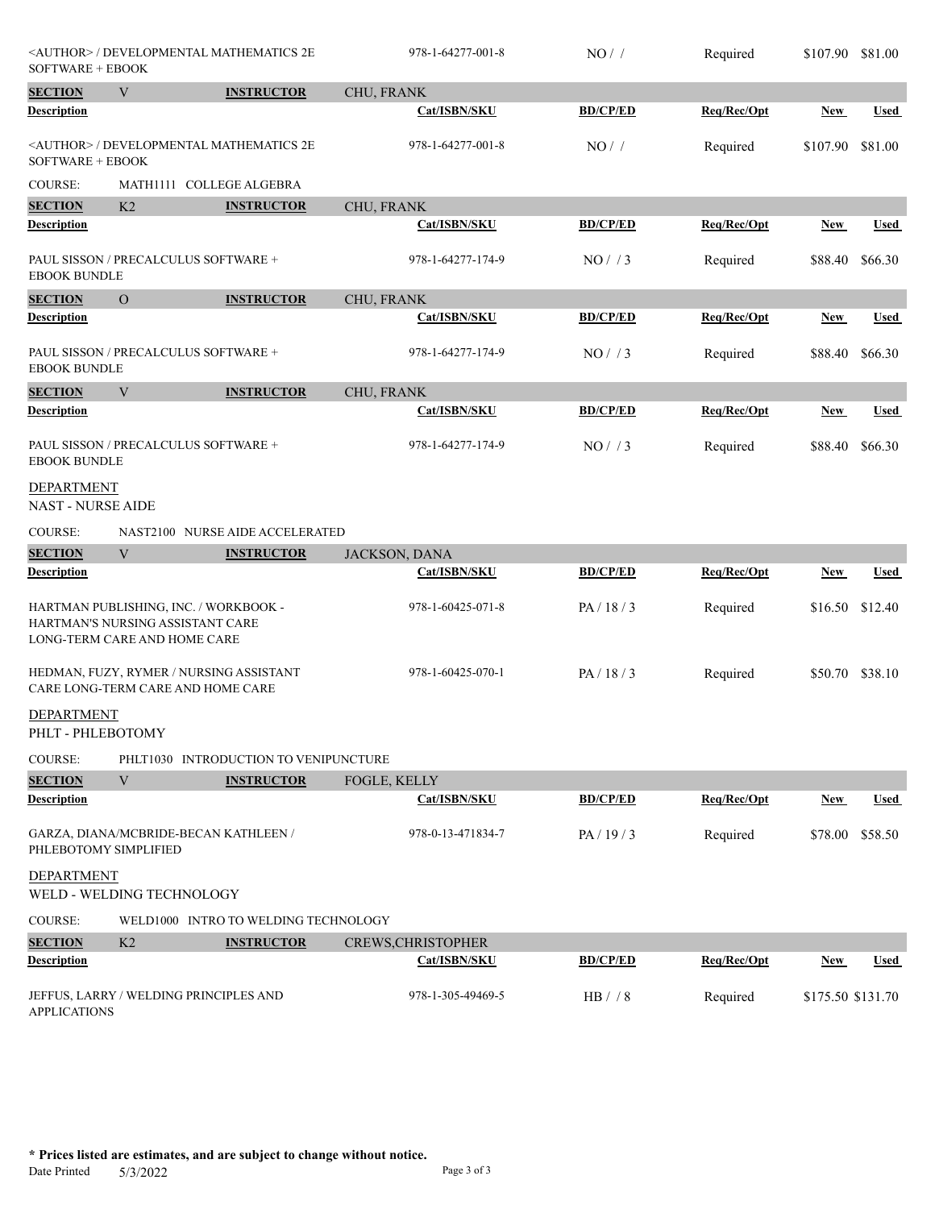| Description | Cat/ISBN/SKU | BD/CP/ED | Req/Rec/Opt | New | Used |
|---|---|---|---|---|---|
| <AUTHOR> / DEVELOPMENTAL MATHEMATICS 2E SOFTWARE + EBOOK | 978-1-64277-001-8 | NO / / | Required | $107.90 | $81.00 |

**SECTION** V **INSTRUCTOR** CHU, FRANK

| Description | Cat/ISBN/SKU | BD/CP/ED | Req/Rec/Opt | New | Used |
|---|---|---|---|---|---|
| <AUTHOR> / DEVELOPMENTAL MATHEMATICS 2E SOFTWARE + EBOOK | 978-1-64277-001-8 | NO / / | Required | $107.90 | $81.00 |

COURSE: MATH1111 COLLEGE ALGEBRA

**SECTION** K2 **INSTRUCTOR** CHU, FRANK

| Description | Cat/ISBN/SKU | BD/CP/ED | Req/Rec/Opt | New | Used |
|---|---|---|---|---|---|
| PAUL SISSON / PRECALCULUS SOFTWARE + EBOOK BUNDLE | 978-1-64277-174-9 | NO / / 3 | Required | $88.40 | $66.30 |

**SECTION** O **INSTRUCTOR** CHU, FRANK

| Description | Cat/ISBN/SKU | BD/CP/ED | Req/Rec/Opt | New | Used |
|---|---|---|---|---|---|
| PAUL SISSON / PRECALCULUS SOFTWARE + EBOOK BUNDLE | 978-1-64277-174-9 | NO / / 3 | Required | $88.40 | $66.30 |

**SECTION** V **INSTRUCTOR** CHU, FRANK

| Description | Cat/ISBN/SKU | BD/CP/ED | Req/Rec/Opt | New | Used |
|---|---|---|---|---|---|
| PAUL SISSON / PRECALCULUS SOFTWARE + EBOOK BUNDLE | 978-1-64277-174-9 | NO / / 3 | Required | $88.40 | $66.30 |

DEPARTMENT
NAST - NURSE AIDE

COURSE: NAST2100 NURSE AIDE ACCELERATED

**SECTION** V **INSTRUCTOR** JACKSON, DANA

| Description | Cat/ISBN/SKU | BD/CP/ED | Req/Rec/Opt | New | Used |
|---|---|---|---|---|---|
| HARTMAN PUBLISHING, INC. / WORKBOOK - HARTMAN'S NURSING ASSISTANT CARE LONG-TERM CARE AND HOME CARE | 978-1-60425-071-8 | PA / 18 / 3 | Required | $16.50 | $12.40 |
| HEDMAN, FUZY, RYMER / NURSING ASSISTANT CARE LONG-TERM CARE AND HOME CARE | 978-1-60425-070-1 | PA / 18 / 3 | Required | $50.70 | $38.10 |

DEPARTMENT
PHLT - PHLEBOTOMY

COURSE: PHLT1030 INTRODUCTION TO VENIPUNCTURE

**SECTION** V **INSTRUCTOR** FOGLE, KELLY

| Description | Cat/ISBN/SKU | BD/CP/ED | Req/Rec/Opt | New | Used |
|---|---|---|---|---|---|
| GARZA, DIANA/MCBRIDE-BECAN KATHLEEN / PHLEBOTOMY SIMPLIFIED | 978-0-13-471834-7 | PA / 19 / 3 | Required | $78.00 | $58.50 |

DEPARTMENT
WELD - WELDING TECHNOLOGY

COURSE: WELD1000 INTRO TO WELDING TECHNOLOGY

**SECTION** K2 **INSTRUCTOR** CREWS,CHRISTOPHER

| Description | Cat/ISBN/SKU | BD/CP/ED | Req/Rec/Opt | New | Used |
|---|---|---|---|---|---|
| JEFFUS, LARRY / WELDING PRINCIPLES AND APPLICATIONS | 978-1-305-49469-5 | HB / / 8 | Required | $175.50 | $131.70 |

**\* Prices listed are estimates, and are subject to change without notice.**

Date Printed 5/3/2022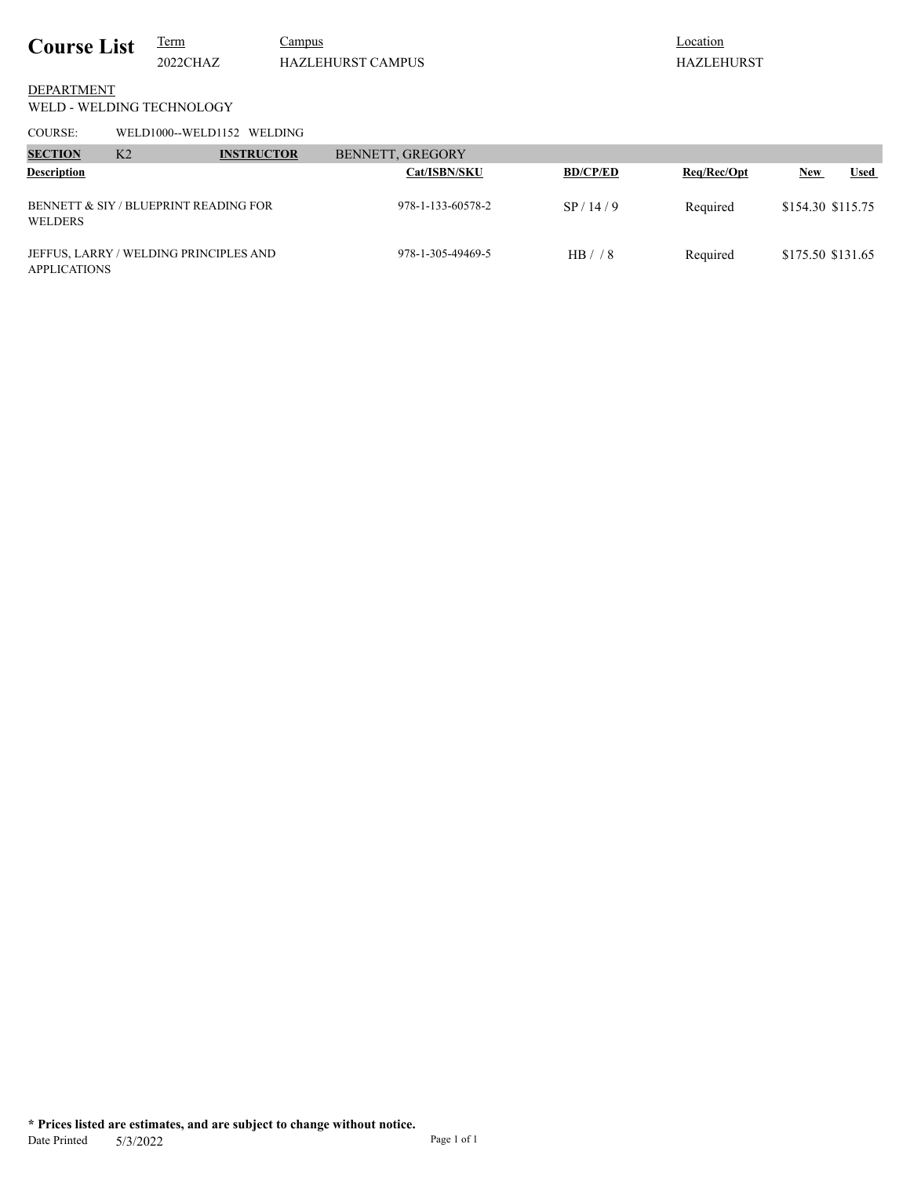# Course List

| Term | Campus | Location |
| --- | --- | --- |
| 2022CHAZ | HAZLEHURST CAMPUS | HAZLEHURST |

DEPARTMENT
WELD - WELDING TECHNOLOGY

COURSE: WELD1000--WELD1152 WELDING

**SECTION** K2 **INSTRUCTOR** BENNETT, GREGORY

| Description | Cat/ISBN/SKU | BD/CP/ED | Req/Rec/Opt | New | Used |
| --- | --- | --- | --- | --- | --- |
| BENNETT & SIY / BLUEPRINT READING FOR WELDERS | 978-1-133-60578-2 | SP / 14 / 9 | Required | $154.30 | $115.75 |
| JEFFUS, LARRY / WELDING PRINCIPLES AND APPLICATIONS | 978-1-305-49469-5 | HB / / 8 | Required | $175.50 | $131.65 |

**\* Prices listed are estimates, and are subject to change without notice.**

Date Printed 5/3/2022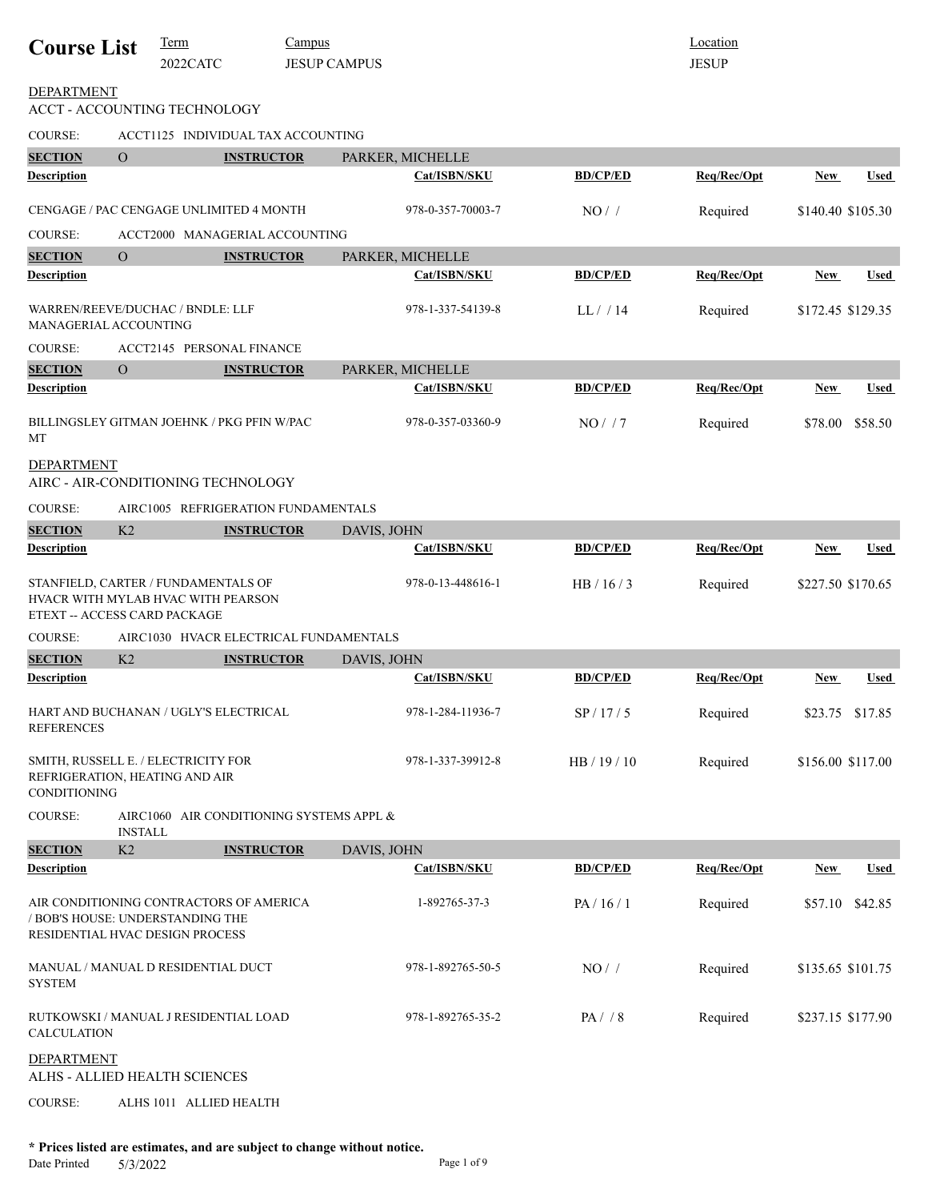# Course List

| Term | Campus | Location |
| --- | --- | --- |
| 2022CATC | JESUP CAMPUS | JESUP |

## DEPARTMENT
## ACCT - ACCOUNTING TECHNOLOGY

COURSE: ACCT1125 INDIVIDUAL TAX ACCOUNTING

**SECTION** O **INSTRUCTOR** PARKER, MICHELLE

| Description | Cat/ISBN/SKU | BD/CP/ED | Req/Rec/Opt | New | Used |
| --- | --- | --- | --- | --- | --- |
| CENGAGE / PAC CENGAGE UNLIMITED 4 MONTH | 978-0-357-70003-7 | NO / / | Required | $140.40 | $105.30 |

COURSE: ACCT2000 MANAGERIAL ACCOUNTING

**SECTION** O **INSTRUCTOR** PARKER, MICHELLE

| Description | Cat/ISBN/SKU | BD/CP/ED | Req/Rec/Opt | New | Used |
| --- | --- | --- | --- | --- | --- |
| WARREN/REEVE/DUCHAC / BNDLE: LLF MANAGERIAL ACCOUNTING | 978-1-337-54139-8 | LL / / 14 | Required | $172.45 | $129.35 |

COURSE: ACCT2145 PERSONAL FINANCE

**SECTION** O **INSTRUCTOR** PARKER, MICHELLE

| Description | Cat/ISBN/SKU | BD/CP/ED | Req/Rec/Opt | New | Used |
| --- | --- | --- | --- | --- | --- |
| BILLINGSLEY GITMAN JOEHNK / PKG PFIN W/PAC MT | 978-0-357-03360-9 | NO / / 7 | Required | $78.00 | $58.50 |

## DEPARTMENT
## AIRC - AIR-CONDITIONING TECHNOLOGY

COURSE: AIRC1005 REFRIGERATION FUNDAMENTALS

**SECTION** K2 **INSTRUCTOR** DAVIS, JOHN

| Description | Cat/ISBN/SKU | BD/CP/ED | Req/Rec/Opt | New | Used |
| --- | --- | --- | --- | --- | --- |
| STANFIELD, CARTER / FUNDAMENTALS OF HVACR WITH MYLAB HVAC WITH PEARSON ETEXT -- ACCESS CARD PACKAGE | 978-0-13-448616-1 | HB / 16 / 3 | Required | $227.50 | $170.65 |

COURSE: AIRC1030 HVACR ELECTRICAL FUNDAMENTALS

**SECTION** K2 **INSTRUCTOR** DAVIS, JOHN

| Description | Cat/ISBN/SKU | BD/CP/ED | Req/Rec/Opt | New | Used |
| --- | --- | --- | --- | --- | --- |
| HART AND BUCHANAN / UGLY'S ELECTRICAL REFERENCES | 978-1-284-11936-7 | SP / 17 / 5 | Required | $23.75 | $17.85 |
| SMITH, RUSSELL E. / ELECTRICITY FOR REFRIGERATION, HEATING AND AIR CONDITIONING | 978-1-337-39912-8 | HB / 19 / 10 | Required | $156.00 | $117.00 |

COURSE: AIRC1060 AIR CONDITIONING SYSTEMS APPL & INSTALL

**SECTION** K2 **INSTRUCTOR** DAVIS, JOHN

| Description | Cat/ISBN/SKU | BD/CP/ED | Req/Rec/Opt | New | Used |
| --- | --- | --- | --- | --- | --- |
| AIR CONDITIONING CONTRACTORS OF AMERICA / BOB'S HOUSE: UNDERSTANDING THE RESIDENTIAL HVAC DESIGN PROCESS | 1-892765-37-3 | PA / 16 / 1 | Required | $57.10 | $42.85 |
| MANUAL / MANUAL D RESIDENTIAL DUCT SYSTEM | 978-1-892765-50-5 | NO / / | Required | $135.65 | $101.75 |
| RUTKOWSKI / MANUAL J RESIDENTIAL LOAD CALCULATION | 978-1-892765-35-2 | PA / / 8 | Required | $237.15 | $177.90 |

## DEPARTMENT
## ALHS - ALLIED HEALTH SCIENCES

COURSE: ALHS 1011 ALLIED HEALTH

**\* Prices listed are estimates, and are subject to change without notice.**

Date Printed 5/3/2022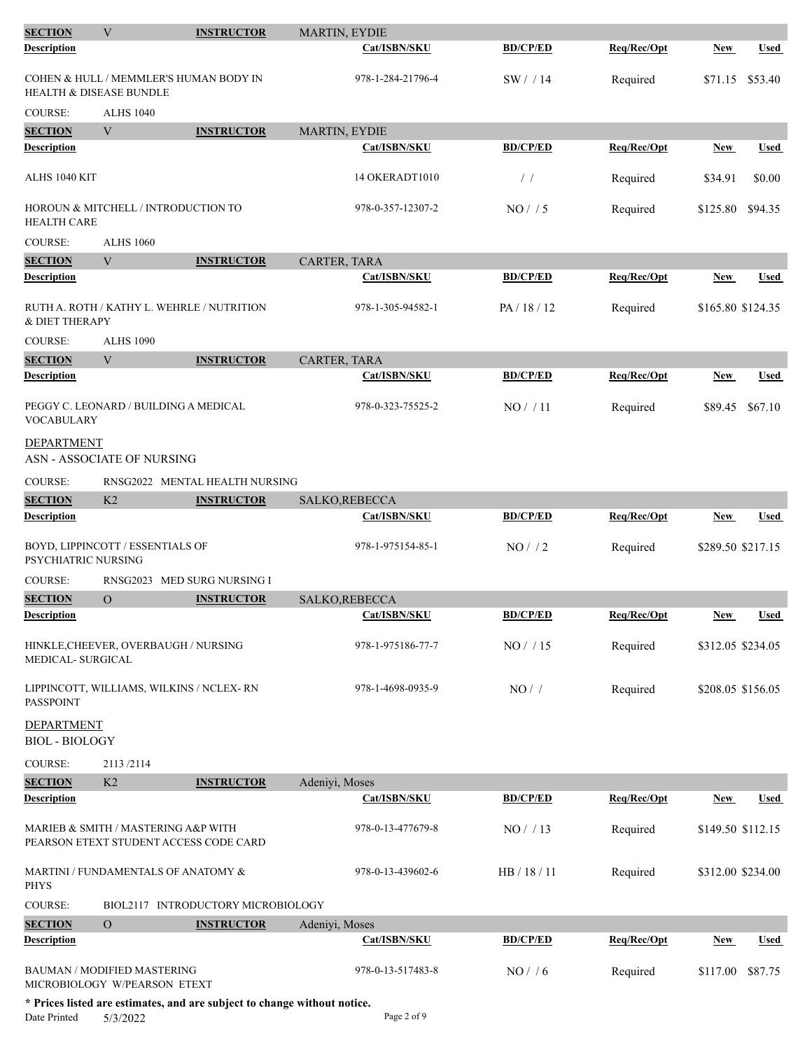| SECTION | V | INSTRUCTOR | MARTIN, EYDIE | | | | |
|---|---|---|---|---|---|---|---|
| **Description** | | | **Cat/ISBN/SKU** | **BD/CP/ED** | **Req/Rec/Opt** | **New** | **Used** |
| COHEN & HULL / MEMMLER'S HUMAN BODY IN HEALTH & DISEASE BUNDLE | | | 978-1-284-21796-4 | SW / / 14 | Required | $71.15 | $53.40 |

COURSE: ALHS 1040

| SECTION | V | INSTRUCTOR | MARTIN, EYDIE | | | | |
|---|---|---|---|---|---|---|---|
| **Description** | | | **Cat/ISBN/SKU** | **BD/CP/ED** | **Req/Rec/Opt** | **New** | **Used** |
| ALHS 1040 KIT | | | 14 OKERADT1010 | / / | Required | $34.91 | $0.00 |
| HOROUN & MITCHELL / INTRODUCTION TO HEALTH CARE | | | 978-0-357-12307-2 | NO / / 5 | Required | $125.80 | $94.35 |

COURSE: ALHS 1060

| SECTION | V | INSTRUCTOR | CARTER, TARA | | | | |
|---|---|---|---|---|---|---|---|
| **Description** | | | **Cat/ISBN/SKU** | **BD/CP/ED** | **Req/Rec/Opt** | **New** | **Used** |
| RUTH A. ROTH / KATHY L. WEHRLE / NUTRITION & DIET THERAPY | | | 978-1-305-94582-1 | PA / 18 / 12 | Required | $165.80 | $124.35 |

COURSE: ALHS 1090

| SECTION | V | INSTRUCTOR | CARTER, TARA | | | | |
|---|---|---|---|---|---|---|---|
| **Description** | | | **Cat/ISBN/SKU** | **BD/CP/ED** | **Req/Rec/Opt** | **New** | **Used** |
| PEGGY C. LEONARD / BUILDING A MEDICAL VOCABULARY | | | 978-0-323-75525-2 | NO / / 11 | Required | $89.45 | $67.10 |

## DEPARTMENT
ASN - ASSOCIATE OF NURSING

COURSE: RNSG2022 MENTAL HEALTH NURSING

| SECTION | K2 | INSTRUCTOR | SALKO,REBECCA | | | | |
|---|---|---|---|---|---|---|---|
| **Description** | | | **Cat/ISBN/SKU** | **BD/CP/ED** | **Req/Rec/Opt** | **New** | **Used** |
| BOYD, LIPPINCOTT / ESSENTIALS OF PSYCHIATRIC NURSING | | | 978-1-975154-85-1 | NO / / 2 | Required | $289.50 | $217.15 |

COURSE: RNSG2023 MED SURG NURSING I

| SECTION | O | INSTRUCTOR | SALKO,REBECCA | | | | |
|---|---|---|---|---|---|---|---|
| **Description** | | | **Cat/ISBN/SKU** | **BD/CP/ED** | **Req/Rec/Opt** | **New** | **Used** |
| HINKLE,CHEEVER, OVERBAUGH / NURSING MEDICAL- SURGICAL | | | 978-1-975186-77-7 | NO / / 15 | Required | $312.05 | $234.05 |
| LIPPINCOTT, WILLIAMS, WILKINS / NCLEX- RN PASSPOINT | | | 978-1-4698-0935-9 | NO / / | Required | $208.05 | $156.05 |

## DEPARTMENT
BIOL - BIOLOGY

COURSE: 2113 /2114

| SECTION | K2 | INSTRUCTOR | Adeniyi, Moses | | | | |
|---|---|---|---|---|---|---|---|
| **Description** | | | **Cat/ISBN/SKU** | **BD/CP/ED** | **Req/Rec/Opt** | **New** | **Used** |
| MARIEB & SMITH / MASTERING A&P WITH PEARSON ETEXT STUDENT ACCESS CODE CARD | | | 978-0-13-477679-8 | NO / / 13 | Required | $149.50 | $112.15 |
| MARTINI / FUNDAMENTALS OF ANATOMY & PHYS | | | 978-0-13-439602-6 | HB / 18 / 11 | Required | $312.00 | $234.00 |

COURSE: BIOL2117 INTRODUCTORY MICROBIOLOGY

| SECTION | O | INSTRUCTOR | Adeniyi, Moses | | | | |
|---|---|---|---|---|---|---|---|
| **Description** | | | **Cat/ISBN/SKU** | **BD/CP/ED** | **Req/Rec/Opt** | **New** | **Used** |
| BAUMAN / MODIFIED MASTERING MICROBIOLOGY W/PEARSON ETEXT | | | 978-0-13-517483-8 | NO / / 6 | Required | $117.00 | $87.75 |

**\* Prices listed are estimates, and are subject to change without notice.**

Date Printed 5/3/2022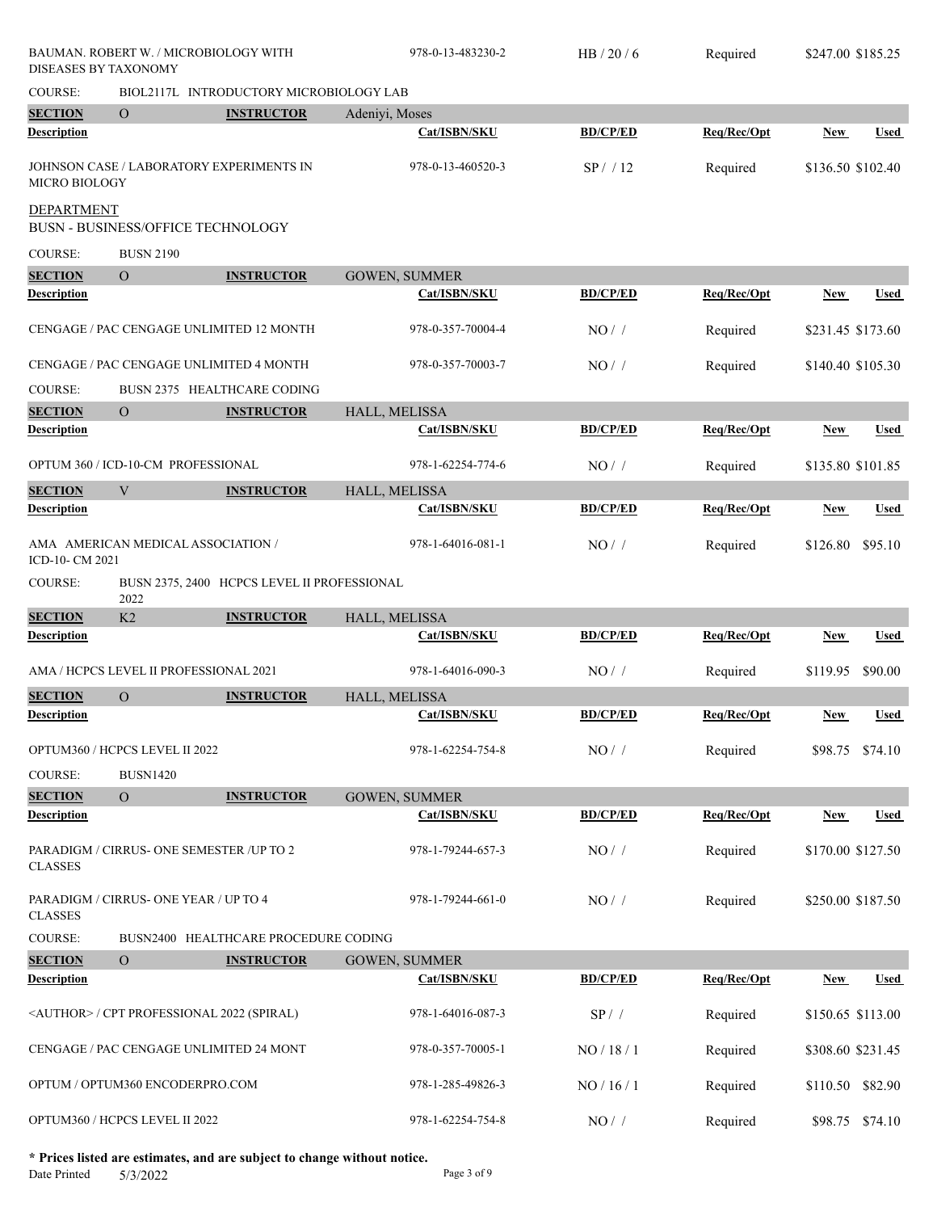| Description | Cat/ISBN/SKU | BD/CP/ED | Req/Rec/Opt | New | Used |
|---|---|---|---|---|---|
| BAUMAN. ROBERT W. / MICROBIOLOGY WITH DISEASES BY TAXONOMY | 978-0-13-483230-2 | HB / 20 / 6 | Required | $247.00 | $185.25 |

COURSE: BIOL2117L INTRODUCTORY MICROBIOLOGY LAB

**SECTION** O **INSTRUCTOR** Adeniyi, Moses

| Description | Cat/ISBN/SKU | BD/CP/ED | Req/Rec/Opt | New | Used |
|---|---|---|---|---|---|
| JOHNSON CASE / LABORATORY EXPERIMENTS IN MICRO BIOLOGY | 978-0-13-460520-3 | SP / / 12 | Required | $136.50 | $102.40 |

## DEPARTMENT

BUSN - BUSINESS/OFFICE TECHNOLOGY

COURSE: BUSN 2190

**SECTION** O **INSTRUCTOR** GOWEN, SUMMER

| Description | Cat/ISBN/SKU | BD/CP/ED | Req/Rec/Opt | New | Used |
|---|---|---|---|---|---|
| CENGAGE / PAC CENGAGE UNLIMITED 12 MONTH | 978-0-357-70004-4 | NO / / | Required | $231.45 | $173.60 |
| CENGAGE / PAC CENGAGE UNLIMITED 4 MONTH | 978-0-357-70003-7 | NO / / | Required | $140.40 | $105.30 |

COURSE: BUSN 2375 HEALTHCARE CODING

**SECTION** O **INSTRUCTOR** HALL, MELISSA

| Description | Cat/ISBN/SKU | BD/CP/ED | Req/Rec/Opt | New | Used |
|---|---|---|---|---|---|
| OPTUM 360 / ICD-10-CM PROFESSIONAL | 978-1-62254-774-6 | NO / / | Required | $135.80 | $101.85 |

**SECTION** V **INSTRUCTOR** HALL, MELISSA

| Description | Cat/ISBN/SKU | BD/CP/ED | Req/Rec/Opt | New | Used |
|---|---|---|---|---|---|
| AMA AMERICAN MEDICAL ASSOCIATION / ICD-10- CM 2021 | 978-1-64016-081-1 | NO / / | Required | $126.80 | $95.10 |

COURSE: BUSN 2375, 2400 HCPCS LEVEL II PROFESSIONAL 2022

**SECTION** K2 **INSTRUCTOR** HALL, MELISSA

| Description | Cat/ISBN/SKU | BD/CP/ED | Req/Rec/Opt | New | Used |
|---|---|---|---|---|---|
| AMA / HCPCS LEVEL II PROFESSIONAL 2021 | 978-1-64016-090-3 | NO / / | Required | $119.95 | $90.00 |

**SECTION** O **INSTRUCTOR** HALL, MELISSA

| Description | Cat/ISBN/SKU | BD/CP/ED | Req/Rec/Opt | New | Used |
|---|---|---|---|---|---|
| OPTUM360 / HCPCS LEVEL II 2022 | 978-1-62254-754-8 | NO / / | Required | $98.75 | $74.10 |

COURSE: BUSN1420

**SECTION** O **INSTRUCTOR** GOWEN, SUMMER

| Description | Cat/ISBN/SKU | BD/CP/ED | Req/Rec/Opt | New | Used |
|---|---|---|---|---|---|
| PARADIGM / CIRRUS- ONE SEMESTER /UP TO 2 CLASSES | 978-1-79244-657-3 | NO / / | Required | $170.00 | $127.50 |
| PARADIGM / CIRRUS- ONE YEAR / UP TO 4 CLASSES | 978-1-79244-661-0 | NO / / | Required | $250.00 | $187.50 |

COURSE: BUSN2400 HEALTHCARE PROCEDURE CODING

**SECTION** O **INSTRUCTOR** GOWEN, SUMMER

| Description | Cat/ISBN/SKU | BD/CP/ED | Req/Rec/Opt | New | Used |
|---|---|---|---|---|---|
| <AUTHOR> / CPT PROFESSIONAL 2022 (SPIRAL) | 978-1-64016-087-3 | SP / / | Required | $150.65 | $113.00 |
| CENGAGE / PAC CENGAGE UNLIMITED 24 MONT | 978-0-357-70005-1 | NO / 18 / 1 | Required | $308.60 | $231.45 |
| OPTUM / OPTUM360 ENCODERPRO.COM | 978-1-285-49826-3 | NO / 16 / 1 | Required | $110.50 | $82.90 |
| OPTUM360 / HCPCS LEVEL II 2022 | 978-1-62254-754-8 | NO / / | Required | $98.75 | $74.10 |

**\* Prices listed are estimates, and are subject to change without notice.**

Date Printed 5/3/2022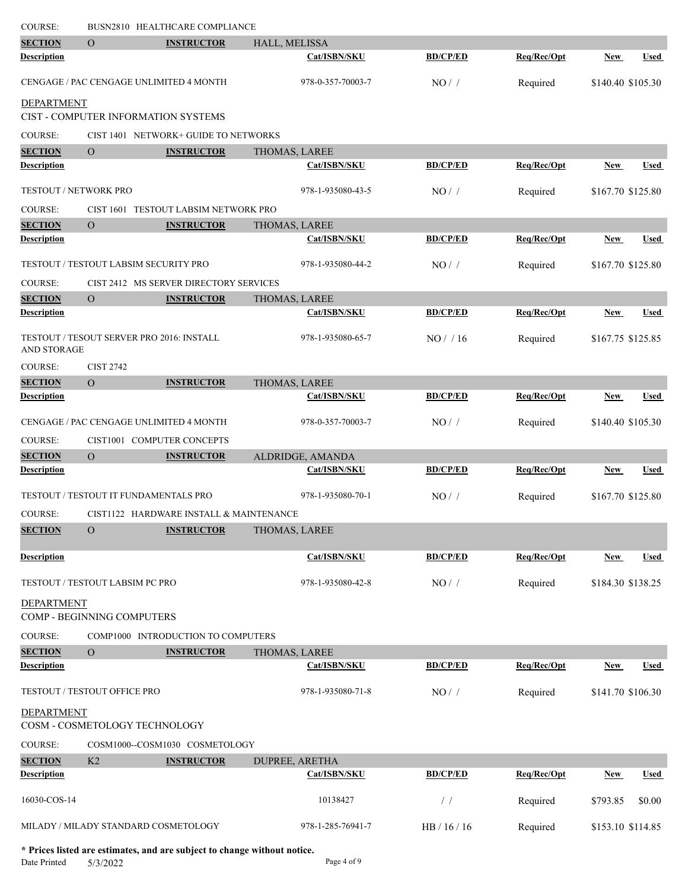COURSE: BUSN2810 HEALTHCARE COMPLIANCE

**SECTION** O **INSTRUCTOR** HALL, MELISSA

| Description | Cat/ISBN/SKU | BD/CP/ED | Req/Rec/Opt | New | Used |
|---|---|---|---|---|---|
| CENGAGE / PAC CENGAGE UNLIMITED 4 MONTH | 978-0-357-70003-7 | NO / / | Required | $140.40 | $105.30 |

## DEPARTMENT
CIST - COMPUTER INFORMATION SYSTEMS

COURSE: CIST 1401 NETWORK+ GUIDE TO NETWORKS

**SECTION** O **INSTRUCTOR** THOMAS, LAREE

| Description | Cat/ISBN/SKU | BD/CP/ED | Req/Rec/Opt | New | Used |
|---|---|---|---|---|---|
| TESTOUT / NETWORK PRO | 978-1-935080-43-5 | NO / / | Required | $167.70 | $125.80 |

COURSE: CIST 1601 TESTOUT LABSIM NETWORK PRO

**SECTION** O **INSTRUCTOR** THOMAS, LAREE

| Description | Cat/ISBN/SKU | BD/CP/ED | Req/Rec/Opt | New | Used |
|---|---|---|---|---|---|
| TESTOUT / TESTOUT LABSIM SECURITY PRO | 978-1-935080-44-2 | NO / / | Required | $167.70 | $125.80 |

COURSE: CIST 2412 MS SERVER DIRECTORY SERVICES

**SECTION** O **INSTRUCTOR** THOMAS, LAREE

| Description | Cat/ISBN/SKU | BD/CP/ED | Req/Rec/Opt | New | Used |
|---|---|---|---|---|---|
| TESTOUT / TESOUT SERVER PRO 2016: INSTALL AND STORAGE | 978-1-935080-65-7 | NO / / 16 | Required | $167.75 | $125.85 |

COURSE: CIST 2742

**SECTION** O **INSTRUCTOR** THOMAS, LAREE

| Description | Cat/ISBN/SKU | BD/CP/ED | Req/Rec/Opt | New | Used |
|---|---|---|---|---|---|
| CENGAGE / PAC CENGAGE UNLIMITED 4 MONTH | 978-0-357-70003-7 | NO / / | Required | $140.40 | $105.30 |

COURSE: CIST1001 COMPUTER CONCEPTS

**SECTION** O **INSTRUCTOR** ALDRIDGE, AMANDA

| Description | Cat/ISBN/SKU | BD/CP/ED | Req/Rec/Opt | New | Used |
|---|---|---|---|---|---|
| TESTOUT / TESTOUT IT FUNDAMENTALS PRO | 978-1-935080-70-1 | NO / / | Required | $167.70 | $125.80 |

COURSE: CIST1122 HARDWARE INSTALL & MAINTENANCE

**SECTION** O **INSTRUCTOR** THOMAS, LAREE

| Description | Cat/ISBN/SKU | BD/CP/ED | Req/Rec/Opt | New | Used |
|---|---|---|---|---|---|
| TESTOUT / TESTOUT LABSIM PC PRO | 978-1-935080-42-8 | NO / / | Required | $184.30 | $138.25 |

## DEPARTMENT
COMP - BEGINNING COMPUTERS

COURSE: COMP1000 INTRODUCTION TO COMPUTERS

**SECTION** O **INSTRUCTOR** THOMAS, LAREE

| Description | Cat/ISBN/SKU | BD/CP/ED | Req/Rec/Opt | New | Used |
|---|---|---|---|---|---|
| TESTOUT / TESTOUT OFFICE PRO | 978-1-935080-71-8 | NO / / | Required | $141.70 | $106.30 |

## DEPARTMENT
COSM - COSMETOLOGY TECHNOLOGY

COURSE: COSM1000--COSM1030 COSMETOLOGY

**SECTION** K2 **INSTRUCTOR** DUPREE, ARETHA

| Description | Cat/ISBN/SKU | BD/CP/ED | Req/Rec/Opt | New | Used |
|---|---|---|---|---|---|
| 16030-COS-14 | 10138427 | / / | Required | $793.85 | $0.00 |
| MILADY / MILADY STANDARD COSMETOLOGY | 978-1-285-76941-7 | HB / 16 / 16 | Required | $153.10 | $114.85 |

**\* Prices listed are estimates, and are subject to change without notice.**

Date Printed 5/3/2022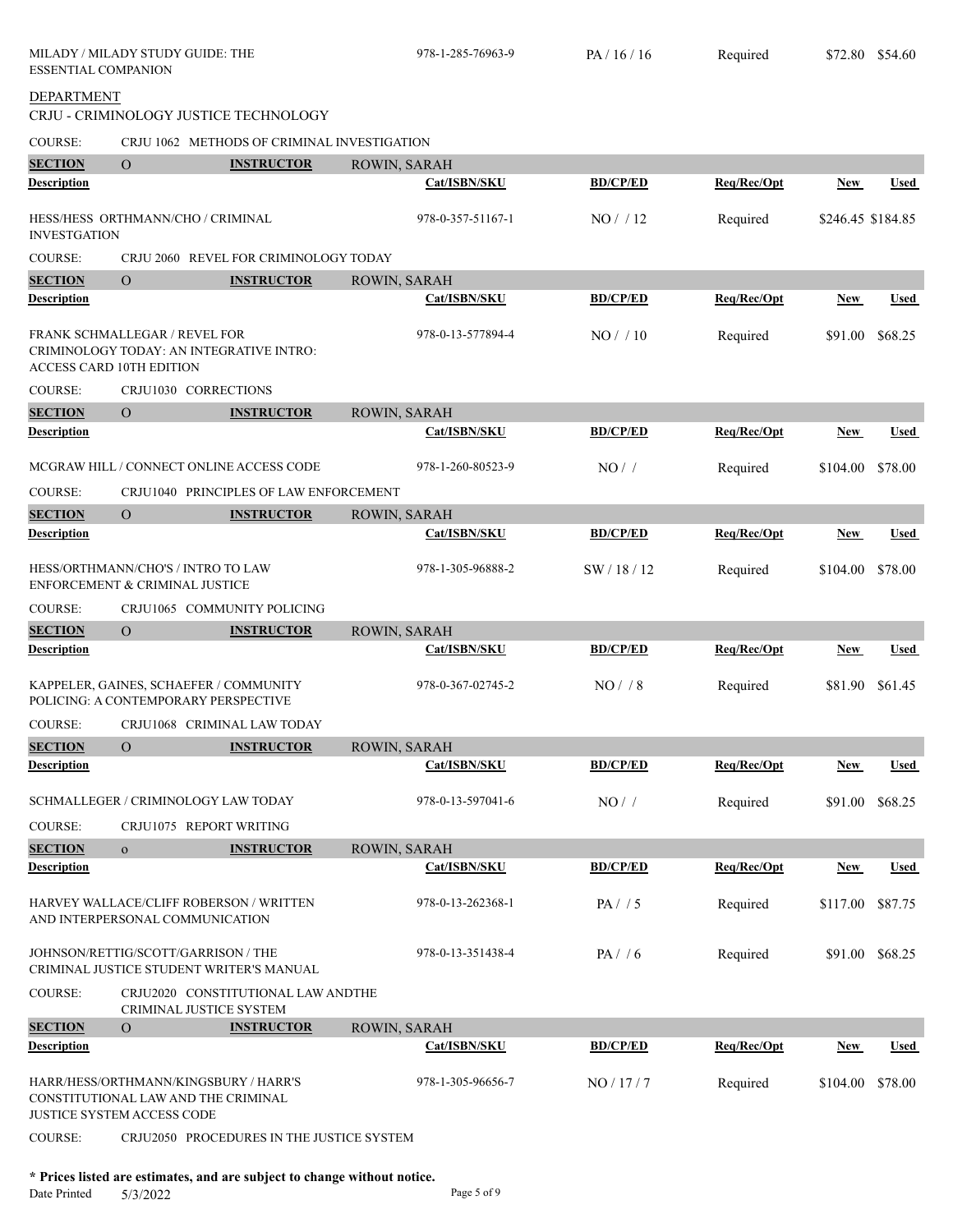| Description | Cat/ISBN/SKU | BD/CP/ED | Req/Rec/Opt | New | Used |
|---|---|---|---|---|---|
| MILADY / MILADY STUDY GUIDE: THE ESSENTIAL COMPANION | 978-1-285-76963-9 | PA / 16 / 16 | Required | $72.80 | $54.60 |

DEPARTMENT

CRJU - CRIMINOLOGY JUSTICE TECHNOLOGY

COURSE: CRJU 1062 METHODS OF CRIMINAL INVESTIGATION

SECTION O INSTRUCTOR ROWIN, SARAH

| Description | Cat/ISBN/SKU | BD/CP/ED | Req/Rec/Opt | New | Used |
|---|---|---|---|---|---|
| HESS/HESS ORTHMANN/CHO / CRIMINAL INVESTGATION | 978-0-357-51167-1 | NO / / 12 | Required | $246.45 | $184.85 |

COURSE: CRJU 2060 REVEL FOR CRIMINOLOGY TODAY

SECTION O INSTRUCTOR ROWIN, SARAH

| Description | Cat/ISBN/SKU | BD/CP/ED | Req/Rec/Opt | New | Used |
|---|---|---|---|---|---|
| FRANK SCHMALLEGAR / REVEL FOR CRIMINOLOGY TODAY: AN INTEGRATIVE INTRO: ACCESS CARD 10TH EDITION | 978-0-13-577894-4 | NO / / 10 | Required | $91.00 | $68.25 |

COURSE: CRJU1030 CORRECTIONS

SECTION O INSTRUCTOR ROWIN, SARAH

| Description | Cat/ISBN/SKU | BD/CP/ED | Req/Rec/Opt | New | Used |
|---|---|---|---|---|---|
| MCGRAW HILL / CONNECT ONLINE ACCESS CODE | 978-1-260-80523-9 | NO / / | Required | $104.00 | $78.00 |

COURSE: CRJU1040 PRINCIPLES OF LAW ENFORCEMENT

SECTION O INSTRUCTOR ROWIN, SARAH

| Description | Cat/ISBN/SKU | BD/CP/ED | Req/Rec/Opt | New | Used |
|---|---|---|---|---|---|
| HESS/ORTHMANN/CHO'S / INTRO TO LAW ENFORCEMENT & CRIMINAL JUSTICE | 978-1-305-96888-2 | SW / 18 / 12 | Required | $104.00 | $78.00 |

COURSE: CRJU1065 COMMUNITY POLICING

SECTION O INSTRUCTOR ROWIN, SARAH

| Description | Cat/ISBN/SKU | BD/CP/ED | Req/Rec/Opt | New | Used |
|---|---|---|---|---|---|
| KAPPELER, GAINES, SCHAEFER / COMMUNITY POLICING: A CONTEMPORARY PERSPECTIVE | 978-0-367-02745-2 | NO / / 8 | Required | $81.90 | $61.45 |

COURSE: CRJU1068 CRIMINAL LAW TODAY

SECTION O INSTRUCTOR ROWIN, SARAH

| Description | Cat/ISBN/SKU | BD/CP/ED | Req/Rec/Opt | New | Used |
|---|---|---|---|---|---|
| SCHMALLEGER / CRIMINOLOGY LAW TODAY | 978-0-13-597041-6 | NO / / | Required | $91.00 | $68.25 |

COURSE: CRJU1075 REPORT WRITING

SECTION o INSTRUCTOR ROWIN, SARAH

| Description | Cat/ISBN/SKU | BD/CP/ED | Req/Rec/Opt | New | Used |
|---|---|---|---|---|---|
| HARVEY WALLACE/CLIFF ROBERSON / WRITTEN AND INTERPERSONAL COMMUNICATION | 978-0-13-262368-1 | PA / / 5 | Required | $117.00 | $87.75 |
| JOHNSON/RETTIG/SCOTT/GARRISON / THE CRIMINAL JUSTICE STUDENT WRITER'S MANUAL | 978-0-13-351438-4 | PA / / 6 | Required | $91.00 | $68.25 |

COURSE: CRJU2020 CONSTITUTIONAL LAW ANDTHE CRIMINAL JUSTICE SYSTEM

SECTION O INSTRUCTOR ROWIN, SARAH

| Description | Cat/ISBN/SKU | BD/CP/ED | Req/Rec/Opt | New | Used |
|---|---|---|---|---|---|
| HARR/HESS/ORTHMANN/KINGSBURY / HARR'S CONSTITUTIONAL LAW AND THE CRIMINAL JUSTICE SYSTEM ACCESS CODE | 978-1-305-96656-7 | NO / 17 / 7 | Required | $104.00 | $78.00 |

COURSE: CRJU2050 PROCEDURES IN THE JUSTICE SYSTEM

**\* Prices listed are estimates, and are subject to change without notice.**

Date Printed 5/3/2022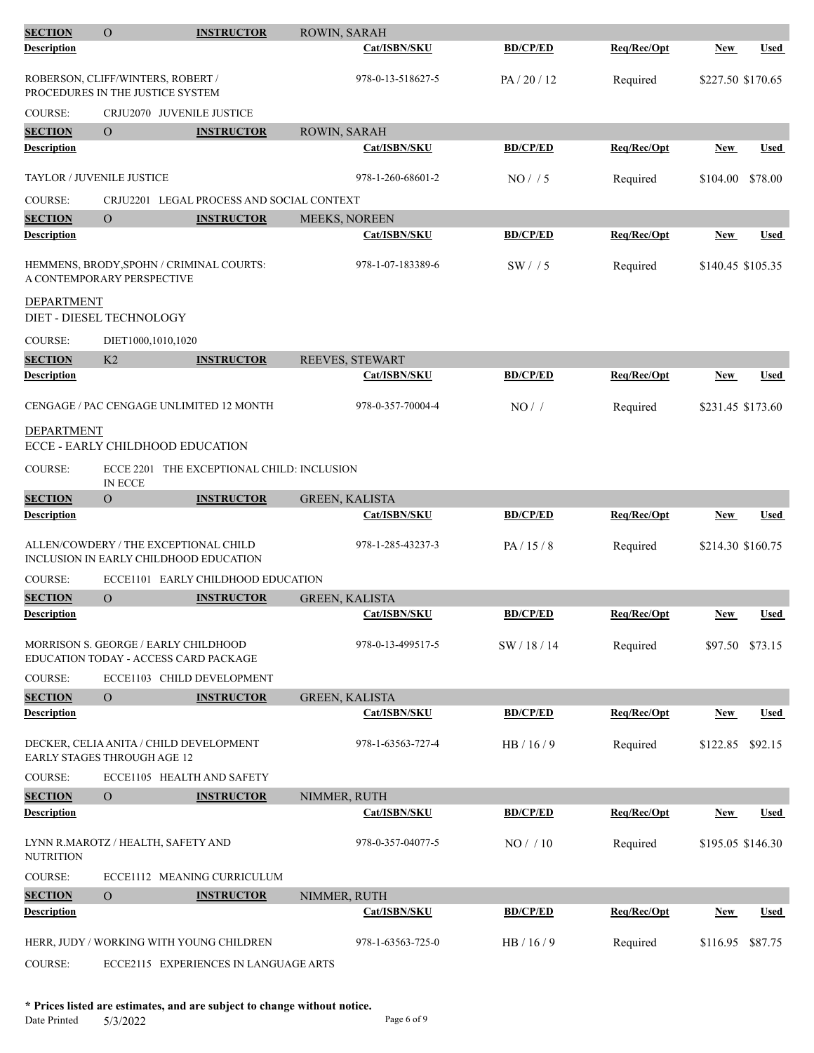| SECTION | O | INSTRUCTOR | ROWIN, SARAH | | | | |
|---|---|---|---|---|---|---|---|
| **Description** | | | **Cat/ISBN/SKU** | **BD/CP/ED** | **Req/Rec/Opt** | **New** | **Used** |
| ROBERSON, CLIFF/WINTERS, ROBERT / PROCEDURES IN THE JUSTICE SYSTEM | | | 978-0-13-518627-5 | PA / 20 / 12 | Required | $227.50 | $170.65 |

COURSE: CRJU2070 JUVENILE JUSTICE

| SECTION | O | INSTRUCTOR | ROWIN, SARAH | | | | |
|---|---|---|---|---|---|---|---|
| **Description** | | | **Cat/ISBN/SKU** | **BD/CP/ED** | **Req/Rec/Opt** | **New** | **Used** |
| TAYLOR / JUVENILE JUSTICE | | | 978-1-260-68601-2 | NO / / 5 | Required | $104.00 | $78.00 |

COURSE: CRJU2201 LEGAL PROCESS AND SOCIAL CONTEXT

| SECTION | O | INSTRUCTOR | MEEKS, NOREEN | | | | |
|---|---|---|---|---|---|---|---|
| **Description** | | | **Cat/ISBN/SKU** | **BD/CP/ED** | **Req/Rec/Opt** | **New** | **Used** |
| HEMMENS, BRODY,SPOHN / CRIMINAL COURTS: A CONTEMPORARY PERSPECTIVE | | | 978-1-07-183389-6 | SW / / 5 | Required | $140.45 | $105.35 |

DEPARTMENT

DIET - DIESEL TECHNOLOGY

COURSE: DIET1000,1010,1020

| SECTION | K2 | INSTRUCTOR | REEVES, STEWART | | | | |
|---|---|---|---|---|---|---|---|
| **Description** | | | **Cat/ISBN/SKU** | **BD/CP/ED** | **Req/Rec/Opt** | **New** | **Used** |
| CENGAGE / PAC CENGAGE UNLIMITED 12 MONTH | | | 978-0-357-70004-4 | NO / / | Required | $231.45 | $173.60 |

DEPARTMENT

ECCE - EARLY CHILDHOOD EDUCATION

COURSE: ECCE 2201 THE EXCEPTIONAL CHILD: INCLUSION IN ECCE

| SECTION | O | INSTRUCTOR | GREEN, KALISTA | | | | |
|---|---|---|---|---|---|---|---|
| **Description** | | | **Cat/ISBN/SKU** | **BD/CP/ED** | **Req/Rec/Opt** | **New** | **Used** |
| ALLEN/COWDERY / THE EXCEPTIONAL CHILD INCLUSION IN EARLY CHILDHOOD EDUCATION | | | 978-1-285-43237-3 | PA / 15 / 8 | Required | $214.30 | $160.75 |

COURSE: ECCE1101 EARLY CHILDHOOD EDUCATION

| SECTION | O | INSTRUCTOR | GREEN, KALISTA | | | | |
|---|---|---|---|---|---|---|---|
| **Description** | | | **Cat/ISBN/SKU** | **BD/CP/ED** | **Req/Rec/Opt** | **New** | **Used** |
| MORRISON S. GEORGE / EARLY CHILDHOOD EDUCATION TODAY - ACCESS CARD PACKAGE | | | 978-0-13-499517-5 | SW / 18 / 14 | Required | $97.50 | $73.15 |

COURSE: ECCE1103 CHILD DEVELOPMENT

| SECTION | O | INSTRUCTOR | GREEN, KALISTA | | | | |
|---|---|---|---|---|---|---|---|
| **Description** | | | **Cat/ISBN/SKU** | **BD/CP/ED** | **Req/Rec/Opt** | **New** | **Used** |
| DECKER, CELIA ANITA / CHILD DEVELOPMENT EARLY STAGES THROUGH AGE 12 | | | 978-1-63563-727-4 | HB / 16 / 9 | Required | $122.85 | $92.15 |

COURSE: ECCE1105 HEALTH AND SAFETY

| SECTION | O | INSTRUCTOR | NIMMER, RUTH | | | | |
|---|---|---|---|---|---|---|---|
| **Description** | | | **Cat/ISBN/SKU** | **BD/CP/ED** | **Req/Rec/Opt** | **New** | **Used** |
| LYNN R.MAROTZ / HEALTH, SAFETY AND NUTRITION | | | 978-0-357-04077-5 | NO / / 10 | Required | $195.05 | $146.30 |

COURSE: ECCE1112 MEANING CURRICULUM

| SECTION | O | INSTRUCTOR | NIMMER, RUTH | | | | |
|---|---|---|---|---|---|---|---|
| **Description** | | | **Cat/ISBN/SKU** | **BD/CP/ED** | **Req/Rec/Opt** | **New** | **Used** |
| HERR, JUDY / WORKING WITH YOUNG CHILDREN | | | 978-1-63563-725-0 | HB / 16 / 9 | Required | $116.95 | $87.75 |

COURSE: ECCE2115 EXPERIENCES IN LANGUAGE ARTS

**\* Prices listed are estimates, and are subject to change without notice.**

Date Printed 5/3/2022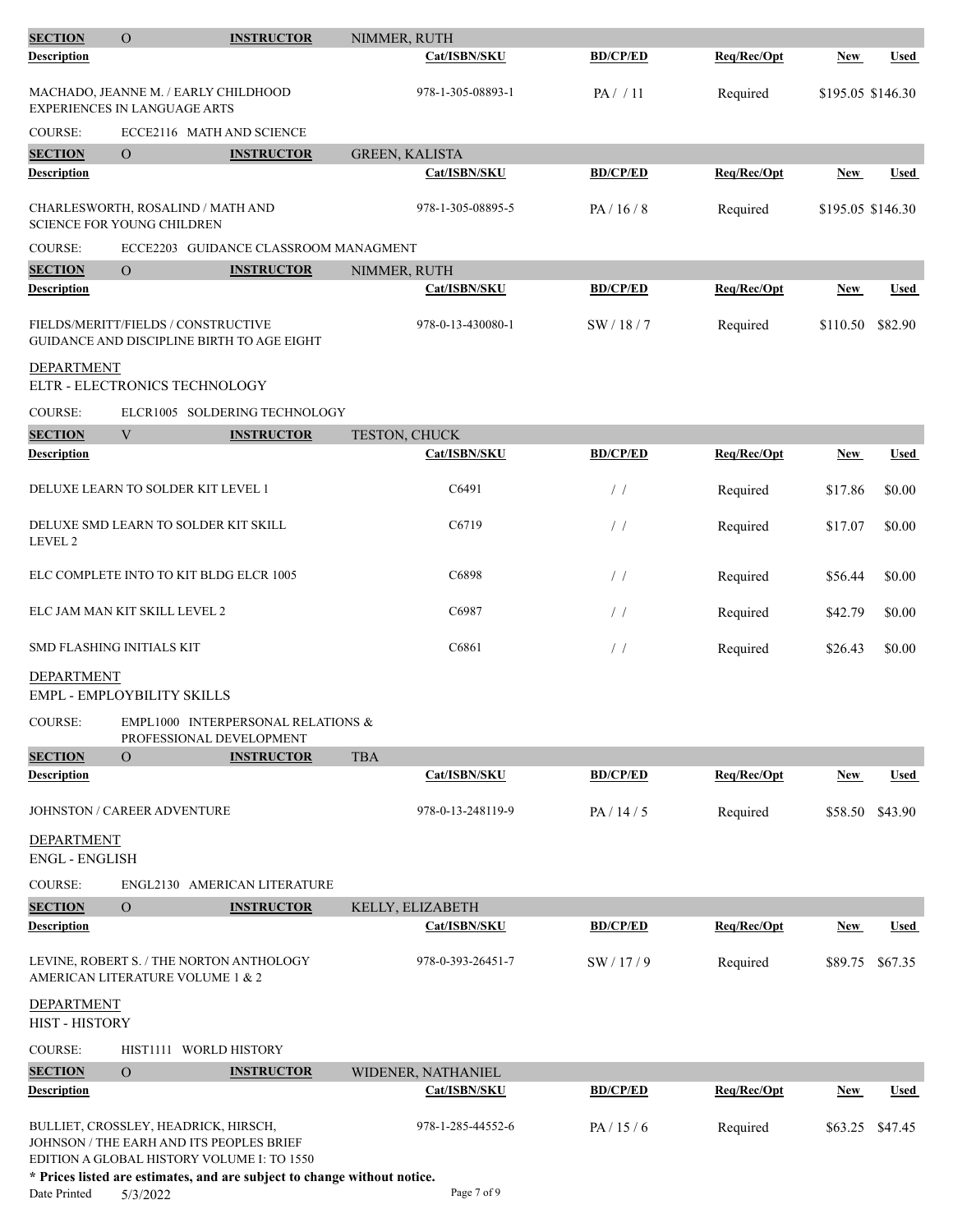| SECTION | O | INSTRUCTOR | NIMMER, RUTH | | | | |
|---|---|---|---|---|---|---|---|
| **Description** | | | **Cat/ISBN/SKU** | **BD/CP/ED** | **Req/Rec/Opt** | **New** | **Used** |
| MACHADO, JEANNE M. / EARLY CHILDHOOD EXPERIENCES IN LANGUAGE ARTS | | | 978-1-305-08893-1 | PA / / 11 | Required | $195.05 | $146.30 |

COURSE: ECCE2116 MATH AND SCIENCE

| SECTION | O | INSTRUCTOR | GREEN, KALISTA | | | | |
|---|---|---|---|---|---|---|---|
| **Description** | | | **Cat/ISBN/SKU** | **BD/CP/ED** | **Req/Rec/Opt** | **New** | **Used** |
| CHARLESWORTH, ROSALIND / MATH AND SCIENCE FOR YOUNG CHILDREN | | | 978-1-305-08895-5 | PA / 16 / 8 | Required | $195.05 | $146.30 |

COURSE: ECCE2203 GUIDANCE CLASSROOM MANAGMENT

| SECTION | O | INSTRUCTOR | NIMMER, RUTH | | | | |
|---|---|---|---|---|---|---|---|
| **Description** | | | **Cat/ISBN/SKU** | **BD/CP/ED** | **Req/Rec/Opt** | **New** | **Used** |
| FIELDS/MERITT/FIELDS / CONSTRUCTIVE GUIDANCE AND DISCIPLINE BIRTH TO AGE EIGHT | | | 978-0-13-430080-1 | SW / 18 / 7 | Required | $110.50 | $82.90 |

## DEPARTMENT

ELTR - ELECTRONICS TECHNOLOGY

COURSE: ELCR1005 SOLDERING TECHNOLOGY

| SECTION | V | INSTRUCTOR | TESTON, CHUCK | | | | |
|---|---|---|---|---|---|---|---|
| **Description** | | | **Cat/ISBN/SKU** | **BD/CP/ED** | **Req/Rec/Opt** | **New** | **Used** |
| DELUXE LEARN TO SOLDER KIT LEVEL 1 | | | C6491 | / / | Required | $17.86 | $0.00 |
| DELUXE SMD LEARN TO SOLDER KIT SKILL LEVEL 2 | | | C6719 | / / | Required | $17.07 | $0.00 |
| ELC COMPLETE INTO TO KIT BLDG ELCR 1005 | | | C6898 | / / | Required | $56.44 | $0.00 |
| ELC JAM MAN KIT SKILL LEVEL 2 | | | C6987 | / / | Required | $42.79 | $0.00 |
| SMD FLASHING INITIALS KIT | | | C6861 | / / | Required | $26.43 | $0.00 |

## DEPARTMENT

EMPL - EMPLOYBILITY SKILLS

COURSE: EMPL1000 INTERPERSONAL RELATIONS & PROFESSIONAL DEVELOPMENT

| SECTION | O | INSTRUCTOR | TBA | | | | |
|---|---|---|---|---|---|---|---|
| **Description** | | | **Cat/ISBN/SKU** | **BD/CP/ED** | **Req/Rec/Opt** | **New** | **Used** |
| JOHNSTON / CAREER ADVENTURE | | | 978-0-13-248119-9 | PA / 14 / 5 | Required | $58.50 | $43.90 |

## DEPARTMENT

ENGL - ENGLISH

COURSE: ENGL2130 AMERICAN LITERATURE

| SECTION | O | INSTRUCTOR | KELLY, ELIZABETH | | | | |
|---|---|---|---|---|---|---|---|
| **Description** | | | **Cat/ISBN/SKU** | **BD/CP/ED** | **Req/Rec/Opt** | **New** | **Used** |
| LEVINE, ROBERT S. / THE NORTON ANTHOLOGY AMERICAN LITERATURE VOLUME 1 & 2 | | | 978-0-393-26451-7 | SW / 17 / 9 | Required | $89.75 | $67.35 |

## DEPARTMENT

HIST - HISTORY

COURSE: HIST1111 WORLD HISTORY

| SECTION | O | INSTRUCTOR | WIDENER, NATHANIEL | | | | |
|---|---|---|---|---|---|---|---|
| **Description** | | | **Cat/ISBN/SKU** | **BD/CP/ED** | **Req/Rec/Opt** | **New** | **Used** |
| BULLIET, CROSSLEY, HEADRICK, HIRSCH, JOHNSON / THE EARH AND ITS PEOPLES BRIEF EDITION A GLOBAL HISTORY VOLUME I: TO 1550 | | | 978-1-285-44552-6 | PA / 15 / 6 | Required | $63.25 | $47.45 |

**\* Prices listed are estimates, and are subject to change without notice.**

Date Printed 5/3/2022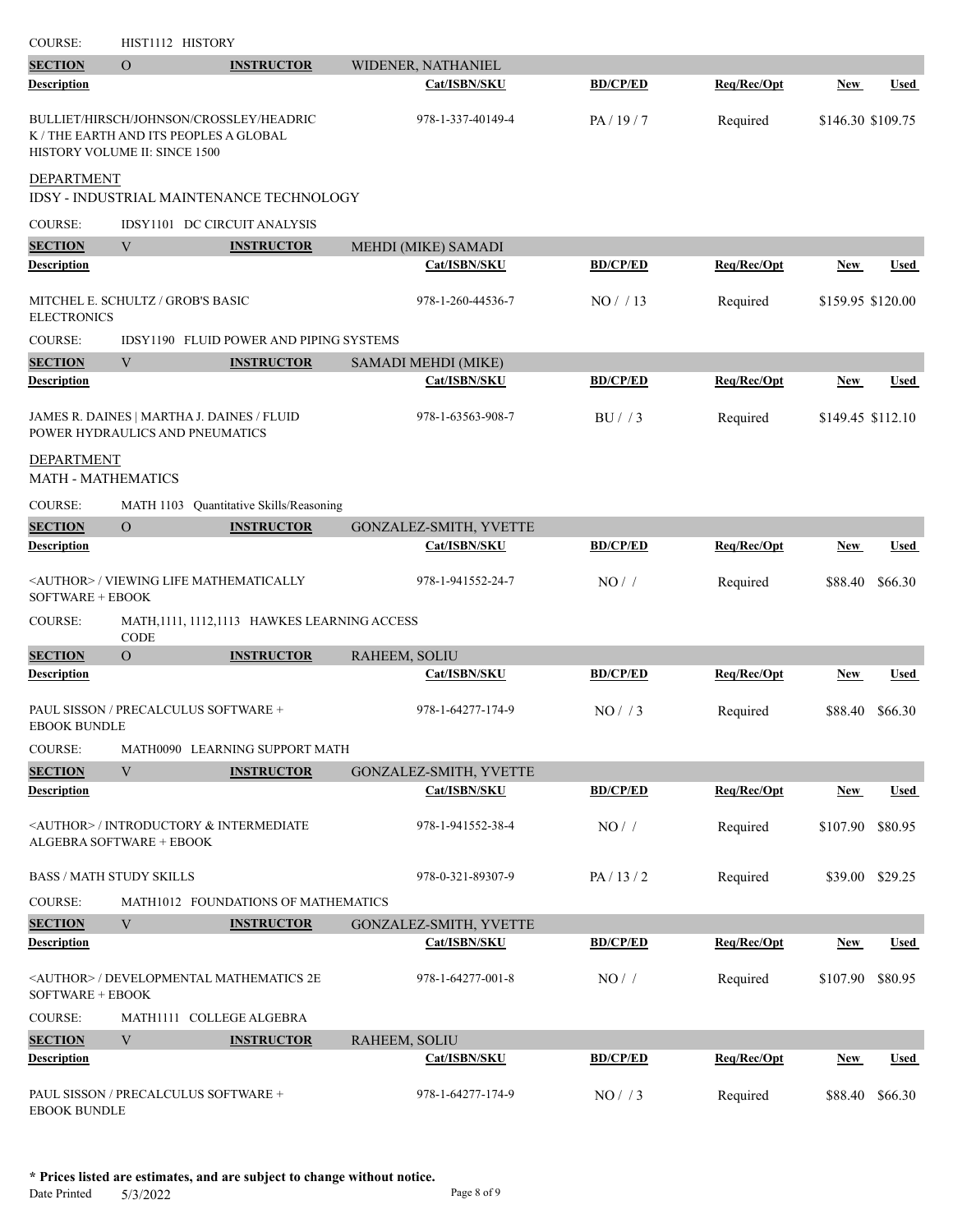COURSE: HIST1112 HISTORY

| SECTION | O | INSTRUCTOR | WIDENER, NATHANIEL | | | | |
|---|---|---|---|---|---|---|---|
| **Description** | | | **Cat/ISBN/SKU** | **BD/CP/ED** | **Req/Rec/Opt** | **New** | **Used** |
| BULLIET/HIRSCH/JOHNSON/CROSSLEY/HEADRICK / THE EARTH AND ITS PEOPLES A GLOBAL HISTORY VOLUME II: SINCE 1500 | | | 978-1-337-40149-4 | PA / 19 / 7 | Required | $146.30 | $109.75 |

## DEPARTMENT

IDSY - INDUSTRIAL MAINTENANCE TECHNOLOGY

COURSE: IDSY1101 DC CIRCUIT ANALYSIS

| SECTION | V | INSTRUCTOR | MEHDI (MIKE) SAMADI | | | | |
|---|---|---|---|---|---|---|---|
| **Description** | | | **Cat/ISBN/SKU** | **BD/CP/ED** | **Req/Rec/Opt** | **New** | **Used** |
| MITCHEL E. SCHULTZ / GROB'S BASIC ELECTRONICS | | | 978-1-260-44536-7 | NO / / 13 | Required | $159.95 | $120.00 |

COURSE: IDSY1190 FLUID POWER AND PIPING SYSTEMS

| SECTION | V | INSTRUCTOR | SAMADI MEHDI (MIKE) | | | | |
|---|---|---|---|---|---|---|---|
| **Description** | | | **Cat/ISBN/SKU** | **BD/CP/ED** | **Req/Rec/Opt** | **New** | **Used** |
| JAMES R. DAINES \| MARTHA J. DAINES / FLUID POWER HYDRAULICS AND PNEUMATICS | | | 978-1-63563-908-7 | BU / / 3 | Required | $149.45 | $112.10 |

## DEPARTMENT

MATH - MATHEMATICS

COURSE: MATH 1103 Quantitative Skills/Reasoning

| SECTION | O | INSTRUCTOR | GONZALEZ-SMITH, YVETTE | | | | |
|---|---|---|---|---|---|---|---|
| **Description** | | | **Cat/ISBN/SKU** | **BD/CP/ED** | **Req/Rec/Opt** | **New** | **Used** |
| <AUTHOR> / VIEWING LIFE MATHEMATICALLY SOFTWARE + EBOOK | | | 978-1-941552-24-7 | NO / / | Required | $88.40 | $66.30 |

COURSE: MATH,1111, 1112,1113 HAWKES LEARNING ACCESS CODE

| SECTION | O | INSTRUCTOR | RAHEEM, SOLIU | | | | |
|---|---|---|---|---|---|---|---|
| **Description** | | | **Cat/ISBN/SKU** | **BD/CP/ED** | **Req/Rec/Opt** | **New** | **Used** |
| PAUL SISSON / PRECALCULUS SOFTWARE + EBOOK BUNDLE | | | 978-1-64277-174-9 | NO / / 3 | Required | $88.40 | $66.30 |

COURSE: MATH0090 LEARNING SUPPORT MATH

| SECTION | V | INSTRUCTOR | GONZALEZ-SMITH, YVETTE | | | | |
|---|---|---|---|---|---|---|---|
| **Description** | | | **Cat/ISBN/SKU** | **BD/CP/ED** | **Req/Rec/Opt** | **New** | **Used** |
| <AUTHOR> / INTRODUCTORY & INTERMEDIATE ALGEBRA SOFTWARE + EBOOK | | | 978-1-941552-38-4 | NO / / | Required | $107.90 | $80.95 |
| BASS / MATH STUDY SKILLS | | | 978-0-321-89307-9 | PA / 13 / 2 | Required | $39.00 | $29.25 |

COURSE: MATH1012 FOUNDATIONS OF MATHEMATICS

| SECTION | V | INSTRUCTOR | GONZALEZ-SMITH, YVETTE | | | | |
|---|---|---|---|---|---|---|---|
| **Description** | | | **Cat/ISBN/SKU** | **BD/CP/ED** | **Req/Rec/Opt** | **New** | **Used** |
| <AUTHOR> / DEVELOPMENTAL MATHEMATICS 2E SOFTWARE + EBOOK | | | 978-1-64277-001-8 | NO / / | Required | $107.90 | $80.95 |

COURSE: MATH1111 COLLEGE ALGEBRA

| SECTION | V | INSTRUCTOR | RAHEEM, SOLIU | | | | |
|---|---|---|---|---|---|---|---|
| **Description** | | | **Cat/ISBN/SKU** | **BD/CP/ED** | **Req/Rec/Opt** | **New** | **Used** |
| PAUL SISSON / PRECALCULUS SOFTWARE + EBOOK BUNDLE | | | 978-1-64277-174-9 | NO / / 3 | Required | $88.40 | $66.30 |

**\* Prices listed are estimates, and are subject to change without notice.**

Date Printed 5/3/2022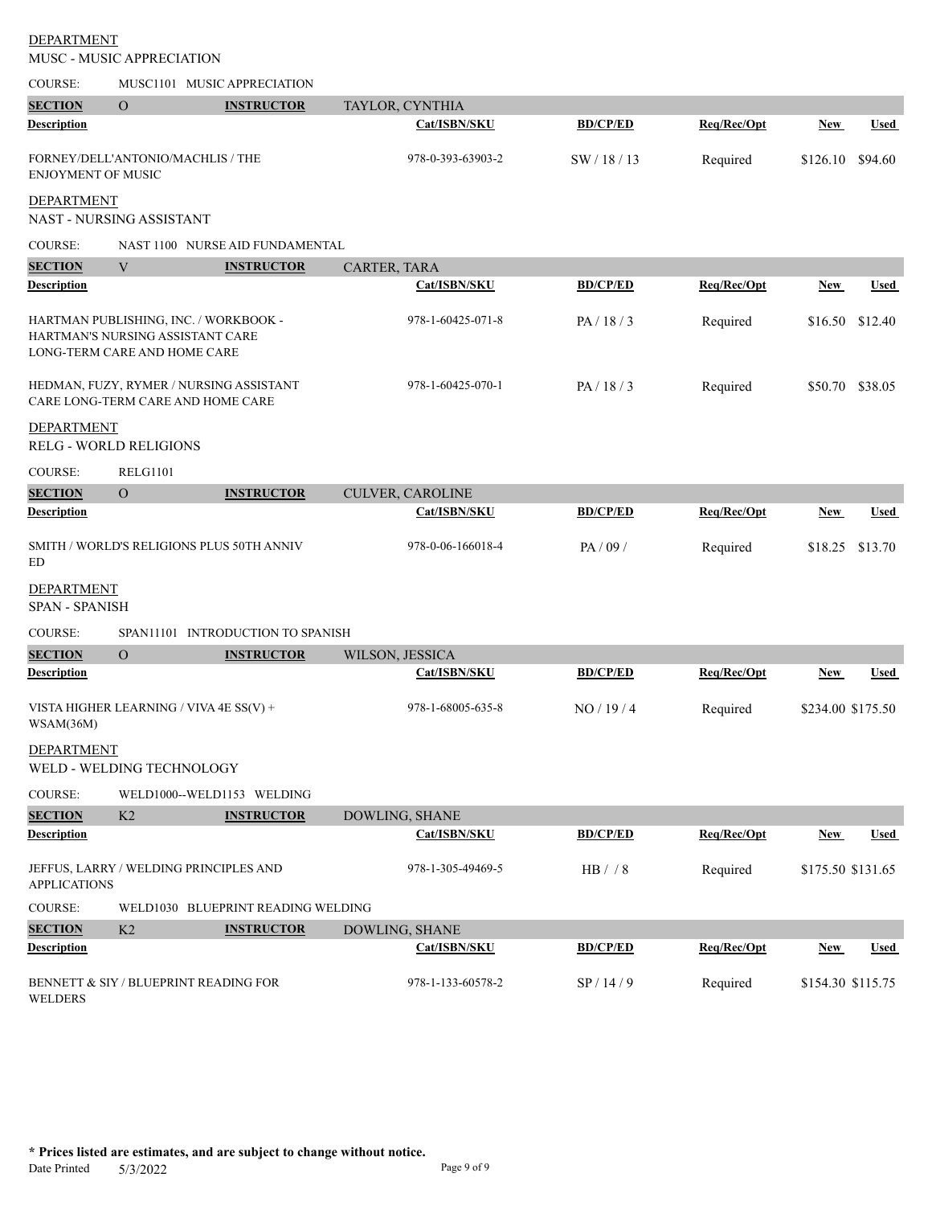DEPARTMENT
MUSC - MUSIC APPRECIATION

COURSE: MUSC1101 MUSIC APPRECIATION

| SECTION | O | INSTRUCTOR | TAYLOR, CYNTHIA | | | | |
|---|---|---|---|---|---|---|---|
| **Description** | | | **Cat/ISBN/SKU** | **BD/CP/ED** | **Req/Rec/Opt** | **New** | **Used** |
| FORNEY/DELL'ANTONIO/MACHLIS / THE ENJOYMENT OF MUSIC | | | 978-0-393-63903-2 | SW / 18 / 13 | Required | $126.10 | $94.60 |

DEPARTMENT
NAST - NURSING ASSISTANT

COURSE: NAST 1100 NURSE AID FUNDAMENTAL

| SECTION | V | INSTRUCTOR | CARTER, TARA | | | | |
|---|---|---|---|---|---|---|---|
| **Description** | | | **Cat/ISBN/SKU** | **BD/CP/ED** | **Req/Rec/Opt** | **New** | **Used** |
| HARTMAN PUBLISHING, INC. / WORKBOOK - HARTMAN'S NURSING ASSISTANT CARE LONG-TERM CARE AND HOME CARE | | | 978-1-60425-071-8 | PA / 18 / 3 | Required | $16.50 | $12.40 |
| HEDMAN, FUZY, RYMER / NURSING ASSISTANT CARE LONG-TERM CARE AND HOME CARE | | | 978-1-60425-070-1 | PA / 18 / 3 | Required | $50.70 | $38.05 |

DEPARTMENT
RELG - WORLD RELIGIONS

COURSE: RELG1101

| SECTION | O | INSTRUCTOR | CULVER, CAROLINE | | | | |
|---|---|---|---|---|---|---|---|
| **Description** | | | **Cat/ISBN/SKU** | **BD/CP/ED** | **Req/Rec/Opt** | **New** | **Used** |
| SMITH / WORLD'S RELIGIONS PLUS 50TH ANNIV ED | | | 978-0-06-166018-4 | PA / 09 / | Required | $18.25 | $13.70 |

DEPARTMENT
SPAN - SPANISH

COURSE: SPAN11101 INTRODUCTION TO SPANISH

| SECTION | O | INSTRUCTOR | WILSON, JESSICA | | | | |
|---|---|---|---|---|---|---|---|
| **Description** | | | **Cat/ISBN/SKU** | **BD/CP/ED** | **Req/Rec/Opt** | **New** | **Used** |
| VISTA HIGHER LEARNING / VIVA 4E SS(V) + WSAM(36M) | | | 978-1-68005-635-8 | NO / 19 / 4 | Required | $234.00 | $175.50 |

DEPARTMENT
WELD - WELDING TECHNOLOGY

COURSE: WELD1000--WELD1153 WELDING

| SECTION | K2 | INSTRUCTOR | DOWLING, SHANE | | | | |
|---|---|---|---|---|---|---|---|
| **Description** | | | **Cat/ISBN/SKU** | **BD/CP/ED** | **Req/Rec/Opt** | **New** | **Used** |
| JEFFUS, LARRY / WELDING PRINCIPLES AND APPLICATIONS | | | 978-1-305-49469-5 | HB / / 8 | Required | $175.50 | $131.65 |

COURSE: WELD1030 BLUEPRINT READING WELDING

| SECTION | K2 | INSTRUCTOR | DOWLING, SHANE | | | | |
|---|---|---|---|---|---|---|---|
| **Description** | | | **Cat/ISBN/SKU** | **BD/CP/ED** | **Req/Rec/Opt** | **New** | **Used** |
| BENNETT & SIY / BLUEPRINT READING FOR WELDERS | | | 978-1-133-60578-2 | SP / 14 / 9 | Required | $154.30 | $115.75 |

**\* Prices listed are estimates, and are subject to change without notice.**

Date Printed 5/3/2022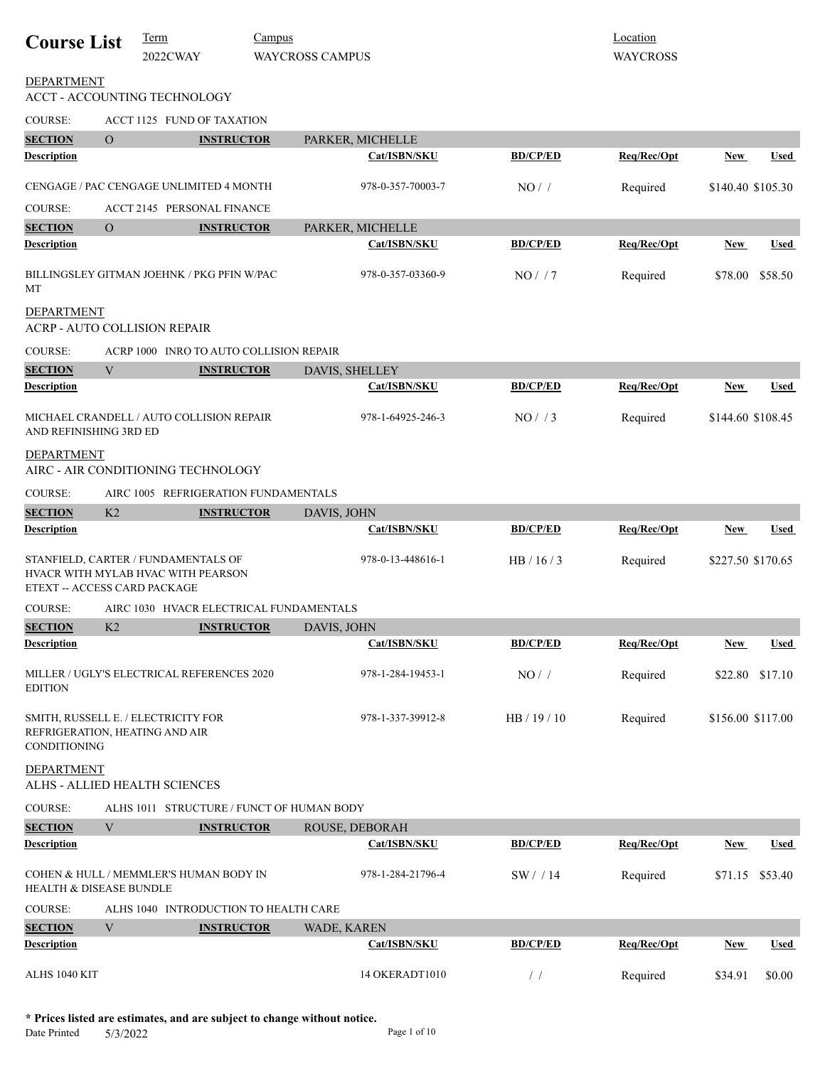# Course List

| Term | Campus | Location |
|---|---|---|
| 2022CWAY | WAYCROSS CAMPUS | WAYCROSS |

## DEPARTMENT
ACCT - ACCOUNTING TECHNOLOGY

COURSE: ACCT 1125 FUND OF TAXATION

SECTION O — INSTRUCTOR PARKER, MICHELLE

| Description | Cat/ISBN/SKU | BD/CP/ED | Req/Rec/Opt | New | Used |
|---|---|---|---|---|---|
| CENGAGE / PAC CENGAGE UNLIMITED 4 MONTH | 978-0-357-70003-7 | NO / / | Required | $140.40 | $105.30 |

COURSE: ACCT 2145 PERSONAL FINANCE

SECTION O — INSTRUCTOR PARKER, MICHELLE

| Description | Cat/ISBN/SKU | BD/CP/ED | Req/Rec/Opt | New | Used |
|---|---|---|---|---|---|
| BILLINGSLEY GITMAN JOEHNK / PKG PFIN W/PAC MT | 978-0-357-03360-9 | NO / / 7 | Required | $78.00 | $58.50 |

## DEPARTMENT
ACRP - AUTO COLLISION REPAIR

COURSE: ACRP 1000 INRO TO AUTO COLLISION REPAIR

SECTION V — INSTRUCTOR DAVIS, SHELLEY

| Description | Cat/ISBN/SKU | BD/CP/ED | Req/Rec/Opt | New | Used |
|---|---|---|---|---|---|
| MICHAEL CRANDELL / AUTO COLLISION REPAIR AND REFINISHING 3RD ED | 978-1-64925-246-3 | NO / / 3 | Required | $144.60 | $108.45 |

## DEPARTMENT
AIRC - AIR CONDITIONING TECHNOLOGY

COURSE: AIRC 1005 REFRIGERATION FUNDAMENTALS

SECTION K2 — INSTRUCTOR DAVIS, JOHN

| Description | Cat/ISBN/SKU | BD/CP/ED | Req/Rec/Opt | New | Used |
|---|---|---|---|---|---|
| STANFIELD, CARTER / FUNDAMENTALS OF HVACR WITH MYLAB HVAC WITH PEARSON ETEXT -- ACCESS CARD PACKAGE | 978-0-13-448616-1 | HB / 16 / 3 | Required | $227.50 | $170.65 |

COURSE: AIRC 1030 HVACR ELECTRICAL FUNDAMENTALS

SECTION K2 — INSTRUCTOR DAVIS, JOHN

| Description | Cat/ISBN/SKU | BD/CP/ED | Req/Rec/Opt | New | Used |
|---|---|---|---|---|---|
| MILLER / UGLY'S ELECTRICAL REFERENCES 2020 EDITION | 978-1-284-19453-1 | NO / / | Required | $22.80 | $17.10 |
| SMITH, RUSSELL E. / ELECTRICITY FOR REFRIGERATION, HEATING AND AIR CONDITIONING | 978-1-337-39912-8 | HB / 19 / 10 | Required | $156.00 | $117.00 |

## DEPARTMENT
ALHS - ALLIED HEALTH SCIENCES

COURSE: ALHS 1011 STRUCTURE / FUNCT OF HUMAN BODY

SECTION V — INSTRUCTOR ROUSE, DEBORAH

| Description | Cat/ISBN/SKU | BD/CP/ED | Req/Rec/Opt | New | Used |
|---|---|---|---|---|---|
| COHEN & HULL / MEMMLER'S HUMAN BODY IN HEALTH & DISEASE BUNDLE | 978-1-284-21796-4 | SW / / 14 | Required | $71.15 | $53.40 |

COURSE: ALHS 1040 INTRODUCTION TO HEALTH CARE

SECTION V — INSTRUCTOR WADE, KAREN

| Description | Cat/ISBN/SKU | BD/CP/ED | Req/Rec/Opt | New | Used |
|---|---|---|---|---|---|
| ALHS 1040 KIT | 14 OKERADT1010 | / / | Required | $34.91 | $0.00 |

**\* Prices listed are estimates, and are subject to change without notice.**

Date Printed 5/3/2022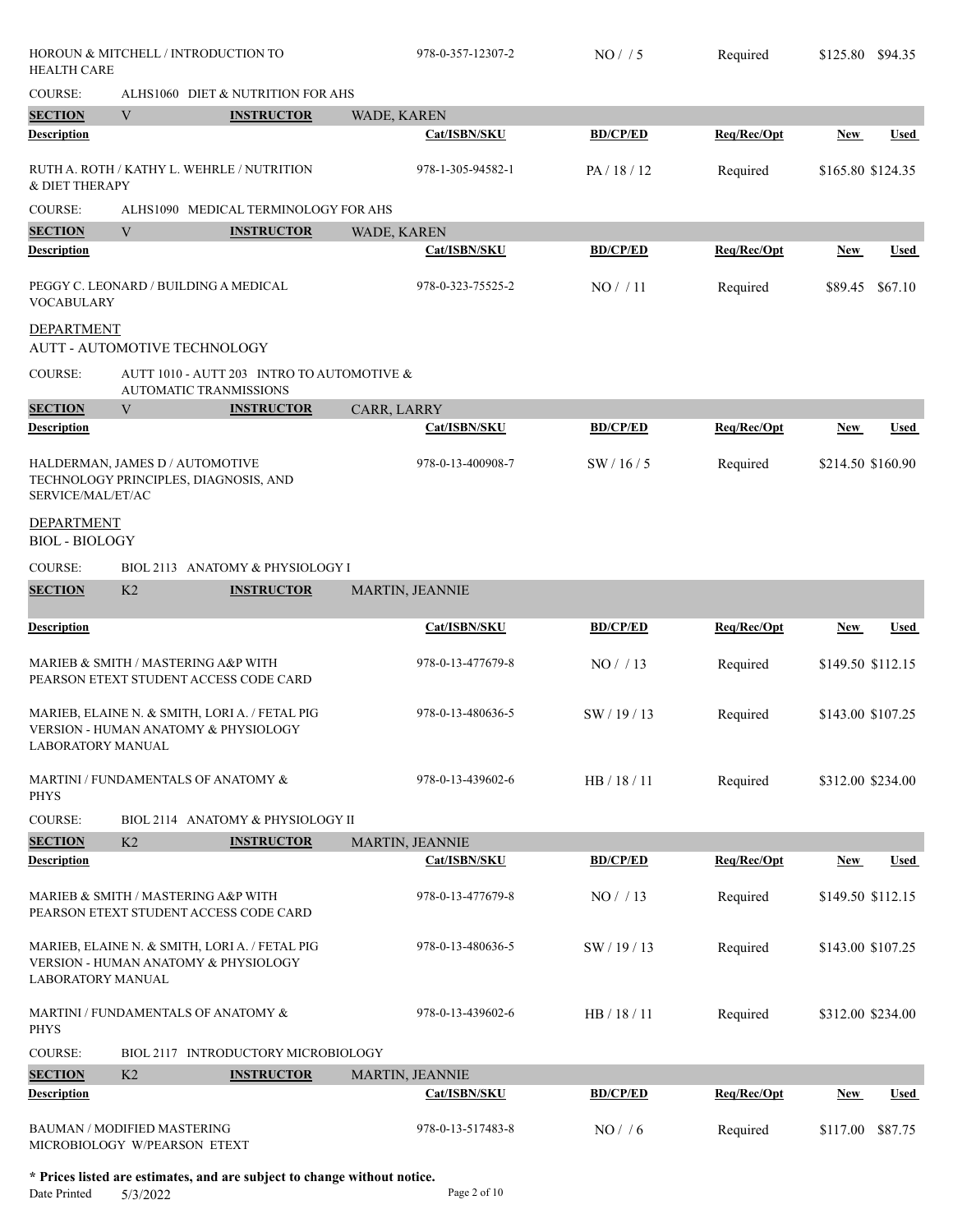| | | | | | |
|---|---|---|---|---|---|
| HOROUN & MITCHELL / INTRODUCTION TO HEALTH CARE | 978-0-357-12307-2 | NO / / 5 | Required | $125.80 | $94.35 |

COURSE: ALHS1060 DIET & NUTRITION FOR AHS

**SECTION** V **INSTRUCTOR** WADE, KAREN

| Description | Cat/ISBN/SKU | BD/CP/ED | Req/Rec/Opt | New | Used |
|---|---|---|---|---|---|
| RUTH A. ROTH / KATHY L. WEHRLE / NUTRITION & DIET THERAPY | 978-1-305-94582-1 | PA / 18 / 12 | Required | $165.80 | $124.35 |

COURSE: ALHS1090 MEDICAL TERMINOLOGY FOR AHS

**SECTION** V **INSTRUCTOR** WADE, KAREN

| Description | Cat/ISBN/SKU | BD/CP/ED | Req/Rec/Opt | New | Used |
|---|---|---|---|---|---|
| PEGGY C. LEONARD / BUILDING A MEDICAL VOCABULARY | 978-0-323-75525-2 | NO / / 11 | Required | $89.45 | $67.10 |

DEPARTMENT

AUTT - AUTOMOTIVE TECHNOLOGY

COURSE: AUTT 1010 - AUTT 203 INTRO TO AUTOMOTIVE & AUTOMATIC TRANMISSIONS

**SECTION** V **INSTRUCTOR** CARR, LARRY

| Description | Cat/ISBN/SKU | BD/CP/ED | Req/Rec/Opt | New | Used |
|---|---|---|---|---|---|
| HALDERMAN, JAMES D / AUTOMOTIVE TECHNOLOGY PRINCIPLES, DIAGNOSIS, AND SERVICE/MAL/ET/AC | 978-0-13-400908-7 | SW / 16 / 5 | Required | $214.50 | $160.90 |

DEPARTMENT

BIOL - BIOLOGY

COURSE: BIOL 2113 ANATOMY & PHYSIOLOGY I

**SECTION** K2 **INSTRUCTOR** MARTIN, JEANNIE

| Description | Cat/ISBN/SKU | BD/CP/ED | Req/Rec/Opt | New | Used |
|---|---|---|---|---|---|
| MARIEB & SMITH / MASTERING A&P WITH PEARSON ETEXT STUDENT ACCESS CODE CARD | 978-0-13-477679-8 | NO / / 13 | Required | $149.50 | $112.15 |
| MARIEB, ELAINE N. & SMITH, LORI A. / FETAL PIG VERSION - HUMAN ANATOMY & PHYSIOLOGY LABORATORY MANUAL | 978-0-13-480636-5 | SW / 19 / 13 | Required | $143.00 | $107.25 |
| MARTINI / FUNDAMENTALS OF ANATOMY & PHYS | 978-0-13-439602-6 | HB / 18 / 11 | Required | $312.00 | $234.00 |

COURSE: BIOL 2114 ANATOMY & PHYSIOLOGY II

**SECTION** K2 **INSTRUCTOR** MARTIN, JEANNIE

| Description | Cat/ISBN/SKU | BD/CP/ED | Req/Rec/Opt | New | Used |
|---|---|---|---|---|---|
| MARIEB & SMITH / MASTERING A&P WITH PEARSON ETEXT STUDENT ACCESS CODE CARD | 978-0-13-477679-8 | NO / / 13 | Required | $149.50 | $112.15 |
| MARIEB, ELAINE N. & SMITH, LORI A. / FETAL PIG VERSION - HUMAN ANATOMY & PHYSIOLOGY LABORATORY MANUAL | 978-0-13-480636-5 | SW / 19 / 13 | Required | $143.00 | $107.25 |
| MARTINI / FUNDAMENTALS OF ANATOMY & PHYS | 978-0-13-439602-6 | HB / 18 / 11 | Required | $312.00 | $234.00 |

COURSE: BIOL 2117 INTRODUCTORY MICROBIOLOGY

**SECTION** K2 **INSTRUCTOR** MARTIN, JEANNIE

| Description | Cat/ISBN/SKU | BD/CP/ED | Req/Rec/Opt | New | Used |
|---|---|---|---|---|---|
| BAUMAN / MODIFIED MASTERING MICROBIOLOGY W/PEARSON ETEXT | 978-0-13-517483-8 | NO / / 6 | Required | $117.00 | $87.75 |

**\* Prices listed are estimates, and are subject to change without notice.**

Date Printed 5/3/2022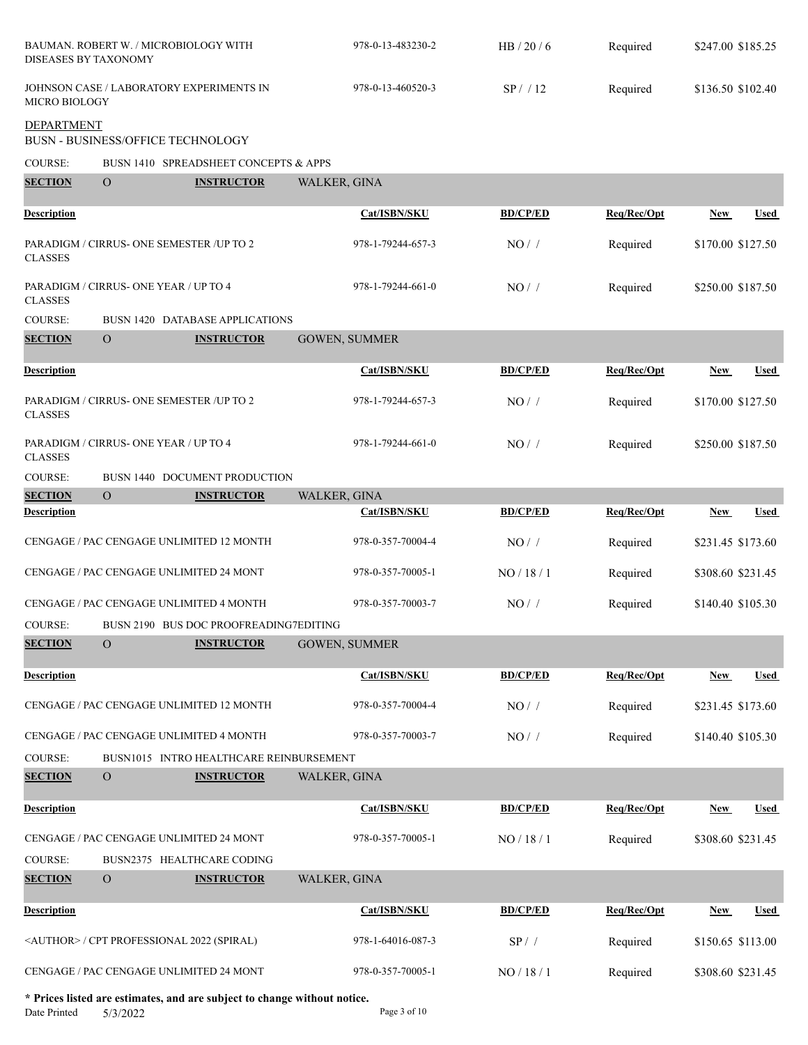| Description | Cat/ISBN/SKU | BD/CP/ED | Req/Rec/Opt | New | Used |
|---|---|---|---|---|---|
| BAUMAN. ROBERT W. / MICROBIOLOGY WITH DISEASES BY TAXONOMY | 978-0-13-483230-2 | HB / 20 / 6 | Required | $247.00 | $185.25 |
| JOHNSON CASE / LABORATORY EXPERIMENTS IN MICRO BIOLOGY | 978-0-13-460520-3 | SP / / 12 | Required | $136.50 | $102.40 |

DEPARTMENT
BUSN - BUSINESS/OFFICE TECHNOLOGY

COURSE: BUSN 1410 SPREADSHEET CONCEPTS & APPS

**SECTION** O **INSTRUCTOR** WALKER, GINA

| Description | Cat/ISBN/SKU | BD/CP/ED | Req/Rec/Opt | New | Used |
|---|---|---|---|---|---|
| PARADIGM / CIRRUS- ONE SEMESTER /UP TO 2 CLASSES | 978-1-79244-657-3 | NO / / | Required | $170.00 | $127.50 |
| PARADIGM / CIRRUS- ONE YEAR / UP TO 4 CLASSES | 978-1-79244-661-0 | NO / / | Required | $250.00 | $187.50 |

COURSE: BUSN 1420 DATABASE APPLICATIONS

**SECTION** O **INSTRUCTOR** GOWEN, SUMMER

| Description | Cat/ISBN/SKU | BD/CP/ED | Req/Rec/Opt | New | Used |
|---|---|---|---|---|---|
| PARADIGM / CIRRUS- ONE SEMESTER /UP TO 2 CLASSES | 978-1-79244-657-3 | NO / / | Required | $170.00 | $127.50 |
| PARADIGM / CIRRUS- ONE YEAR / UP TO 4 CLASSES | 978-1-79244-661-0 | NO / / | Required | $250.00 | $187.50 |

COURSE: BUSN 1440 DOCUMENT PRODUCTION

**SECTION** O **INSTRUCTOR** WALKER, GINA

| Description | Cat/ISBN/SKU | BD/CP/ED | Req/Rec/Opt | New | Used |
|---|---|---|---|---|---|
| CENGAGE / PAC CENGAGE UNLIMITED 12 MONTH | 978-0-357-70004-4 | NO / / | Required | $231.45 | $173.60 |
| CENGAGE / PAC CENGAGE UNLIMITED 24 MONT | 978-0-357-70005-1 | NO / 18 / 1 | Required | $308.60 | $231.45 |
| CENGAGE / PAC CENGAGE UNLIMITED 4 MONTH | 978-0-357-70003-7 | NO / / | Required | $140.40 | $105.30 |

COURSE: BUSN 2190 BUS DOC PROOFREADING7EDITING

**SECTION** O **INSTRUCTOR** GOWEN, SUMMER

| Description | Cat/ISBN/SKU | BD/CP/ED | Req/Rec/Opt | New | Used |
|---|---|---|---|---|---|
| CENGAGE / PAC CENGAGE UNLIMITED 12 MONTH | 978-0-357-70004-4 | NO / / | Required | $231.45 | $173.60 |
| CENGAGE / PAC CENGAGE UNLIMITED 4 MONTH | 978-0-357-70003-7 | NO / / | Required | $140.40 | $105.30 |

COURSE: BUSN1015 INTRO HEALTHCARE REINBURSEMENT

**SECTION** O **INSTRUCTOR** WALKER, GINA

| Description | Cat/ISBN/SKU | BD/CP/ED | Req/Rec/Opt | New | Used |
|---|---|---|---|---|---|
| CENGAGE / PAC CENGAGE UNLIMITED 24 MONT | 978-0-357-70005-1 | NO / 18 / 1 | Required | $308.60 | $231.45 |

COURSE: BUSN2375 HEALTHCARE CODING

**SECTION** O **INSTRUCTOR** WALKER, GINA

| Description | Cat/ISBN/SKU | BD/CP/ED | Req/Rec/Opt | New | Used |
|---|---|---|---|---|---|
| <AUTHOR> / CPT PROFESSIONAL 2022 (SPIRAL) | 978-1-64016-087-3 | SP / / | Required | $150.65 | $113.00 |
| CENGAGE / PAC CENGAGE UNLIMITED 24 MONT | 978-0-357-70005-1 | NO / 18 / 1 | Required | $308.60 | $231.45 |

**\* Prices listed are estimates, and are subject to change without notice.**

Date Printed 5/3/2022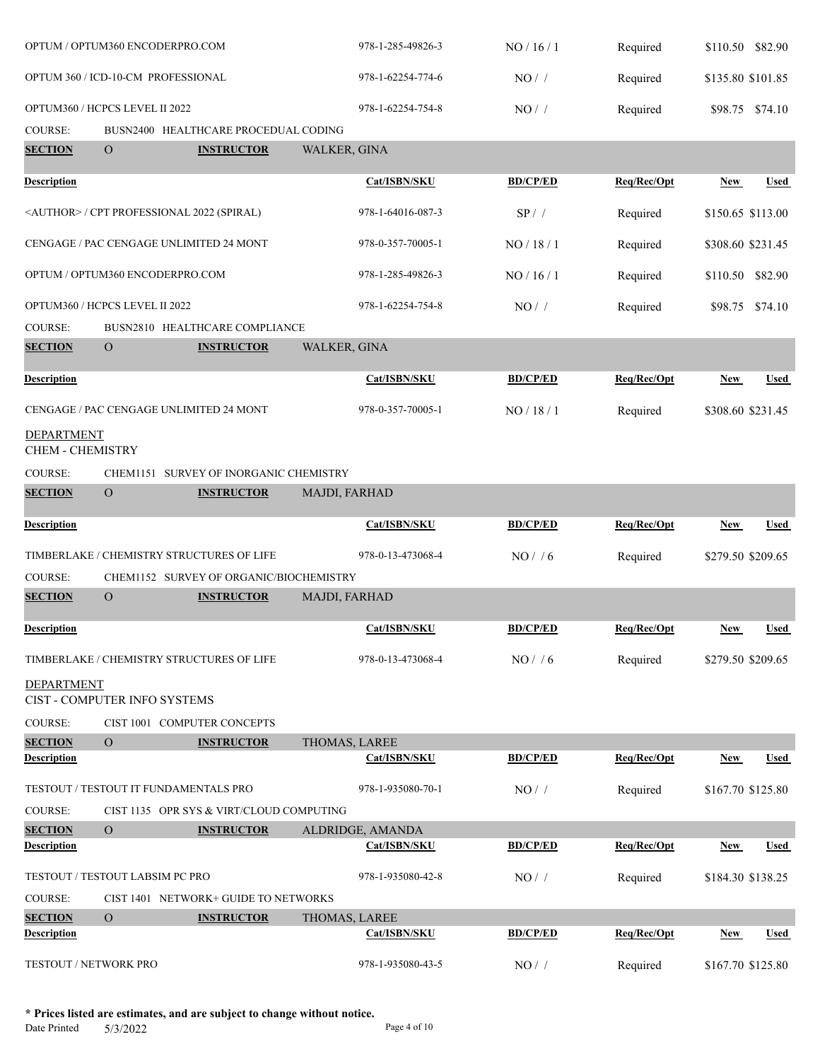| Description | Cat/ISBN/SKU | BD/CP/ED | Req/Rec/Opt | New | Used |
|---|---|---|---|---|---|
| OPTUM / OPTUM360 ENCODERPRO.COM | 978-1-285-49826-3 | NO / 16 / 1 | Required | $110.50 | $82.90 |
| OPTUM 360 / ICD-10-CM PROFESSIONAL | 978-1-62254-774-6 | NO / / | Required | $135.80 | $101.85 |
| OPTUM360 / HCPCS LEVEL II 2022 | 978-1-62254-754-8 | NO / / | Required | $98.75 | $74.10 |

COURSE: BUSN2400 HEALTHCARE PROCEDUAL CODING

**SECTION** O **INSTRUCTOR** WALKER, GINA

| Description | Cat/ISBN/SKU | BD/CP/ED | Req/Rec/Opt | New | Used |
|---|---|---|---|---|---|
| <AUTHOR> / CPT PROFESSIONAL 2022 (SPIRAL) | 978-1-64016-087-3 | SP / / | Required | $150.65 | $113.00 |
| CENGAGE / PAC CENGAGE UNLIMITED 24 MONT | 978-0-357-70005-1 | NO / 18 / 1 | Required | $308.60 | $231.45 |
| OPTUM / OPTUM360 ENCODERPRO.COM | 978-1-285-49826-3 | NO / 16 / 1 | Required | $110.50 | $82.90 |
| OPTUM360 / HCPCS LEVEL II 2022 | 978-1-62254-754-8 | NO / / | Required | $98.75 | $74.10 |

COURSE: BUSN2810 HEALTHCARE COMPLIANCE

**SECTION** O **INSTRUCTOR** WALKER, GINA

| Description | Cat/ISBN/SKU | BD/CP/ED | Req/Rec/Opt | New | Used |
|---|---|---|---|---|---|
| CENGAGE / PAC CENGAGE UNLIMITED 24 MONT | 978-0-357-70005-1 | NO / 18 / 1 | Required | $308.60 | $231.45 |

DEPARTMENT
CHEM - CHEMISTRY

COURSE: CHEM1151 SURVEY OF INORGANIC CHEMISTRY

**SECTION** O **INSTRUCTOR** MAJDI, FARHAD

| Description | Cat/ISBN/SKU | BD/CP/ED | Req/Rec/Opt | New | Used |
|---|---|---|---|---|---|
| TIMBERLAKE / CHEMISTRY STRUCTURES OF LIFE | 978-0-13-473068-4 | NO / / 6 | Required | $279.50 | $209.65 |

COURSE: CHEM1152 SURVEY OF ORGANIC/BIOCHEMISTRY

**SECTION** O **INSTRUCTOR** MAJDI, FARHAD

| Description | Cat/ISBN/SKU | BD/CP/ED | Req/Rec/Opt | New | Used |
|---|---|---|---|---|---|
| TIMBERLAKE / CHEMISTRY STRUCTURES OF LIFE | 978-0-13-473068-4 | NO / / 6 | Required | $279.50 | $209.65 |

DEPARTMENT
CIST - COMPUTER INFO SYSTEMS

COURSE: CIST 1001 COMPUTER CONCEPTS

**SECTION** O **INSTRUCTOR** THOMAS, LAREE

| Description | Cat/ISBN/SKU | BD/CP/ED | Req/Rec/Opt | New | Used |
|---|---|---|---|---|---|
| TESTOUT / TESTOUT IT FUNDAMENTALS PRO | 978-1-935080-70-1 | NO / / | Required | $167.70 | $125.80 |

COURSE: CIST 1135 OPR SYS & VIRT/CLOUD COMPUTING

**SECTION** O **INSTRUCTOR** ALDRIDGE, AMANDA

| Description | Cat/ISBN/SKU | BD/CP/ED | Req/Rec/Opt | New | Used |
|---|---|---|---|---|---|
| TESTOUT / TESTOUT LABSIM PC PRO | 978-1-935080-42-8 | NO / / | Required | $184.30 | $138.25 |

COURSE: CIST 1401 NETWORK+ GUIDE TO NETWORKS

**SECTION** O **INSTRUCTOR** THOMAS, LAREE

| Description | Cat/ISBN/SKU | BD/CP/ED | Req/Rec/Opt | New | Used |
|---|---|---|---|---|---|
| TESTOUT / NETWORK PRO | 978-1-935080-43-5 | NO / / | Required | $167.70 | $125.80 |

**\* Prices listed are estimates, and are subject to change without notice.**
Date Printed 5/3/2022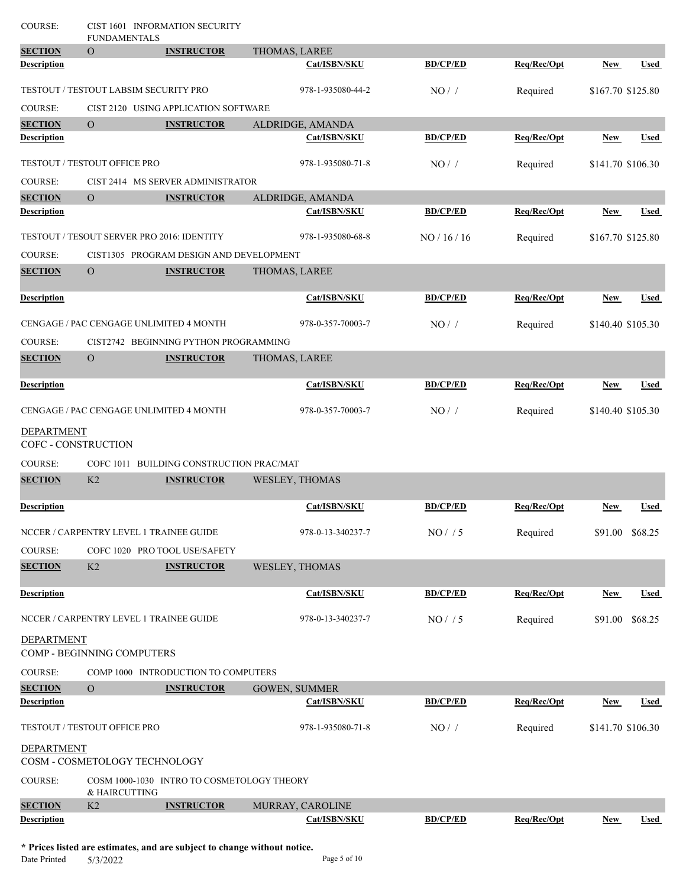COURSE: CIST 1601 INFORMATION SECURITY FUNDAMENTALS

| SECTION | O | INSTRUCTOR | THOMAS, LAREE | | | |
|---|---|---|---|---|---|---|
| **Description** | | **Cat/ISBN/SKU** | **BD/CP/ED** | **Req/Rec/Opt** | **New** | **Used** |
| TESTOUT / TESTOUT LABSIM SECURITY PRO | | 978-1-935080-44-2 | NO / / | Required | $167.70 | $125.80 |

COURSE: CIST 2120 USING APPLICATION SOFTWARE

| SECTION | O | INSTRUCTOR | ALDRIDGE, AMANDA | | | |
|---|---|---|---|---|---|---|
| **Description** | | **Cat/ISBN/SKU** | **BD/CP/ED** | **Req/Rec/Opt** | **New** | **Used** |
| TESTOUT / TESTOUT OFFICE PRO | | 978-1-935080-71-8 | NO / / | Required | $141.70 | $106.30 |

COURSE: CIST 2414 MS SERVER ADMINISTRATOR

| SECTION | O | INSTRUCTOR | ALDRIDGE, AMANDA | | | |
|---|---|---|---|---|---|---|
| **Description** | | **Cat/ISBN/SKU** | **BD/CP/ED** | **Req/Rec/Opt** | **New** | **Used** |
| TESTOUT / TESOUT SERVER PRO 2016: IDENTITY | | 978-1-935080-68-8 | NO / 16 / 16 | Required | $167.70 | $125.80 |

COURSE: CIST1305 PROGRAM DESIGN AND DEVELOPMENT

| SECTION | O | INSTRUCTOR | THOMAS, LAREE | | | |
|---|---|---|---|---|---|---|
| **Description** | | **Cat/ISBN/SKU** | **BD/CP/ED** | **Req/Rec/Opt** | **New** | **Used** |
| CENGAGE / PAC CENGAGE UNLIMITED 4 MONTH | | 978-0-357-70003-7 | NO / / | Required | $140.40 | $105.30 |

COURSE: CIST2742 BEGINNING PYTHON PROGRAMMING

| SECTION | O | INSTRUCTOR | THOMAS, LAREE | | | |
|---|---|---|---|---|---|---|
| **Description** | | **Cat/ISBN/SKU** | **BD/CP/ED** | **Req/Rec/Opt** | **New** | **Used** |
| CENGAGE / PAC CENGAGE UNLIMITED 4 MONTH | | 978-0-357-70003-7 | NO / / | Required | $140.40 | $105.30 |

## DEPARTMENT
COFC - CONSTRUCTION

COURSE: COFC 1011 BUILDING CONSTRUCTION PRAC/MAT

| SECTION | K2 | INSTRUCTOR | WESLEY, THOMAS | | | |
|---|---|---|---|---|---|---|
| **Description** | | **Cat/ISBN/SKU** | **BD/CP/ED** | **Req/Rec/Opt** | **New** | **Used** |
| NCCER / CARPENTRY LEVEL 1 TRAINEE GUIDE | | 978-0-13-340237-7 | NO / / 5 | Required | $91.00 | $68.25 |

COURSE: COFC 1020 PRO TOOL USE/SAFETY

| SECTION | K2 | INSTRUCTOR | WESLEY, THOMAS | | | |
|---|---|---|---|---|---|---|
| **Description** | | **Cat/ISBN/SKU** | **BD/CP/ED** | **Req/Rec/Opt** | **New** | **Used** |
| NCCER / CARPENTRY LEVEL 1 TRAINEE GUIDE | | 978-0-13-340237-7 | NO / / 5 | Required | $91.00 | $68.25 |

## DEPARTMENT
COMP - BEGINNING COMPUTERS

COURSE: COMP 1000 INTRODUCTION TO COMPUTERS

| SECTION | O | INSTRUCTOR | GOWEN, SUMMER | | | |
|---|---|---|---|---|---|---|
| **Description** | | **Cat/ISBN/SKU** | **BD/CP/ED** | **Req/Rec/Opt** | **New** | **Used** |
| TESTOUT / TESTOUT OFFICE PRO | | 978-1-935080-71-8 | NO / / | Required | $141.70 | $106.30 |

## DEPARTMENT
COSM - COSMETOLOGY TECHNOLOGY

COURSE: COSM 1000-1030 INTRO TO COSMETOLOGY THEORY & HAIRCUTTING

| SECTION | K2 | INSTRUCTOR | MURRAY, CAROLINE | | | |
|---|---|---|---|---|---|---|
| **Description** | | **Cat/ISBN/SKU** | **BD/CP/ED** | **Req/Rec/Opt** | **New** | **Used** |

**\* Prices listed are estimates, and are subject to change without notice.**

Date Printed 5/3/2022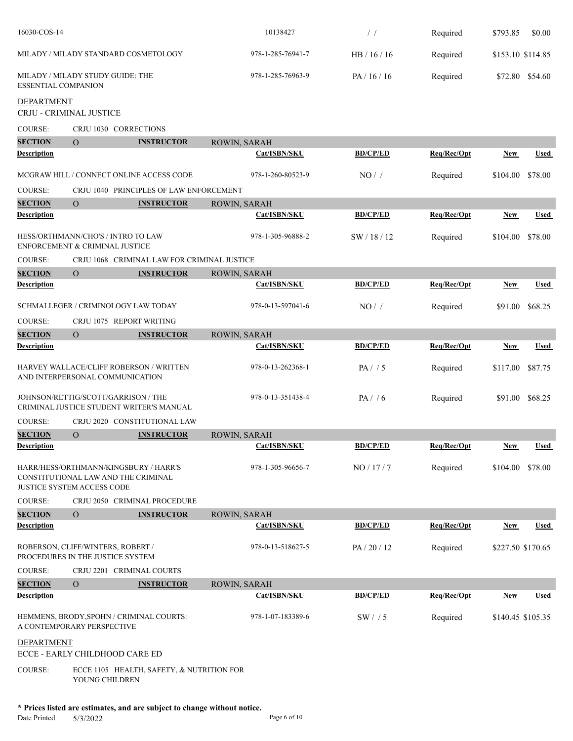| | Cat/ISBN/SKU | BD/CP/ED | Req/Rec/Opt | New | Used |
|---|---|---|---|---|---|
| 16030-COS-14 | 10138427 | / / | Required | $793.85 | $0.00 |
| MILADY / MILADY STANDARD COSMETOLOGY | 978-1-285-76941-7 | HB / 16 / 16 | Required | $153.10 | $114.85 |
| MILADY / MILADY STUDY GUIDE: THE ESSENTIAL COMPANION | 978-1-285-76963-9 | PA / 16 / 16 | Required | $72.80 | $54.60 |

## DEPARTMENT

### CRJU - CRIMINAL JUSTICE

COURSE: CRJU 1030 CORRECTIONS

SECTION: O — INSTRUCTOR: ROWIN, SARAH

| Description | Cat/ISBN/SKU | BD/CP/ED | Req/Rec/Opt | New | Used |
|---|---|---|---|---|---|
| MCGRAW HILL / CONNECT ONLINE ACCESS CODE | 978-1-260-80523-9 | NO / / | Required | $104.00 | $78.00 |

COURSE: CRJU 1040 PRINCIPLES OF LAW ENFORCEMENT

SECTION: O — INSTRUCTOR: ROWIN, SARAH

| Description | Cat/ISBN/SKU | BD/CP/ED | Req/Rec/Opt | New | Used |
|---|---|---|---|---|---|
| HESS/ORTHMANN/CHO'S / INTRO TO LAW ENFORCEMENT & CRIMINAL JUSTICE | 978-1-305-96888-2 | SW / 18 / 12 | Required | $104.00 | $78.00 |

COURSE: CRJU 1068 CRIMINAL LAW FOR CRIMINAL JUSTICE

SECTION: O — INSTRUCTOR: ROWIN, SARAH

| Description | Cat/ISBN/SKU | BD/CP/ED | Req/Rec/Opt | New | Used |
|---|---|---|---|---|---|
| SCHMALLEGER / CRIMINOLOGY LAW TODAY | 978-0-13-597041-6 | NO / / | Required | $91.00 | $68.25 |

COURSE: CRJU 1075 REPORT WRITING

SECTION: O — INSTRUCTOR: ROWIN, SARAH

| Description | Cat/ISBN/SKU | BD/CP/ED | Req/Rec/Opt | New | Used |
|---|---|---|---|---|---|
| HARVEY WALLACE/CLIFF ROBERSON / WRITTEN AND INTERPERSONAL COMMUNICATION | 978-0-13-262368-1 | PA / / 5 | Required | $117.00 | $87.75 |
| JOHNSON/RETTIG/SCOTT/GARRISON / THE CRIMINAL JUSTICE STUDENT WRITER'S MANUAL | 978-0-13-351438-4 | PA / / 6 | Required | $91.00 | $68.25 |

COURSE: CRJU 2020 CONSTITUTIONAL LAW

SECTION: O — INSTRUCTOR: ROWIN, SARAH

| Description | Cat/ISBN/SKU | BD/CP/ED | Req/Rec/Opt | New | Used |
|---|---|---|---|---|---|
| HARR/HESS/ORTHMANN/KINGSBURY / HARR'S CONSTITUTIONAL LAW AND THE CRIMINAL JUSTICE SYSTEM ACCESS CODE | 978-1-305-96656-7 | NO / 17 / 7 | Required | $104.00 | $78.00 |

COURSE: CRJU 2050 CRIMINAL PROCEDURE

SECTION: O — INSTRUCTOR: ROWIN, SARAH

| Description | Cat/ISBN/SKU | BD/CP/ED | Req/Rec/Opt | New | Used |
|---|---|---|---|---|---|
| ROBERSON, CLIFF/WINTERS, ROBERT / PROCEDURES IN THE JUSTICE SYSTEM | 978-0-13-518627-5 | PA / 20 / 12 | Required | $227.50 | $170.65 |

COURSE: CRJU 2201 CRIMINAL COURTS

SECTION: O — INSTRUCTOR: ROWIN, SARAH

| Description | Cat/ISBN/SKU | BD/CP/ED | Req/Rec/Opt | New | Used |
|---|---|---|---|---|---|
| HEMMENS, BRODY,SPOHN / CRIMINAL COURTS: A CONTEMPORARY PERSPECTIVE | 978-1-07-183389-6 | SW / / 5 | Required | $140.45 | $105.35 |

## DEPARTMENT

### ECCE - EARLY CHILDHOOD CARE ED

COURSE: ECCE 1105 HEALTH, SAFETY, & NUTRITION FOR YOUNG CHILDREN

**\* Prices listed are estimates, and are subject to change without notice.**

Date Printed 5/3/2022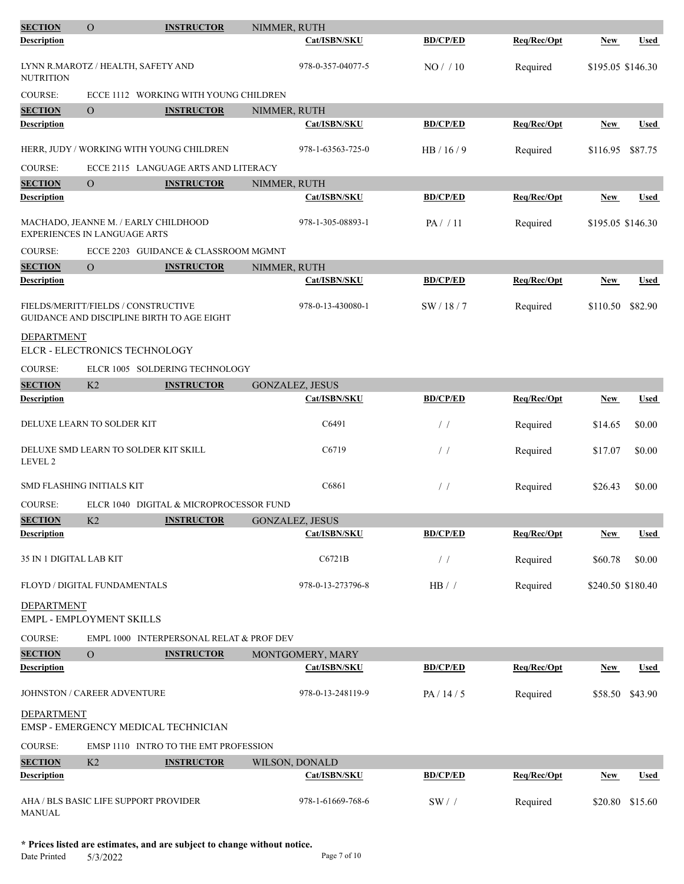**SECTION** O **INSTRUCTOR** NIMMER, RUTH

| Description | Cat/ISBN/SKU | BD/CP/ED | Req/Rec/Opt | New | Used |
| --- | --- | --- | --- | --- | --- |
| LYNN R.MAROTZ / HEALTH, SAFETY AND NUTRITION | 978-0-357-04077-5 | NO / / 10 | Required | $195.05 | $146.30 |

COURSE: ECCE 1112 WORKING WITH YOUNG CHILDREN

**SECTION** O **INSTRUCTOR** NIMMER, RUTH

| Description | Cat/ISBN/SKU | BD/CP/ED | Req/Rec/Opt | New | Used |
| --- | --- | --- | --- | --- | --- |
| HERR, JUDY / WORKING WITH YOUNG CHILDREN | 978-1-63563-725-0 | HB / 16 / 9 | Required | $116.95 | $87.75 |

COURSE: ECCE 2115 LANGUAGE ARTS AND LITERACY

**SECTION** O **INSTRUCTOR** NIMMER, RUTH

| Description | Cat/ISBN/SKU | BD/CP/ED | Req/Rec/Opt | New | Used |
| --- | --- | --- | --- | --- | --- |
| MACHADO, JEANNE M. / EARLY CHILDHOOD EXPERIENCES IN LANGUAGE ARTS | 978-1-305-08893-1 | PA / / 11 | Required | $195.05 | $146.30 |

COURSE: ECCE 2203 GUIDANCE & CLASSROOM MGMNT

**SECTION** O **INSTRUCTOR** NIMMER, RUTH

| Description | Cat/ISBN/SKU | BD/CP/ED | Req/Rec/Opt | New | Used |
| --- | --- | --- | --- | --- | --- |
| FIELDS/MERITT/FIELDS / CONSTRUCTIVE GUIDANCE AND DISCIPLINE BIRTH TO AGE EIGHT | 978-0-13-430080-1 | SW / 18 / 7 | Required | $110.50 | $82.90 |

DEPARTMENT

ELCR - ELECTRONICS TECHNOLOGY

COURSE: ELCR 1005 SOLDERING TECHNOLOGY

**SECTION** K2 **INSTRUCTOR** GONZALEZ, JESUS

| Description | Cat/ISBN/SKU | BD/CP/ED | Req/Rec/Opt | New | Used |
| --- | --- | --- | --- | --- | --- |
| DELUXE LEARN TO SOLDER KIT | C6491 | / / | Required | $14.65 | $0.00 |
| DELUXE SMD LEARN TO SOLDER KIT SKILL LEVEL 2 | C6719 | / / | Required | $17.07 | $0.00 |
| SMD FLASHING INITIALS KIT | C6861 | / / | Required | $26.43 | $0.00 |

COURSE: ELCR 1040 DIGITAL & MICROPROCESSOR FUND

**SECTION** K2 **INSTRUCTOR** GONZALEZ, JESUS

| Description | Cat/ISBN/SKU | BD/CP/ED | Req/Rec/Opt | New | Used |
| --- | --- | --- | --- | --- | --- |
| 35 IN 1 DIGITAL LAB KIT | C6721B | / / | Required | $60.78 | $0.00 |
| FLOYD / DIGITAL FUNDAMENTALS | 978-0-13-273796-8 | HB / / | Required | $240.50 | $180.40 |

DEPARTMENT

EMPL - EMPLOYMENT SKILLS

COURSE: EMPL 1000 INTERPERSONAL RELAT & PROF DEV

**SECTION** O **INSTRUCTOR** MONTGOMERY, MARY

| Description | Cat/ISBN/SKU | BD/CP/ED | Req/Rec/Opt | New | Used |
| --- | --- | --- | --- | --- | --- |
| JOHNSTON / CAREER ADVENTURE | 978-0-13-248119-9 | PA / 14 / 5 | Required | $58.50 | $43.90 |

DEPARTMENT

EMSP - EMERGENCY MEDICAL TECHNICIAN

COURSE: EMSP 1110 INTRO TO THE EMT PROFESSION

**SECTION** K2 **INSTRUCTOR** WILSON, DONALD

| Description | Cat/ISBN/SKU | BD/CP/ED | Req/Rec/Opt | New | Used |
| --- | --- | --- | --- | --- | --- |
| AHA / BLS BASIC LIFE SUPPORT PROVIDER MANUAL | 978-1-61669-768-6 | SW / / | Required | $20.80 | $15.60 |

**\* Prices listed are estimates, and are subject to change without notice.**

Date Printed 5/3/2022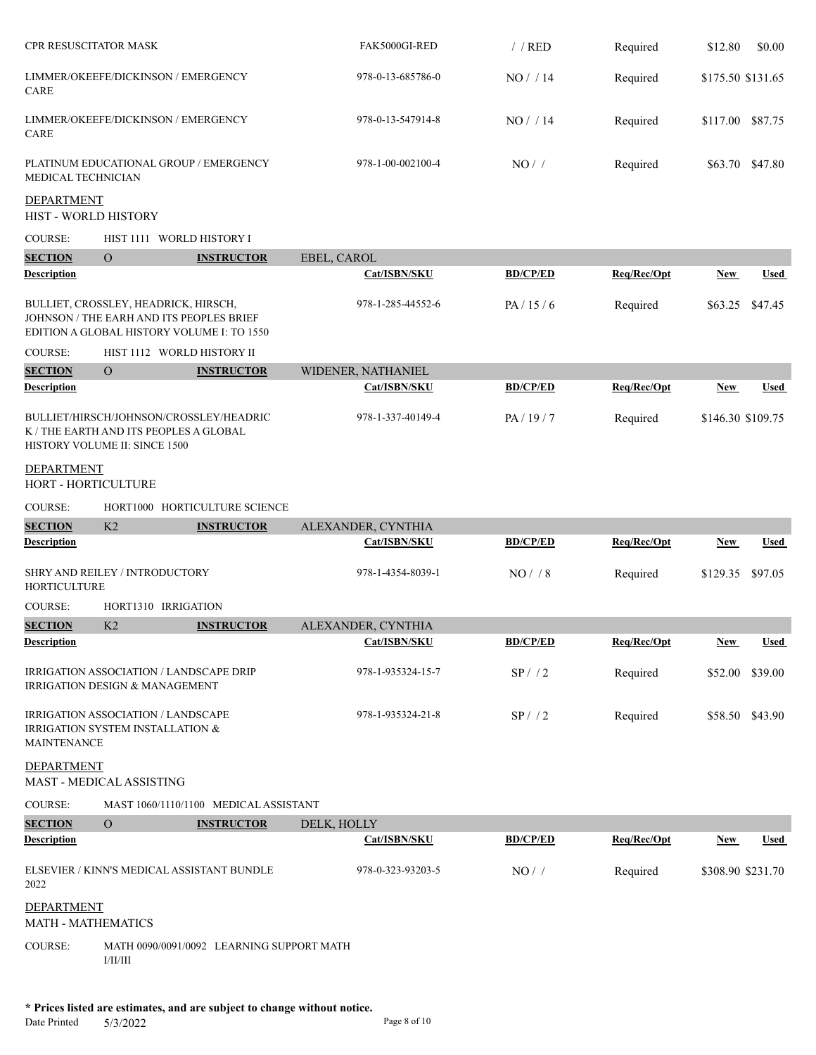| Description | Cat/ISBN/SKU | BD/CP/ED | Req/Rec/Opt | New | Used |
|---|---|---|---|---|---|
| CPR RESUSCITATOR MASK | FAK5000GI-RED | / / RED | Required | $12.80 | $0.00 |
| LIMMER/OKEEFE/DICKINSON / EMERGENCY CARE | 978-0-13-685786-0 | NO / / 14 | Required | $175.50 | $131.65 |
| LIMMER/OKEEFE/DICKINSON / EMERGENCY CARE | 978-0-13-547914-8 | NO / / 14 | Required | $117.00 | $87.75 |
| PLATINUM EDUCATIONAL GROUP / EMERGENCY MEDICAL TECHNICIAN | 978-1-00-002100-4 | NO / / | Required | $63.70 | $47.80 |

DEPARTMENT
HIST - WORLD HISTORY

COURSE: HIST 1111 WORLD HISTORY I

**SECTION** O **INSTRUCTOR** EBEL, CAROL

| Description | Cat/ISBN/SKU | BD/CP/ED | Req/Rec/Opt | New | Used |
|---|---|---|---|---|---|
| BULLIET, CROSSLEY, HEADRICK, HIRSCH, JOHNSON / THE EARH AND ITS PEOPLES BRIEF EDITION A GLOBAL HISTORY VOLUME I: TO 1550 | 978-1-285-44552-6 | PA / 15 / 6 | Required | $63.25 | $47.45 |

COURSE: HIST 1112 WORLD HISTORY II

**SECTION** O **INSTRUCTOR** WIDENER, NATHANIEL

| Description | Cat/ISBN/SKU | BD/CP/ED | Req/Rec/Opt | New | Used |
|---|---|---|---|---|---|
| BULLIET/HIRSCH/JOHNSON/CROSSLEY/HEADRICK / THE EARTH AND ITS PEOPLES A GLOBAL HISTORY VOLUME II: SINCE 1500 | 978-1-337-40149-4 | PA / 19 / 7 | Required | $146.30 | $109.75 |

DEPARTMENT
HORT - HORTICULTURE

COURSE: HORT1000 HORTICULTURE SCIENCE

**SECTION** K2 **INSTRUCTOR** ALEXANDER, CYNTHIA

| Description | Cat/ISBN/SKU | BD/CP/ED | Req/Rec/Opt | New | Used |
|---|---|---|---|---|---|
| SHRY AND REILEY / INTRODUCTORY HORTICULTURE | 978-1-4354-8039-1 | NO / / 8 | Required | $129.35 | $97.05 |

COURSE: HORT1310 IRRIGATION

**SECTION** K2 **INSTRUCTOR** ALEXANDER, CYNTHIA

| Description | Cat/ISBN/SKU | BD/CP/ED | Req/Rec/Opt | New | Used |
|---|---|---|---|---|---|
| IRRIGATION ASSOCIATION / LANDSCAPE DRIP IRRIGATION DESIGN & MANAGEMENT | 978-1-935324-15-7 | SP / / 2 | Required | $52.00 | $39.00 |
| IRRIGATION ASSOCIATION / LANDSCAPE IRRIGATION SYSTEM INSTALLATION & MAINTENANCE | 978-1-935324-21-8 | SP / / 2 | Required | $58.50 | $43.90 |

DEPARTMENT
MAST - MEDICAL ASSISTING

COURSE: MAST 1060/1110/1100 MEDICAL ASSISTANT

**SECTION** O **INSTRUCTOR** DELK, HOLLY

| Description | Cat/ISBN/SKU | BD/CP/ED | Req/Rec/Opt | New | Used |
|---|---|---|---|---|---|
| ELSEVIER / KINN'S MEDICAL ASSISTANT BUNDLE 2022 | 978-0-323-93203-5 | NO / / | Required | $308.90 | $231.70 |

DEPARTMENT
MATH - MATHEMATICS

COURSE: MATH 0090/0091/0092 LEARNING SUPPORT MATH I/II/III

**\* Prices listed are estimates, and are subject to change without notice.**

Date Printed 5/3/2022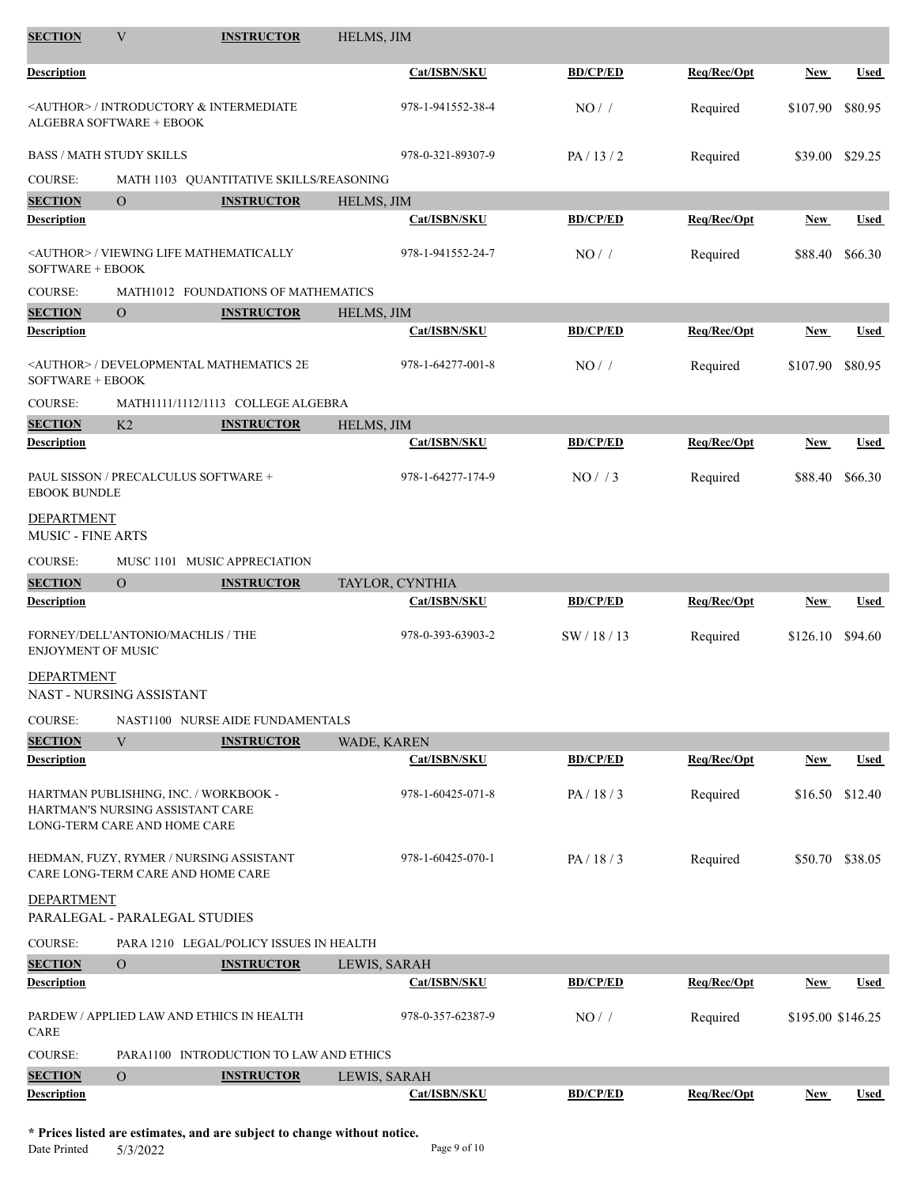| SECTION | V | INSTRUCTOR | HELMS, JIM | | | | |
|---|---|---|---|---|---|---|---|
| **Description** | | | | **Cat/ISBN/SKU** | **BD/CP/ED** | **Req/Rec/Opt** | **New** | **Used** |

| Description | Cat/ISBN/SKU | BD/CP/ED | Req/Rec/Opt | New | Used |
|---|---|---|---|---|---|
| <AUTHOR> / INTRODUCTORY & INTERMEDIATE ALGEBRA SOFTWARE + EBOOK | 978-1-941552-38-4 | NO / / | Required | $107.90 | $80.95 |
| BASS / MATH STUDY SKILLS | 978-0-321-89307-9 | PA / 13 / 2 | Required | $39.00 | $29.25 |

COURSE: MATH 1103 QUANTITATIVE SKILLS/REASONING

**SECTION** O **INSTRUCTOR** HELMS, JIM

| Description | Cat/ISBN/SKU | BD/CP/ED | Req/Rec/Opt | New | Used |
|---|---|---|---|---|---|
| <AUTHOR> / VIEWING LIFE MATHEMATICALLY SOFTWARE + EBOOK | 978-1-941552-24-7 | NO / / | Required | $88.40 | $66.30 |

COURSE: MATH1012 FOUNDATIONS OF MATHEMATICS

**SECTION** O **INSTRUCTOR** HELMS, JIM

| Description | Cat/ISBN/SKU | BD/CP/ED | Req/Rec/Opt | New | Used |
|---|---|---|---|---|---|
| <AUTHOR> / DEVELOPMENTAL MATHEMATICS 2E SOFTWARE + EBOOK | 978-1-64277-001-8 | NO / / | Required | $107.90 | $80.95 |

COURSE: MATH1111/1112/1113 COLLEGE ALGEBRA

**SECTION** K2 **INSTRUCTOR** HELMS, JIM

| Description | Cat/ISBN/SKU | BD/CP/ED | Req/Rec/Opt | New | Used |
|---|---|---|---|---|---|
| PAUL SISSON / PRECALCULUS SOFTWARE + EBOOK BUNDLE | 978-1-64277-174-9 | NO / / 3 | Required | $88.40 | $66.30 |

## DEPARTMENT
MUSIC - FINE ARTS

COURSE: MUSC 1101 MUSIC APPRECIATION

**SECTION** O **INSTRUCTOR** TAYLOR, CYNTHIA

| Description | Cat/ISBN/SKU | BD/CP/ED | Req/Rec/Opt | New | Used |
|---|---|---|---|---|---|
| FORNEY/DELL'ANTONIO/MACHLIS / THE ENJOYMENT OF MUSIC | 978-0-393-63903-2 | SW / 18 / 13 | Required | $126.10 | $94.60 |

## DEPARTMENT
NAST - NURSING ASSISTANT

COURSE: NAST1100 NURSE AIDE FUNDAMENTALS

**SECTION** V **INSTRUCTOR** WADE, KAREN

| Description | Cat/ISBN/SKU | BD/CP/ED | Req/Rec/Opt | New | Used |
|---|---|---|---|---|---|
| HARTMAN PUBLISHING, INC. / WORKBOOK - HARTMAN'S NURSING ASSISTANT CARE LONG-TERM CARE AND HOME CARE | 978-1-60425-071-8 | PA / 18 / 3 | Required | $16.50 | $12.40 |
| HEDMAN, FUZY, RYMER / NURSING ASSISTANT CARE LONG-TERM CARE AND HOME CARE | 978-1-60425-070-1 | PA / 18 / 3 | Required | $50.70 | $38.05 |

## DEPARTMENT
PARALEGAL - PARALEGAL STUDIES

COURSE: PARA 1210 LEGAL/POLICY ISSUES IN HEALTH

**SECTION** O **INSTRUCTOR** LEWIS, SARAH

| Description | Cat/ISBN/SKU | BD/CP/ED | Req/Rec/Opt | New | Used |
|---|---|---|---|---|---|
| PARDEW / APPLIED LAW AND ETHICS IN HEALTH CARE | 978-0-357-62387-9 | NO / / | Required | $195.00 | $146.25 |

COURSE: PARA1100 INTRODUCTION TO LAW AND ETHICS

**SECTION** O **INSTRUCTOR** LEWIS, SARAH

| Description | Cat/ISBN/SKU | BD/CP/ED | Req/Rec/Opt | New | Used |
|---|---|---|---|---|---|

**\* Prices listed are estimates, and are subject to change without notice.**

Date Printed 5/3/2022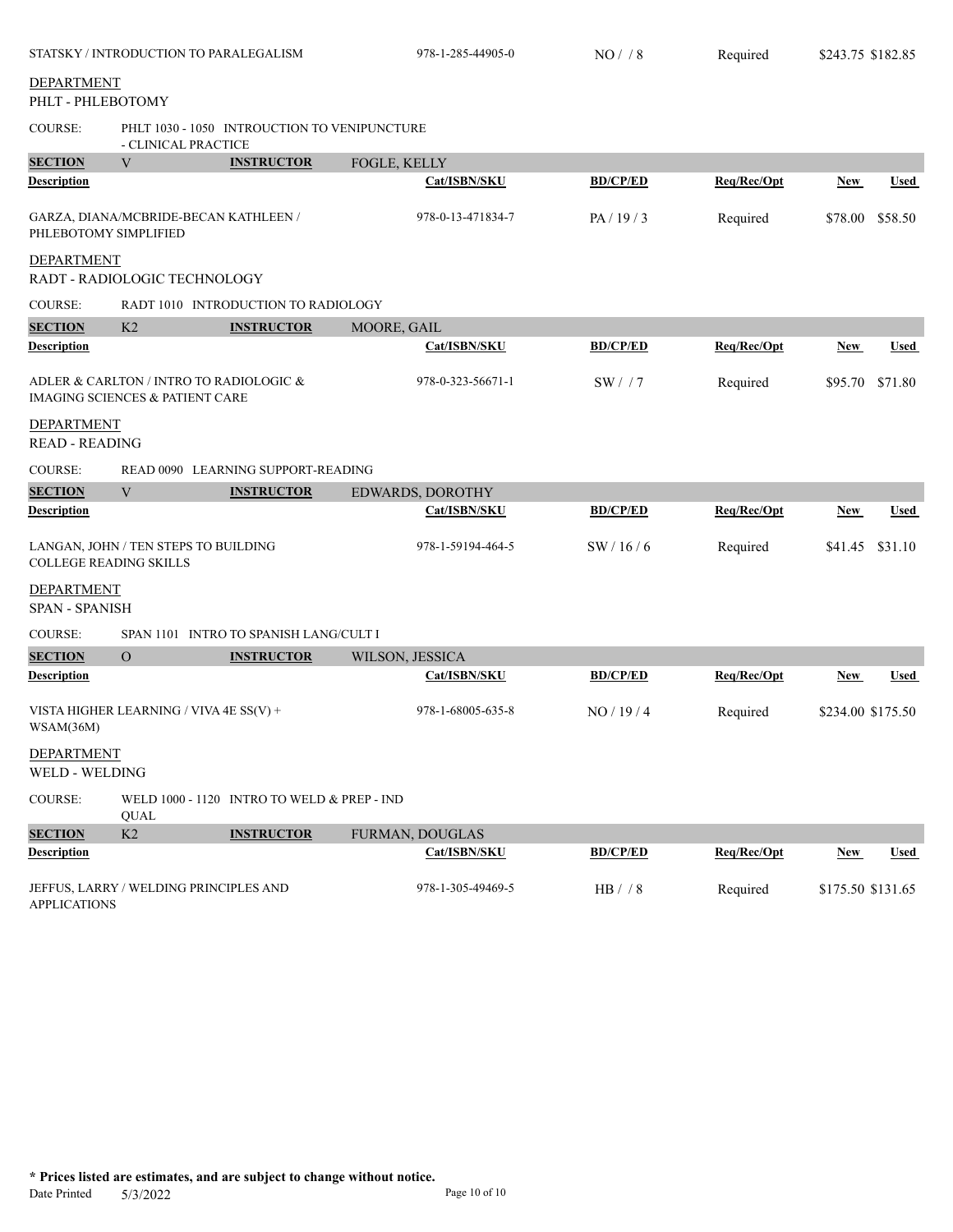| Description | Cat/ISBN/SKU | BD/CP/ED | Req/Rec/Opt | New | Used |
|---|---|---|---|---|---|
| STATSKY / INTRODUCTION TO PARALEGALISM | 978-1-285-44905-0 | NO / / 8 | Required | $243.75 | $182.85 |

DEPARTMENT
PHLT - PHLEBOTOMY

COURSE: PHLT 1030 - 1050 INTROUCTION TO VENIPUNCTURE - CLINICAL PRACTICE

SECTION V INSTRUCTOR FOGLE, KELLY

| Description | Cat/ISBN/SKU | BD/CP/ED | Req/Rec/Opt | New | Used |
|---|---|---|---|---|---|
| GARZA, DIANA/MCBRIDE-BECAN KATHLEEN / PHLEBOTOMY SIMPLIFIED | 978-0-13-471834-7 | PA / 19 / 3 | Required | $78.00 | $58.50 |

DEPARTMENT
RADT - RADIOLOGIC TECHNOLOGY

COURSE: RADT 1010 INTRODUCTION TO RADIOLOGY

SECTION K2 INSTRUCTOR MOORE, GAIL

| Description | Cat/ISBN/SKU | BD/CP/ED | Req/Rec/Opt | New | Used |
|---|---|---|---|---|---|
| ADLER & CARLTON / INTRO TO RADIOLOGIC & IMAGING SCIENCES & PATIENT CARE | 978-0-323-56671-1 | SW / / 7 | Required | $95.70 | $71.80 |

DEPARTMENT
READ - READING

COURSE: READ 0090 LEARNING SUPPORT-READING

SECTION V INSTRUCTOR EDWARDS, DOROTHY

| Description | Cat/ISBN/SKU | BD/CP/ED | Req/Rec/Opt | New | Used |
|---|---|---|---|---|---|
| LANGAN, JOHN / TEN STEPS TO BUILDING COLLEGE READING SKILLS | 978-1-59194-464-5 | SW / 16 / 6 | Required | $41.45 | $31.10 |

DEPARTMENT
SPAN - SPANISH

COURSE: SPAN 1101 INTRO TO SPANISH LANG/CULT I

SECTION O INSTRUCTOR WILSON, JESSICA

| Description | Cat/ISBN/SKU | BD/CP/ED | Req/Rec/Opt | New | Used |
|---|---|---|---|---|---|
| VISTA HIGHER LEARNING / VIVA 4E SS(V) + WSAM(36M) | 978-1-68005-635-8 | NO / 19 / 4 | Required | $234.00 | $175.50 |

DEPARTMENT
WELD - WELDING

COURSE: WELD 1000 - 1120 INTRO TO WELD & PREP - IND QUAL

SECTION K2 INSTRUCTOR FURMAN, DOUGLAS

| Description | Cat/ISBN/SKU | BD/CP/ED | Req/Rec/Opt | New | Used |
|---|---|---|---|---|---|
| JEFFUS, LARRY / WELDING PRINCIPLES AND APPLICATIONS | 978-1-305-49469-5 | HB / / 8 | Required | $175.50 | $131.65 |

**\* Prices listed are estimates, and are subject to change without notice.**

Date Printed 5/3/2022